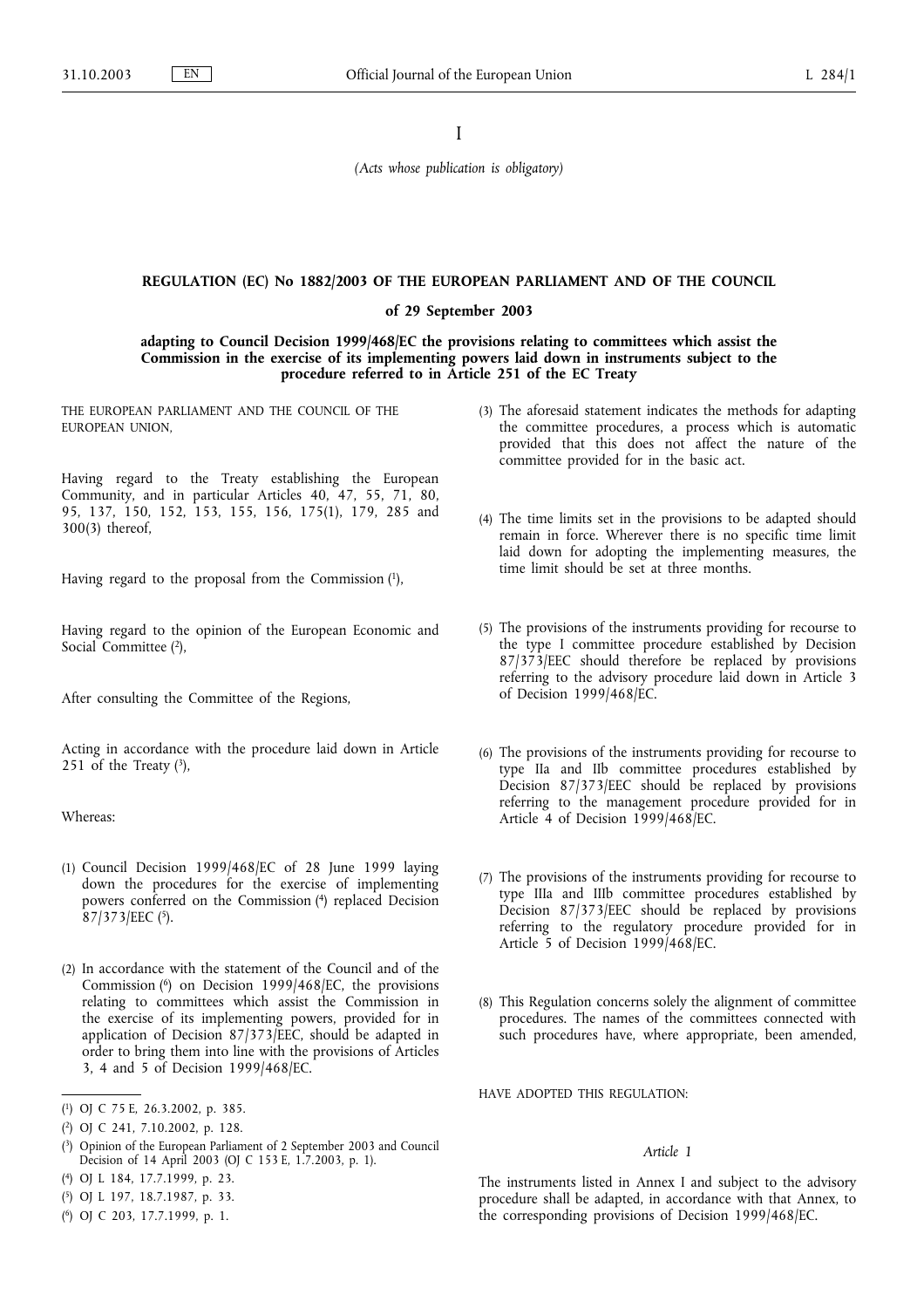I

*(Acts whose publication is obligatory)*

**REGULATION (EC) No 1882/2003 OF THE EUROPEAN PARLIAMENT AND OF THE COUNCIL**

**of 29 September 2003**

**adapting to Council Decision 1999/468/EC the provisions relating to committees which assist the Commission in the exercise of its implementing powers laid down in instruments subject to the procedure referred to in Article 251 of the EC Treaty**

THE EUROPEAN PARLIAMENT AND THE COUNCIL OF THE EUROPEAN UNION,

Having regard to the Treaty establishing the European Community, and in particular Articles 40, 47, 55, 71, 80, 95, 137, 150, 152, 153, 155, 156, 175(1), 179, 285 and 300(3) thereof,

Having regard to the proposal from the Commission [1],

Having regard to the opinion of the European Economic and Social Committee [2],

After consulting the Committee of the Regions,

Acting in accordance with the procedure laid down in Article 251 of the Treaty [3],

Whereas:

(1) Council Decision 1999/468/EC of 28 June 1999 laying down the procedures for the exercise of implementing powers conferred on the Commission [4] replaced Decision 87/373/EEC [5].

(2) In accordance with the statement of the Council and of the Commission [6] on Decision 1999/468/EC, the provisions relating to committees which assist the Commission in the exercise of its implementing powers, provided for in application of Decision 87/373/EEC, should be adapted in order to bring them into line with the provisions of Articles 3, 4 and 5 of Decision 1999/468/EC.

(3) The aforesaid statement indicates the methods for adapting the committee procedures, a process which is automatic provided that this does not affect the nature of the committee provided for in the basic act.

(4) The time limits set in the provisions to be adapted should remain in force. Wherever there is no specific time limit laid down for adopting the implementing measures, the time limit should be set at three months.

(5) The provisions of the instruments providing for recourse to the type I committee procedure established by Decision 87/373/EEC should therefore be replaced by provisions referring to the advisory procedure laid down in Article 3 of Decision 1999/468/EC.

(6) The provisions of the instruments providing for recourse to type IIa and IIb committee procedures established by Decision 87/373/EEC should be replaced by provisions referring to the management procedure provided for in Article 4 of Decision 1999/468/EC.

(7) The provisions of the instruments providing for recourse to type IIIa and IIIb committee procedures established by Decision 87/373/EEC should be replaced by provisions referring to the regulatory procedure provided for in Article 5 of Decision 1999/468/EC.

(8) This Regulation concerns solely the alignment of committee procedures. The names of the committees connected with such procedures have, where appropriate, been amended,

HAVE ADOPTED THIS REGULATION:

*Article 1*

The instruments listed in Annex I and subject to the advisory procedure shall be adapted, in accordance with that Annex, to the corresponding provisions of Decision 1999/468/EC.

---

[1] OJ C 75 E, 26.3.2002, p. 385.

[2] OJ C 241, 7.10.2002, p. 128.

[3] Opinion of the European Parliament of 2 September 2003 and Council Decision of 14 April 2003 (OJ C 153 E, 1.7.2003, p. 1).

[4] OJ L 184, 17.7.1999, p. 23.

[5] OJ L 197, 18.7.1987, p. 33.

[6] OJ C 203, 17.7.1999, p. 1.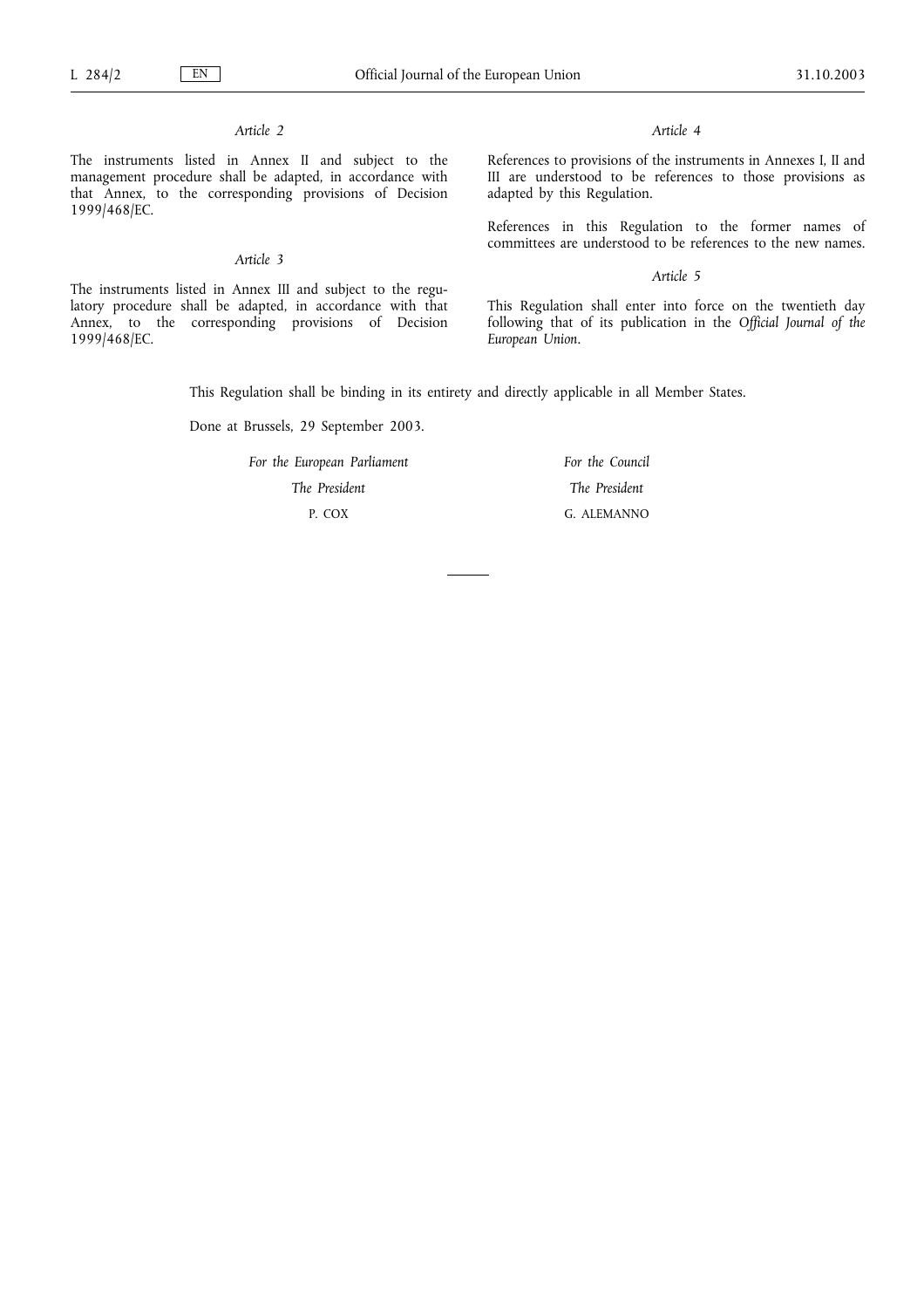*Article 2*

The instruments listed in Annex II and subject to the management procedure shall be adapted, in accordance with that Annex, to the corresponding provisions of Decision 1999/468/EC.

*Article 3*

The instruments listed in Annex III and subject to the regulatory procedure shall be adapted, in accordance with that Annex, to the corresponding provisions of Decision 1999/468/EC.

*Article 4*

References to provisions of the instruments in Annexes I, II and III are understood to be references to those provisions as adapted by this Regulation.

References in this Regulation to the former names of committees are understood to be references to the new names.

*Article 5*

This Regulation shall enter into force on the twentieth day following that of its publication in the *Official Journal of the European Union*.

This Regulation shall be binding in its entirety and directly applicable in all Member States.

Done at Brussels, 29 September 2003.

*For the European Parliament*

*The President*

P. COX

*For the Council*

*The President*

G. ALEMANNO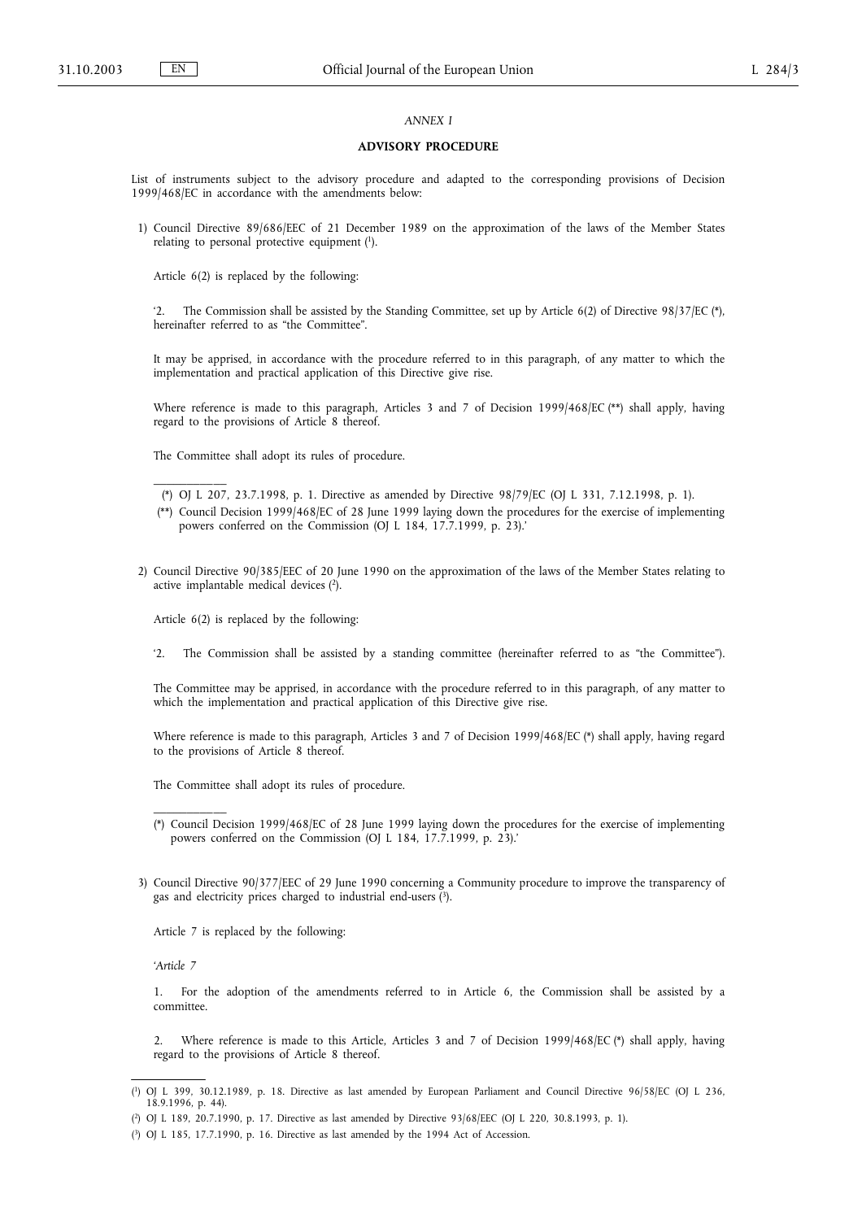*ANNEX I*

**ADVISORY PROCEDURE**

List of instruments subject to the advisory procedure and adapted to the corresponding provisions of Decision 1999/468/EC in accordance with the amendments below:

1) Council Directive 89/686/EEC of 21 December 1989 on the approximation of the laws of the Member States relating to personal protective equipment [1].

   Article 6(2) is replaced by the following:

   '2. The Commission shall be assisted by the Standing Committee, set up by Article 6(2) of Directive 98/37/EC (*), hereinafter referred to as "the Committee".

   It may be apprised, in accordance with the procedure referred to in this paragraph, of any matter to which the implementation and practical application of this Directive give rise.

   Where reference is made to this paragraph, Articles 3 and 7 of Decision 1999/468/EC (**) shall apply, having regard to the provisions of Article 8 thereof.

   The Committee shall adopt its rules of procedure.

   (*) OJ L 207, 23.7.1998, p. 1. Directive as amended by Directive 98/79/EC (OJ L 331, 7.12.1998, p. 1).

   (**) Council Decision 1999/468/EC of 28 June 1999 laying down the procedures for the exercise of implementing powers conferred on the Commission (OJ L 184, 17.7.1999, p. 23).'

2) Council Directive 90/385/EEC of 20 June 1990 on the approximation of the laws of the Member States relating to active implantable medical devices [2].

   Article 6(2) is replaced by the following:

   '2. The Commission shall be assisted by a standing committee (hereinafter referred to as "the Committee").

   The Committee may be apprised, in accordance with the procedure referred to in this paragraph, of any matter to which the implementation and practical application of this Directive give rise.

   Where reference is made to this paragraph, Articles 3 and 7 of Decision 1999/468/EC (*) shall apply, having regard to the provisions of Article 8 thereof.

   The Committee shall adopt its rules of procedure.

   (*) Council Decision 1999/468/EC of 28 June 1999 laying down the procedures for the exercise of implementing powers conferred on the Commission (OJ L 184, 17.7.1999, p. 23).'

3) Council Directive 90/377/EEC of 29 June 1990 concerning a Community procedure to improve the transparency of gas and electricity prices charged to industrial end-users [3].

   Article 7 is replaced by the following:

   '*Article 7*

   1. For the adoption of the amendments referred to in Article 6, the Commission shall be assisted by a committee.

   2. Where reference is made to this Article, Articles 3 and 7 of Decision 1999/468/EC (*) shall apply, having regard to the provisions of Article 8 thereof.

---

[1] OJ L 399, 30.12.1989, p. 18. Directive as last amended by European Parliament and Council Directive 96/58/EC (OJ L 236, 18.9.1996, p. 44).

[2] OJ L 189, 20.7.1990, p. 17. Directive as last amended by Directive 93/68/EEC (OJ L 220, 30.8.1993, p. 1).

[3] OJ L 185, 17.7.1990, p. 16. Directive as last amended by the 1994 Act of Accession.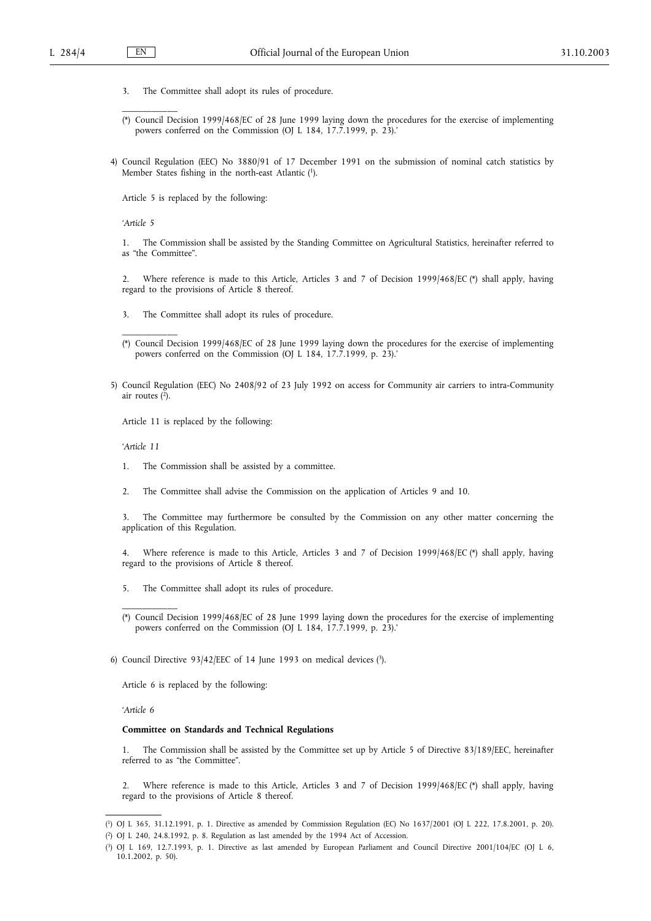3. The Committee shall adopt its rules of procedure.

___________

(*) Council Decision 1999/468/EC of 28 June 1999 laying down the procedures for the exercise of implementing powers conferred on the Commission (OJ L 184, 17.7.1999, p. 23).'

4) Council Regulation (EEC) No 3880/91 of 17 December 1991 on the submission of nominal catch statistics by Member States fishing in the north-east Atlantic [1].

Article 5 is replaced by the following:

'*Article 5*

1. The Commission shall be assisted by the Standing Committee on Agricultural Statistics, hereinafter referred to as "the Committee".

2. Where reference is made to this Article, Articles 3 and 7 of Decision 1999/468/EC (*) shall apply, having regard to the provisions of Article 8 thereof.

3. The Committee shall adopt its rules of procedure.

___________

(*) Council Decision 1999/468/EC of 28 June 1999 laying down the procedures for the exercise of implementing powers conferred on the Commission (OJ L 184, 17.7.1999, p. 23).'

5) Council Regulation (EEC) No 2408/92 of 23 July 1992 on access for Community air carriers to intra-Community air routes [2].

Article 11 is replaced by the following:

'*Article 11*

1. The Commission shall be assisted by a committee.

2. The Committee shall advise the Commission on the application of Articles 9 and 10.

3. The Committee may furthermore be consulted by the Commission on any other matter concerning the application of this Regulation.

4. Where reference is made to this Article, Articles 3 and 7 of Decision 1999/468/EC (*) shall apply, having regard to the provisions of Article 8 thereof.

5. The Committee shall adopt its rules of procedure.

___________

(*) Council Decision 1999/468/EC of 28 June 1999 laying down the procedures for the exercise of implementing powers conferred on the Commission (OJ L 184, 17.7.1999, p. 23).'

6) Council Directive 93/42/EEC of 14 June 1993 on medical devices [3].

Article 6 is replaced by the following:

'*Article 6*

**Committee on Standards and Technical Regulations**

1. The Commission shall be assisted by the Committee set up by Article 5 of Directive 83/189/EEC, hereinafter referred to as "the Committee".

2. Where reference is made to this Article, Articles 3 and 7 of Decision 1999/468/EC (*) shall apply, having regard to the provisions of Article 8 thereof.

___________

[1] OJ L 365, 31.12.1991, p. 1. Directive as amended by Commission Regulation (EC) No 1637/2001 (OJ L 222, 17.8.2001, p. 20).

[2] OJ L 240, 24.8.1992, p. 8. Regulation as last amended by the 1994 Act of Accession.

[3] OJ L 169, 12.7.1993, p. 1. Directive as last amended by European Parliament and Council Directive 2001/104/EC (OJ L 6, 10.1.2002, p. 50).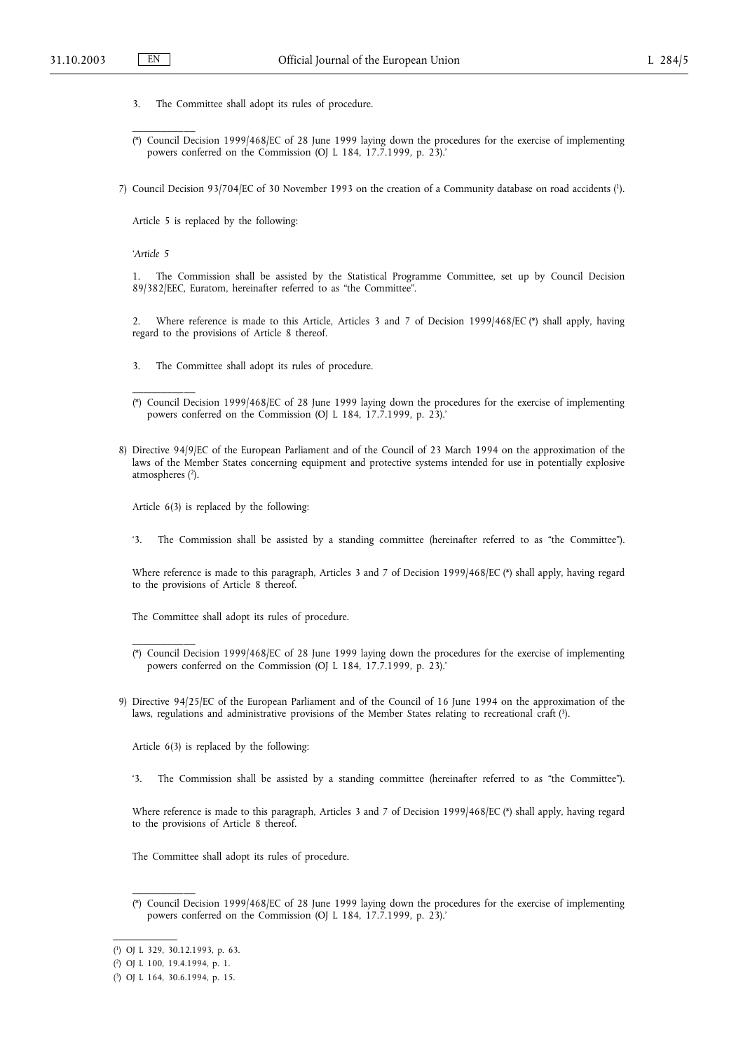3. The Committee shall adopt its rules of procedure.

---

(*) Council Decision 1999/468/EC of 28 June 1999 laying down the procedures for the exercise of implementing powers conferred on the Commission (OJ L 184, 17.7.1999, p. 23).'

7) Council Decision 93/704/EC of 30 November 1993 on the creation of a Community database on road accidents [1].

Article 5 is replaced by the following:

'*Article 5*

1. The Commission shall be assisted by the Statistical Programme Committee, set up by Council Decision 89/382/EEC, Euratom, hereinafter referred to as "the Committee".

2. Where reference is made to this Article, Articles 3 and 7 of Decision 1999/468/EC (*) shall apply, having regard to the provisions of Article 8 thereof.

3. The Committee shall adopt its rules of procedure.

---

(*) Council Decision 1999/468/EC of 28 June 1999 laying down the procedures for the exercise of implementing powers conferred on the Commission (OJ L 184, 17.7.1999, p. 23).'

8) Directive 94/9/EC of the European Parliament and of the Council of 23 March 1994 on the approximation of the laws of the Member States concerning equipment and protective systems intended for use in potentially explosive atmospheres [2].

Article 6(3) is replaced by the following:

'3. The Commission shall be assisted by a standing committee (hereinafter referred to as "the Committee").

Where reference is made to this paragraph, Articles 3 and 7 of Decision 1999/468/EC (*) shall apply, having regard to the provisions of Article 8 thereof.

The Committee shall adopt its rules of procedure.

---

(*) Council Decision 1999/468/EC of 28 June 1999 laying down the procedures for the exercise of implementing powers conferred on the Commission (OJ L 184, 17.7.1999, p. 23).'

9) Directive 94/25/EC of the European Parliament and of the Council of 16 June 1994 on the approximation of the laws, regulations and administrative provisions of the Member States relating to recreational craft [3].

Article 6(3) is replaced by the following:

'3. The Commission shall be assisted by a standing committee (hereinafter referred to as "the Committee").

Where reference is made to this paragraph, Articles 3 and 7 of Decision 1999/468/EC (*) shall apply, having regard to the provisions of Article 8 thereof.

The Committee shall adopt its rules of procedure.

---

(*) Council Decision 1999/468/EC of 28 June 1999 laying down the procedures for the exercise of implementing powers conferred on the Commission (OJ L 184, 17.7.1999, p. 23).'

---

[1] OJ L 329, 30.12.1993, p. 63.

[2] OJ L 100, 19.4.1994, p. 1.

[3] OJ L 164, 30.6.1994, p. 15.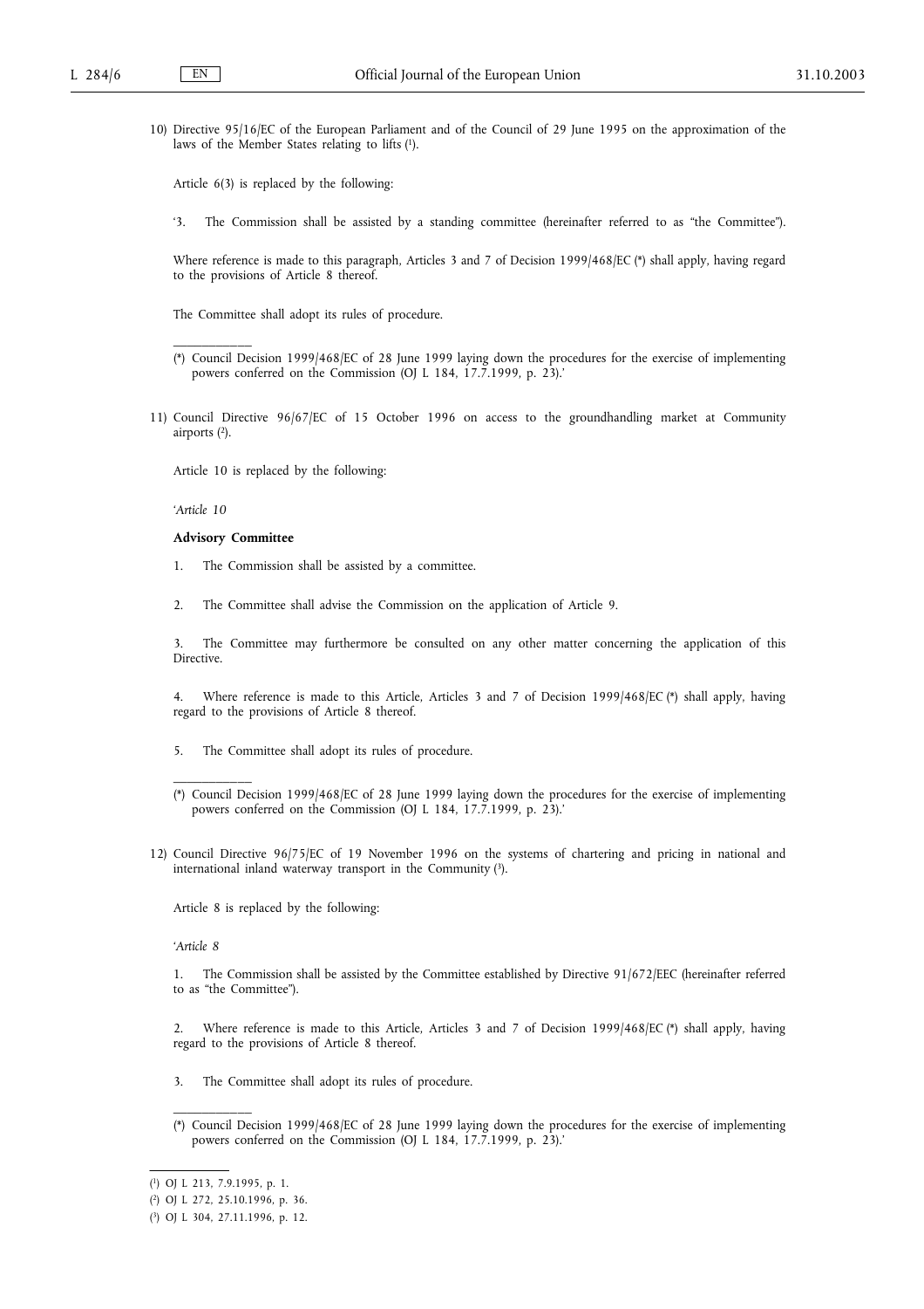10) Directive 95/16/EC of the European Parliament and of the Council of 29 June 1995 on the approximation of the laws of the Member States relating to lifts [1].

Article 6(3) is replaced by the following:

'3. The Commission shall be assisted by a standing committee (hereinafter referred to as "the Committee").

Where reference is made to this paragraph, Articles 3 and 7 of Decision 1999/468/EC (*) shall apply, having regard to the provisions of Article 8 thereof.

The Committee shall adopt its rules of procedure.

(*) Council Decision 1999/468/EC of 28 June 1999 laying down the procedures for the exercise of implementing powers conferred on the Commission (OJ L 184, 17.7.1999, p. 23).'

11) Council Directive 96/67/EC of 15 October 1996 on access to the groundhandling market at Community airports [2].

Article 10 is replaced by the following:

'*Article 10*

**Advisory Committee**

1. The Commission shall be assisted by a committee.

2. The Committee shall advise the Commission on the application of Article 9.

3. The Committee may furthermore be consulted on any other matter concerning the application of this Directive.

4. Where reference is made to this Article, Articles 3 and 7 of Decision 1999/468/EC (*) shall apply, having regard to the provisions of Article 8 thereof.

5. The Committee shall adopt its rules of procedure.

(*) Council Decision 1999/468/EC of 28 June 1999 laying down the procedures for the exercise of implementing powers conferred on the Commission (OJ L 184, 17.7.1999, p. 23).'

12) Council Directive 96/75/EC of 19 November 1996 on the systems of chartering and pricing in national and international inland waterway transport in the Community [3].

Article 8 is replaced by the following:

'*Article 8*

1. The Commission shall be assisted by the Committee established by Directive 91/672/EEC (hereinafter referred to as "the Committee").

2. Where reference is made to this Article, Articles 3 and 7 of Decision 1999/468/EC (*) shall apply, having regard to the provisions of Article 8 thereof.

3. The Committee shall adopt its rules of procedure.

(*) Council Decision 1999/468/EC of 28 June 1999 laying down the procedures for the exercise of implementing powers conferred on the Commission (OJ L 184, 17.7.1999, p. 23).'

[1] OJ L 213, 7.9.1995, p. 1.

[2] OJ L 272, 25.10.1996, p. 36.

[3] OJ L 304, 27.11.1996, p. 12.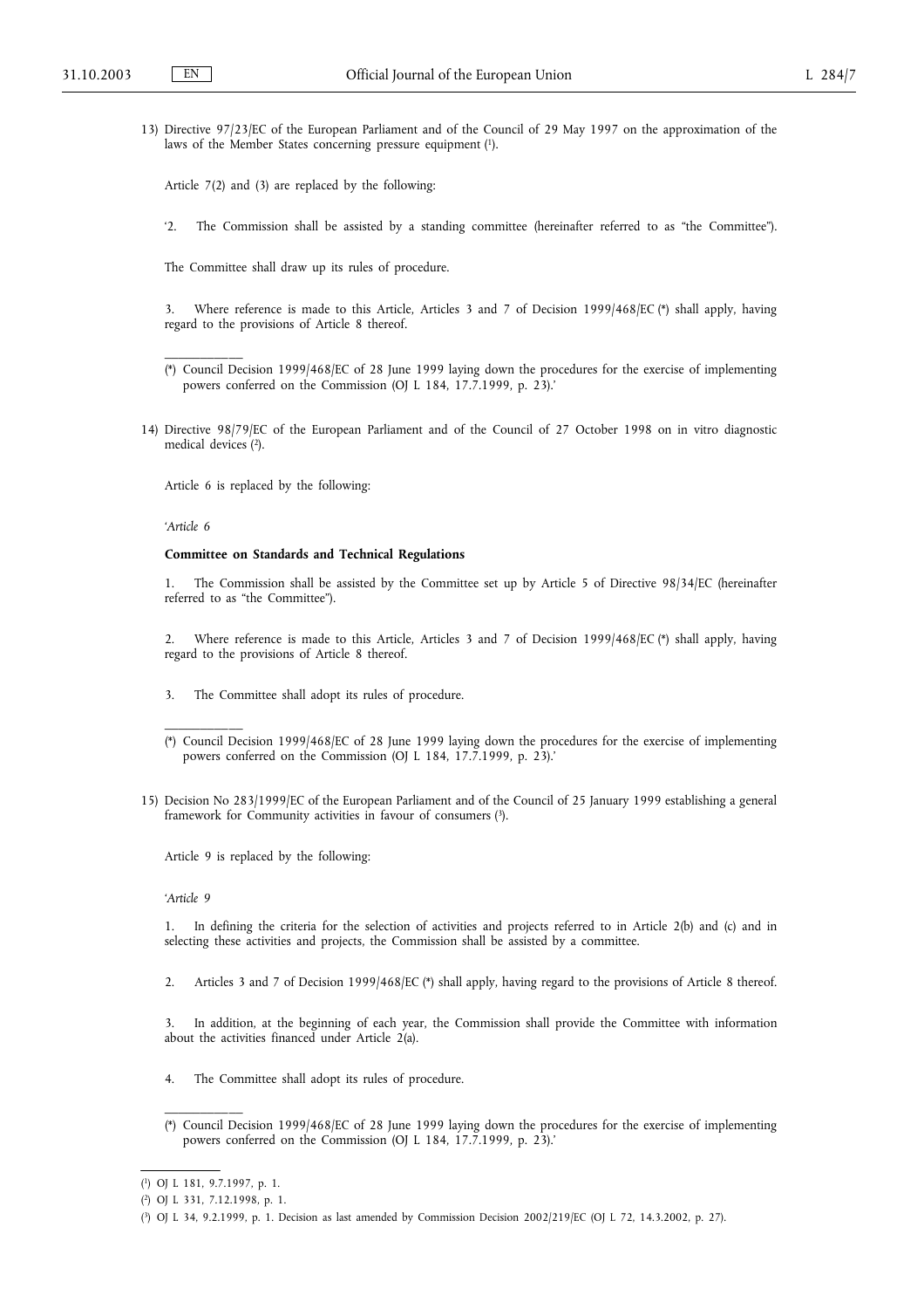13) Directive 97/23/EC of the European Parliament and of the Council of 29 May 1997 on the approximation of the laws of the Member States concerning pressure equipment [1].

Article 7(2) and (3) are replaced by the following:

'2. The Commission shall be assisted by a standing committee (hereinafter referred to as "the Committee").

The Committee shall draw up its rules of procedure.

3. Where reference is made to this Article, Articles 3 and 7 of Decision 1999/468/EC (*) shall apply, having regard to the provisions of Article 8 thereof.

---

(*) Council Decision 1999/468/EC of 28 June 1999 laying down the procedures for the exercise of implementing powers conferred on the Commission (OJ L 184, 17.7.1999, p. 23).'

14) Directive 98/79/EC of the European Parliament and of the Council of 27 October 1998 on in vitro diagnostic medical devices [2].

Article 6 is replaced by the following:

'*Article 6*

**Committee on Standards and Technical Regulations**

1. The Commission shall be assisted by the Committee set up by Article 5 of Directive 98/34/EC (hereinafter referred to as "the Committee").

2. Where reference is made to this Article, Articles 3 and 7 of Decision 1999/468/EC (*) shall apply, having regard to the provisions of Article 8 thereof.

3. The Committee shall adopt its rules of procedure.

---

(*) Council Decision 1999/468/EC of 28 June 1999 laying down the procedures for the exercise of implementing powers conferred on the Commission (OJ L 184, 17.7.1999, p. 23).'

15) Decision No 283/1999/EC of the European Parliament and of the Council of 25 January 1999 establishing a general framework for Community activities in favour of consumers [3].

Article 9 is replaced by the following:

'*Article 9*

1. In defining the criteria for the selection of activities and projects referred to in Article 2(b) and (c) and in selecting these activities and projects, the Commission shall be assisted by a committee.

2. Articles 3 and 7 of Decision 1999/468/EC (*) shall apply, having regard to the provisions of Article 8 thereof.

3. In addition, at the beginning of each year, the Commission shall provide the Committee with information about the activities financed under Article 2(a).

4. The Committee shall adopt its rules of procedure.

---

(*) Council Decision 1999/468/EC of 28 June 1999 laying down the procedures for the exercise of implementing powers conferred on the Commission (OJ L 184, 17.7.1999, p. 23).'

---

[1] OJ L 181, 9.7.1997, p. 1.

[2] OJ L 331, 7.12.1998, p. 1.

[3] OJ L 34, 9.2.1999, p. 1. Decision as last amended by Commission Decision 2002/219/EC (OJ L 72, 14.3.2002, p. 27).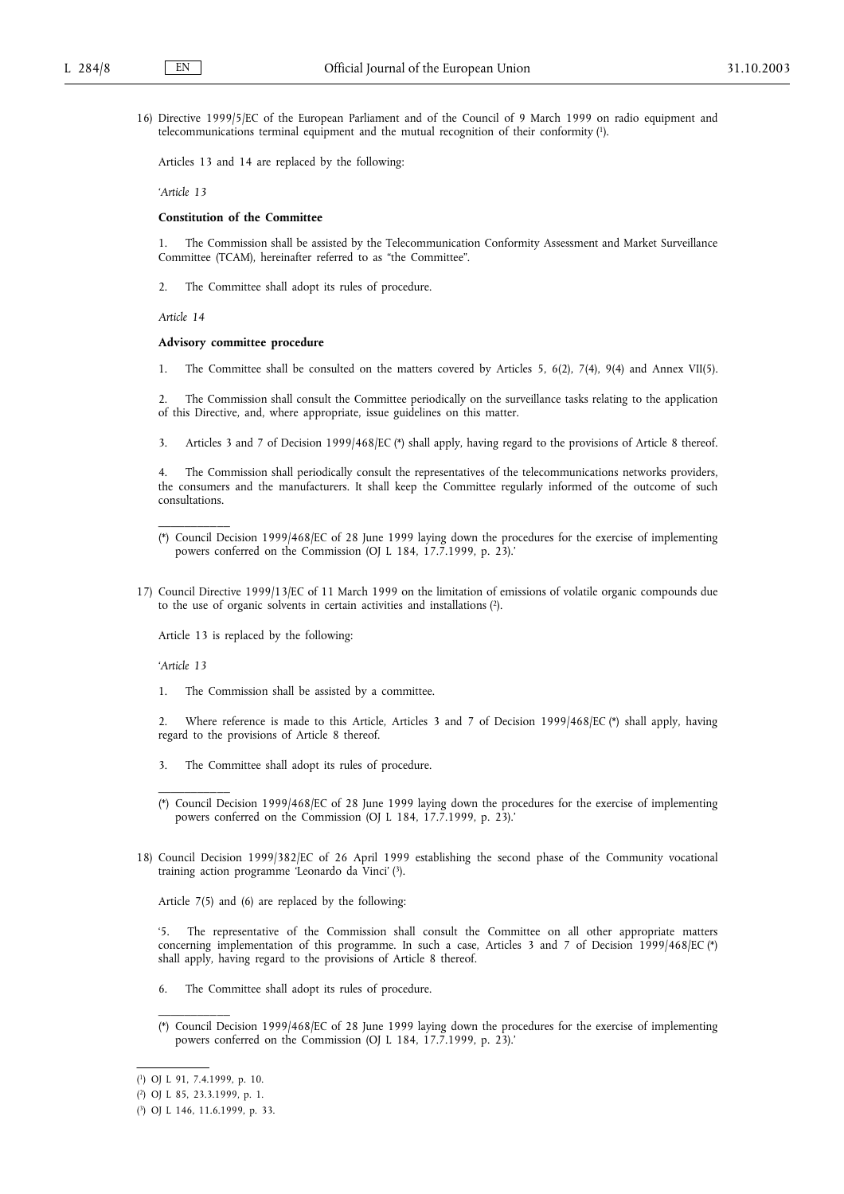16) Directive 1999/5/EC of the European Parliament and of the Council of 9 March 1999 on radio equipment and telecommunications terminal equipment and the mutual recognition of their conformity [1].

Articles 13 and 14 are replaced by the following:

'*Article 13*

**Constitution of the Committee**

1. The Commission shall be assisted by the Telecommunication Conformity Assessment and Market Surveillance Committee (TCAM), hereinafter referred to as "the Committee".

2. The Committee shall adopt its rules of procedure.

*Article 14*

**Advisory committee procedure**

1. The Committee shall be consulted on the matters covered by Articles 5, 6(2), 7(4), 9(4) and Annex VII(5).

2. The Commission shall consult the Committee periodically on the surveillance tasks relating to the application of this Directive, and, where appropriate, issue guidelines on this matter.

3. Articles 3 and 7 of Decision 1999/468/EC (*) shall apply, having regard to the provisions of Article 8 thereof.

4. The Commission shall periodically consult the representatives of the telecommunications networks providers, the consumers and the manufacturers. It shall keep the Committee regularly informed of the outcome of such consultations.

(*) Council Decision 1999/468/EC of 28 June 1999 laying down the procedures for the exercise of implementing powers conferred on the Commission (OJ L 184, 17.7.1999, p. 23).'

17) Council Directive 1999/13/EC of 11 March 1999 on the limitation of emissions of volatile organic compounds due to the use of organic solvents in certain activities and installations [2].

Article 13 is replaced by the following:

'*Article 13*

1. The Commission shall be assisted by a committee.

2. Where reference is made to this Article, Articles 3 and 7 of Decision 1999/468/EC (*) shall apply, having regard to the provisions of Article 8 thereof.

3. The Committee shall adopt its rules of procedure.

(*) Council Decision 1999/468/EC of 28 June 1999 laying down the procedures for the exercise of implementing powers conferred on the Commission (OJ L 184, 17.7.1999, p. 23).'

18) Council Decision 1999/382/EC of 26 April 1999 establishing the second phase of the Community vocational training action programme 'Leonardo da Vinci' [3].

Article 7(5) and (6) are replaced by the following:

'5. The representative of the Commission shall consult the Committee on all other appropriate matters concerning implementation of this programme. In such a case, Articles 3 and 7 of Decision 1999/468/EC (*) shall apply, having regard to the provisions of Article 8 thereof.

6. The Committee shall adopt its rules of procedure.

(*) Council Decision 1999/468/EC of 28 June 1999 laying down the procedures for the exercise of implementing powers conferred on the Commission (OJ L 184, 17.7.1999, p. 23).'

[1] OJ L 91, 7.4.1999, p. 10.

[2] OJ L 85, 23.3.1999, p. 1.

[3] OJ L 146, 11.6.1999, p. 33.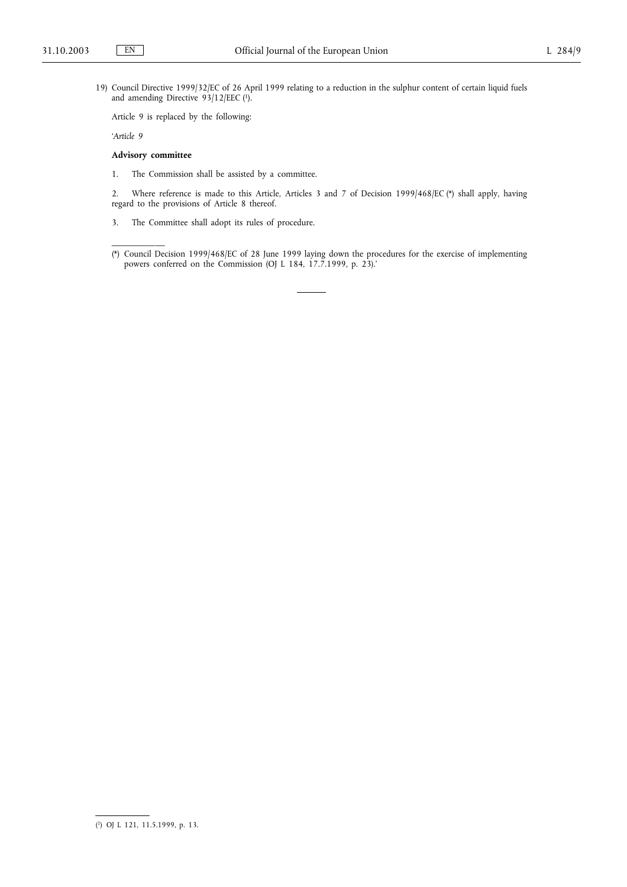19) Council Directive 1999/32/EC of 26 April 1999 relating to a reduction in the sulphur content of certain liquid fuels and amending Directive 93/12/EEC ([1]).

Article 9 is replaced by the following:

'*Article 9*

**Advisory committee**

1. The Commission shall be assisted by a committee.

2. Where reference is made to this Article, Articles 3 and 7 of Decision 1999/468/EC (*) shall apply, having regard to the provisions of Article 8 thereof.

3. The Committee shall adopt its rules of procedure.

---

(*) Council Decision 1999/468/EC of 28 June 1999 laying down the procedures for the exercise of implementing powers conferred on the Commission (OJ L 184, 17.7.1999, p. 23).'

---

([1]) OJ L 121, 11.5.1999, p. 13.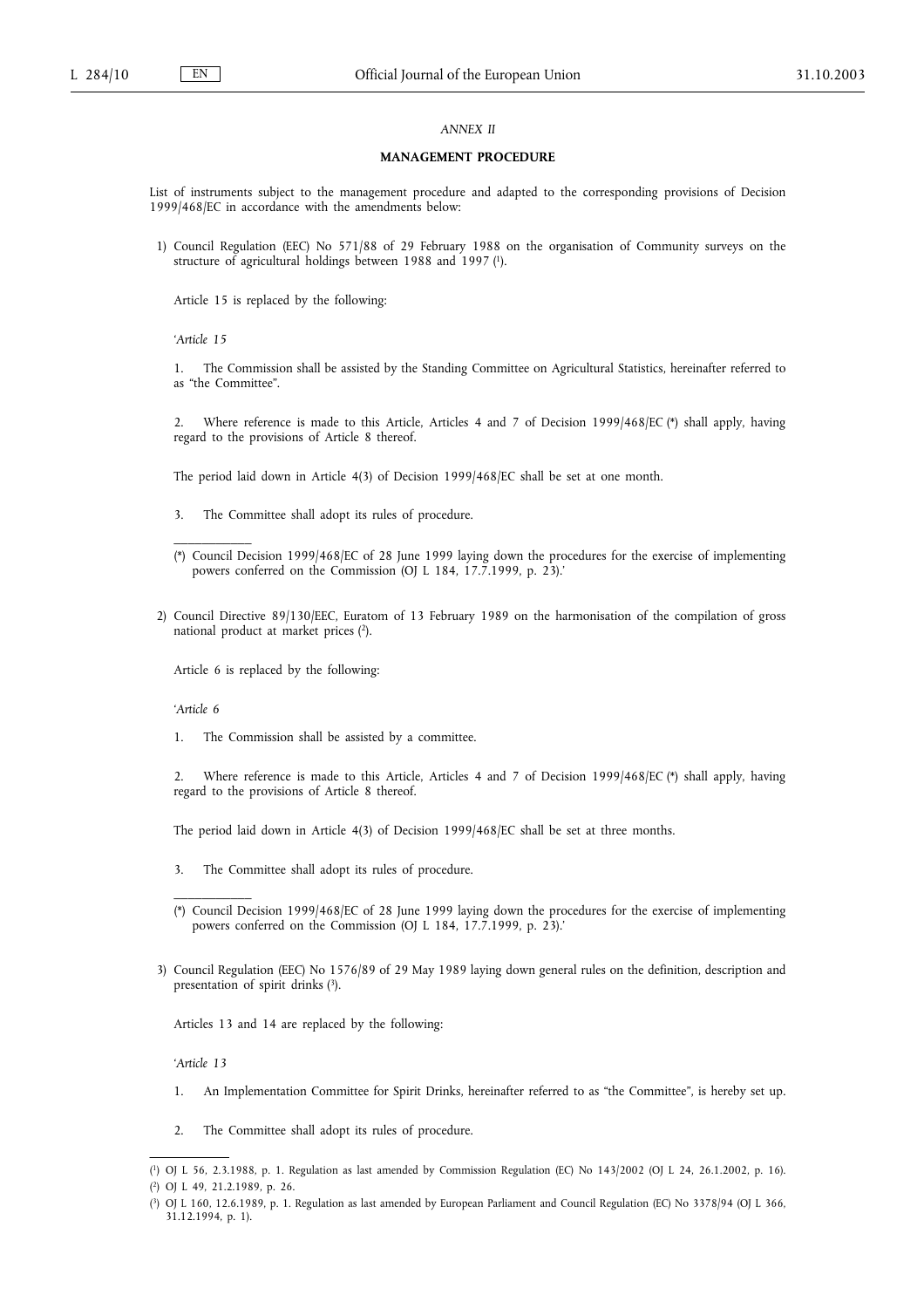*ANNEX II*

**MANAGEMENT PROCEDURE**

List of instruments subject to the management procedure and adapted to the corresponding provisions of Decision 1999/468/EC in accordance with the amendments below:

1) Council Regulation (EEC) No 571/88 of 29 February 1988 on the organisation of Community surveys on the structure of agricultural holdings between 1988 and 1997 [1].

Article 15 is replaced by the following:

'*Article 15*

1. The Commission shall be assisted by the Standing Committee on Agricultural Statistics, hereinafter referred to as "the Committee".

2. Where reference is made to this Article, Articles 4 and 7 of Decision 1999/468/EC (*) shall apply, having regard to the provisions of Article 8 thereof.

The period laid down in Article 4(3) of Decision 1999/468/EC shall be set at one month.

3. The Committee shall adopt its rules of procedure.

(*) Council Decision 1999/468/EC of 28 June 1999 laying down the procedures for the exercise of implementing powers conferred on the Commission (OJ L 184, 17.7.1999, p. 23).'

2) Council Directive 89/130/EEC, Euratom of 13 February 1989 on the harmonisation of the compilation of gross national product at market prices [2].

Article 6 is replaced by the following:

'*Article 6*

1. The Commission shall be assisted by a committee.

2. Where reference is made to this Article, Articles 4 and 7 of Decision 1999/468/EC (*) shall apply, having regard to the provisions of Article 8 thereof.

The period laid down in Article 4(3) of Decision 1999/468/EC shall be set at three months.

3. The Committee shall adopt its rules of procedure.

(*) Council Decision 1999/468/EC of 28 June 1999 laying down the procedures for the exercise of implementing powers conferred on the Commission (OJ L 184, 17.7.1999, p. 23).'

3) Council Regulation (EEC) No 1576/89 of 29 May 1989 laying down general rules on the definition, description and presentation of spirit drinks [3].

Articles 13 and 14 are replaced by the following:

'*Article 13*

1. An Implementation Committee for Spirit Drinks, hereinafter referred to as "the Committee", is hereby set up.

2. The Committee shall adopt its rules of procedure.

---

[1] OJ L 56, 2.3.1988, p. 1. Regulation as last amended by Commission Regulation (EC) No 143/2002 (OJ L 24, 26.1.2002, p. 16).

[2] OJ L 49, 21.2.1989, p. 26.

[3] OJ L 160, 12.6.1989, p. 1. Regulation as last amended by European Parliament and Council Regulation (EC) No 3378/94 (OJ L 366, 31.12.1994, p. 1).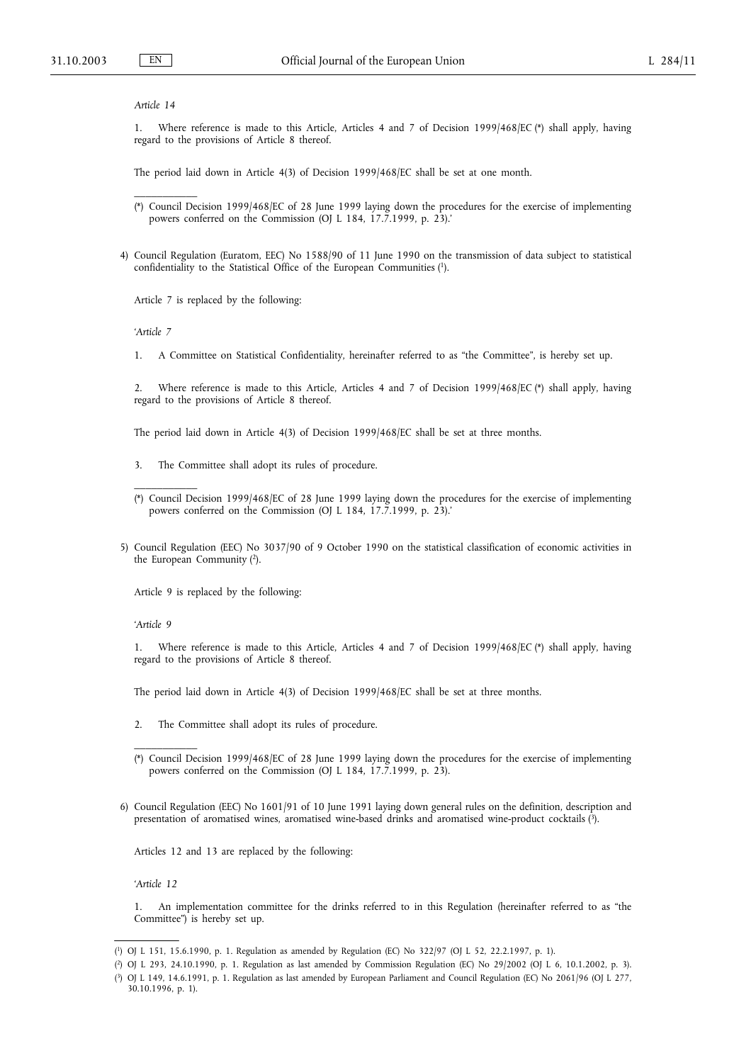*Article 14*

1. Where reference is made to this Article, Articles 4 and 7 of Decision 1999/468/EC (*) shall apply, having regard to the provisions of Article 8 thereof.

The period laid down in Article 4(3) of Decision 1999/468/EC shall be set at one month.

---

(*) Council Decision 1999/468/EC of 28 June 1999 laying down the procedures for the exercise of implementing powers conferred on the Commission (OJ L 184, 17.7.1999, p. 23).'

4) Council Regulation (Euratom, EEC) No 1588/90 of 11 June 1990 on the transmission of data subject to statistical confidentiality to the Statistical Office of the European Communities [1].

Article 7 is replaced by the following:

'*Article 7*

1. A Committee on Statistical Confidentiality, hereinafter referred to as "the Committee", is hereby set up.

2. Where reference is made to this Article, Articles 4 and 7 of Decision 1999/468/EC (*) shall apply, having regard to the provisions of Article 8 thereof.

The period laid down in Article 4(3) of Decision 1999/468/EC shall be set at three months.

3. The Committee shall adopt its rules of procedure.

---

(*) Council Decision 1999/468/EC of 28 June 1999 laying down the procedures for the exercise of implementing powers conferred on the Commission (OJ L 184, 17.7.1999, p. 23).'

5) Council Regulation (EEC) No 3037/90 of 9 October 1990 on the statistical classification of economic activities in the European Community [2].

Article 9 is replaced by the following:

'*Article 9*

1. Where reference is made to this Article, Articles 4 and 7 of Decision 1999/468/EC (*) shall apply, having regard to the provisions of Article 8 thereof.

The period laid down in Article 4(3) of Decision 1999/468/EC shall be set at three months.

2. The Committee shall adopt its rules of procedure.

---

(*) Council Decision 1999/468/EC of 28 June 1999 laying down the procedures for the exercise of implementing powers conferred on the Commission (OJ L 184, 17.7.1999, p. 23).

6) Council Regulation (EEC) No 1601/91 of 10 June 1991 laying down general rules on the definition, description and presentation of aromatised wines, aromatised wine-based drinks and aromatised wine-product cocktails [3].

Articles 12 and 13 are replaced by the following:

'*Article 12*

1. An implementation committee for the drinks referred to in this Regulation (hereinafter referred to as "the Committee") is hereby set up.

---

[1] OJ L 151, 15.6.1990, p. 1. Regulation as amended by Regulation (EC) No 322/97 (OJ L 52, 22.2.1997, p. 1).

[2] OJ L 293, 24.10.1990, p. 1. Regulation as last amended by Commission Regulation (EC) No 29/2002 (OJ L 6, 10.1.2002, p. 3).

[3] OJ L 149, 14.6.1991, p. 1. Regulation as last amended by European Parliament and Council Regulation (EC) No 2061/96 (OJ L 277, 30.10.1996, p. 1).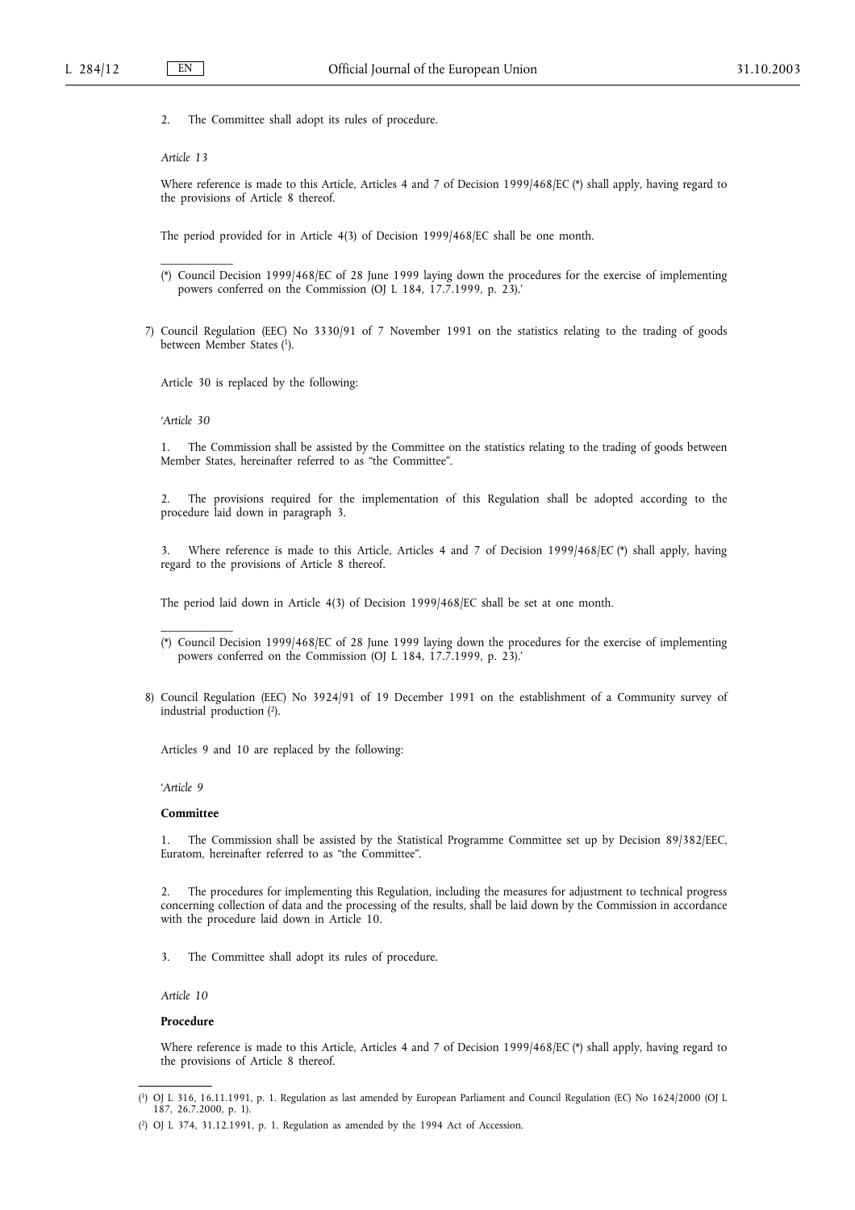2. The Committee shall adopt its rules of procedure.

*Article 13*

Where reference is made to this Article, Articles 4 and 7 of Decision 1999/468/EC (*) shall apply, having regard to the provisions of Article 8 thereof.

The period provided for in Article 4(3) of Decision 1999/468/EC shall be one month.

---

(*) Council Decision 1999/468/EC of 28 June 1999 laying down the procedures for the exercise of implementing powers conferred on the Commission (OJ L 184, 17.7.1999, p. 23).'

7) Council Regulation (EEC) No 3330/91 of 7 November 1991 on the statistics relating to the trading of goods between Member States [1].

Article 30 is replaced by the following:

'*Article 30*

1. The Commission shall be assisted by the Committee on the statistics relating to the trading of goods between Member States, hereinafter referred to as "the Committee".

2. The provisions required for the implementation of this Regulation shall be adopted according to the procedure laid down in paragraph 3.

3. Where reference is made to this Article, Articles 4 and 7 of Decision 1999/468/EC (*) shall apply, having regard to the provisions of Article 8 thereof.

The period laid down in Article 4(3) of Decision 1999/468/EC shall be set at one month.

---

(*) Council Decision 1999/468/EC of 28 June 1999 laying down the procedures for the exercise of implementing powers conferred on the Commission (OJ L 184, 17.7.1999, p. 23).'

8) Council Regulation (EEC) No 3924/91 of 19 December 1991 on the establishment of a Community survey of industrial production [2].

Articles 9 and 10 are replaced by the following:

'*Article 9*

**Committee**

1. The Commission shall be assisted by the Statistical Programme Committee set up by Decision 89/382/EEC, Euratom, hereinafter referred to as "the Committee".

2. The procedures for implementing this Regulation, including the measures for adjustment to technical progress concerning collection of data and the processing of the results, shall be laid down by the Commission in accordance with the procedure laid down in Article 10.

3. The Committee shall adopt its rules of procedure.

*Article 10*

**Procedure**

Where reference is made to this Article, Articles 4 and 7 of Decision 1999/468/EC (*) shall apply, having regard to the provisions of Article 8 thereof.

---

[1] OJ L 316, 16.11.1991, p. 1. Regulation as last amended by European Parliament and Council Regulation (EC) No 1624/2000 (OJ L 187, 26.7.2000, p. 1).

[2] OJ L 374, 31.12.1991, p. 1. Regulation as amended by the 1994 Act of Accession.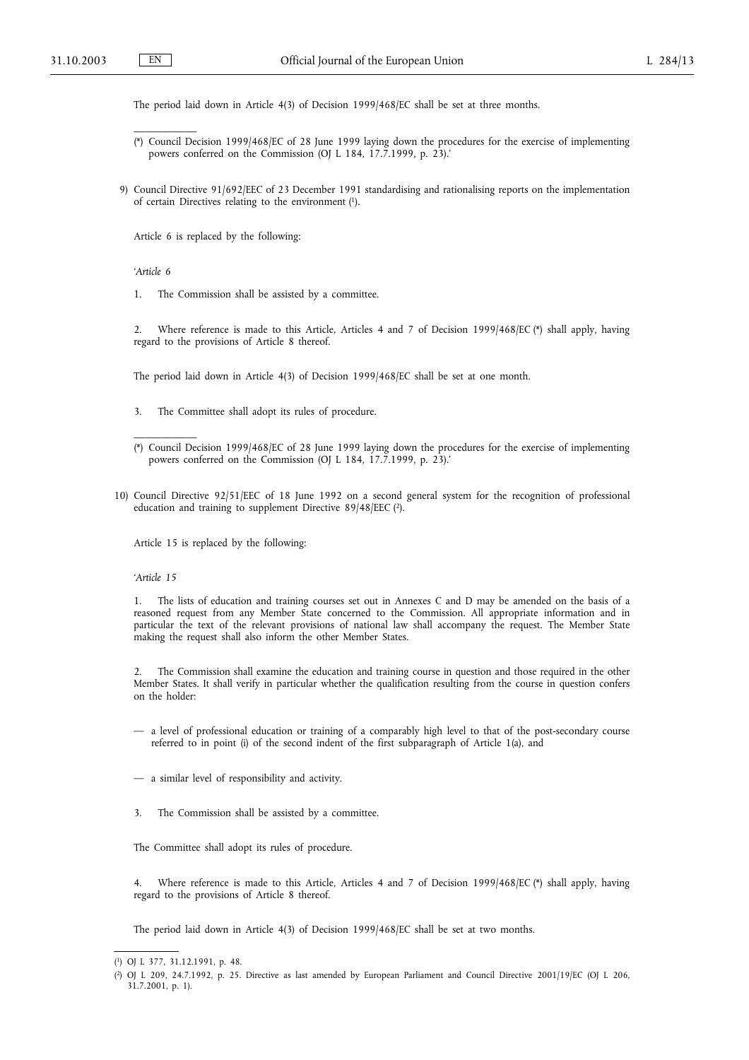The period laid down in Article 4(3) of Decision 1999/468/EC shall be set at three months.

(*) Council Decision 1999/468/EC of 28 June 1999 laying down the procedures for the exercise of implementing powers conferred on the Commission (OJ L 184, 17.7.1999, p. 23).'

9) Council Directive 91/692/EEC of 23 December 1991 standardising and rationalising reports on the implementation of certain Directives relating to the environment [1].

Article 6 is replaced by the following:

'*Article 6*

1. The Commission shall be assisted by a committee.

2. Where reference is made to this Article, Articles 4 and 7 of Decision 1999/468/EC (*) shall apply, having regard to the provisions of Article 8 thereof.

The period laid down in Article 4(3) of Decision 1999/468/EC shall be set at one month.

3. The Committee shall adopt its rules of procedure.

(*) Council Decision 1999/468/EC of 28 June 1999 laying down the procedures for the exercise of implementing powers conferred on the Commission (OJ L 184, 17.7.1999, p. 23).'

10) Council Directive 92/51/EEC of 18 June 1992 on a second general system for the recognition of professional education and training to supplement Directive 89/48/EEC [2].

Article 15 is replaced by the following:

'*Article 15*

1. The lists of education and training courses set out in Annexes C and D may be amended on the basis of a reasoned request from any Member State concerned to the Commission. All appropriate information and in particular the text of the relevant provisions of national law shall accompany the request. The Member State making the request shall also inform the other Member States.

2. The Commission shall examine the education and training course in question and those required in the other Member States. It shall verify in particular whether the qualification resulting from the course in question confers on the holder:

— a level of professional education or training of a comparably high level to that of the post-secondary course referred to in point (i) of the second indent of the first subparagraph of Article 1(a), and

— a similar level of responsibility and activity.

3. The Commission shall be assisted by a committee.

The Committee shall adopt its rules of procedure.

4. Where reference is made to this Article, Articles 4 and 7 of Decision 1999/468/EC (*) shall apply, having regard to the provisions of Article 8 thereof.

The period laid down in Article 4(3) of Decision 1999/468/EC shall be set at two months.

[1] OJ L 377, 31.12.1991, p. 48.

[2] OJ L 209, 24.7.1992, p. 25. Directive as last amended by European Parliament and Council Directive 2001/19/EC (OJ L 206, 31.7.2001, p. 1).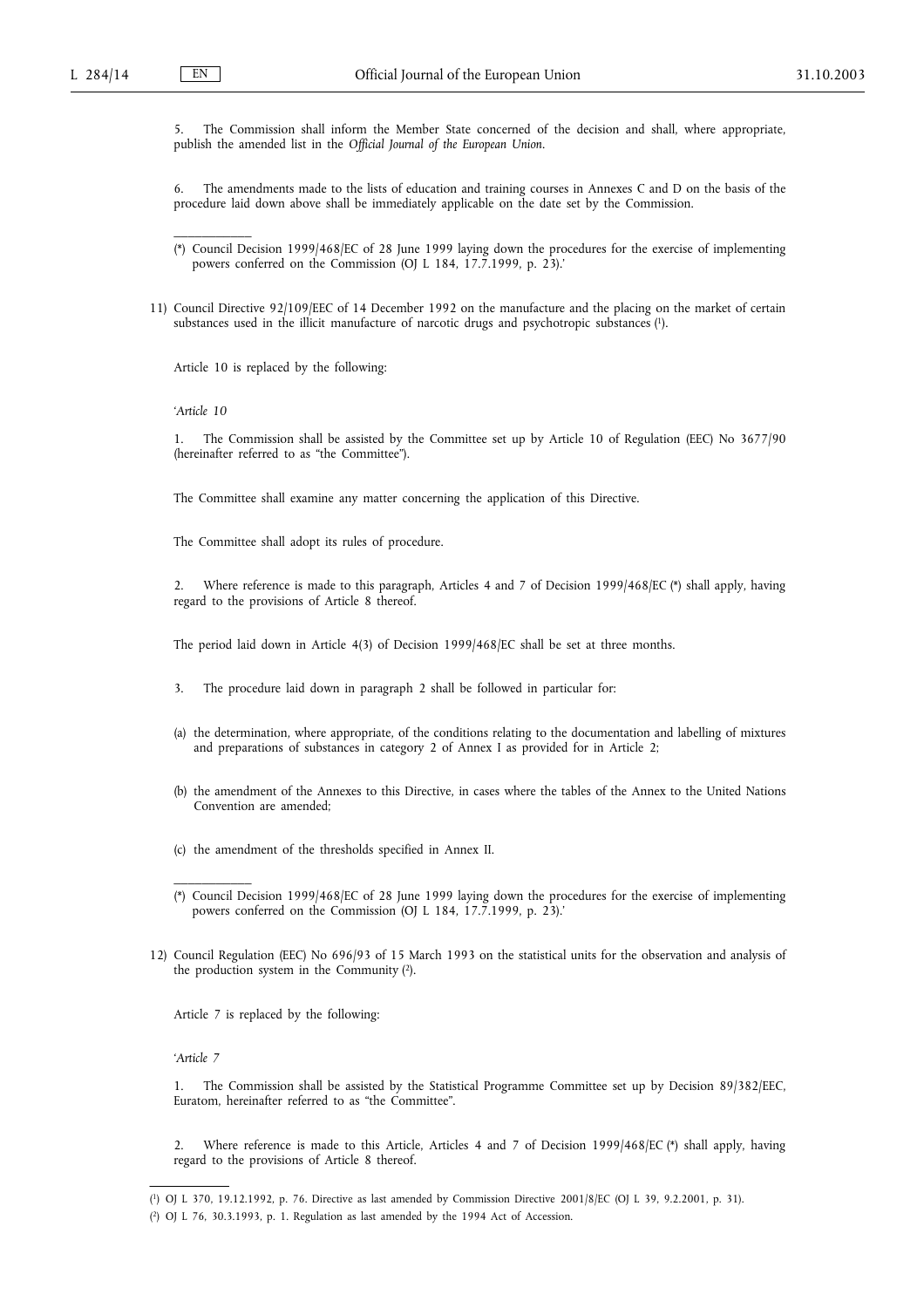5. The Commission shall inform the Member State concerned of the decision and shall, where appropriate, publish the amended list in the *Official Journal of the European Union*.

6. The amendments made to the lists of education and training courses in Annexes C and D on the basis of the procedure laid down above shall be immediately applicable on the date set by the Commission.

---

(*) Council Decision 1999/468/EC of 28 June 1999 laying down the procedures for the exercise of implementing powers conferred on the Commission (OJ L 184, 17.7.1999, p. 23).'

11) Council Directive 92/109/EEC of 14 December 1992 on the manufacture and the placing on the market of certain substances used in the illicit manufacture of narcotic drugs and psychotropic substances [1].

Article 10 is replaced by the following:

'*Article 10*

1. The Commission shall be assisted by the Committee set up by Article 10 of Regulation (EEC) No 3677/90 (hereinafter referred to as "the Committee").

The Committee shall examine any matter concerning the application of this Directive.

The Committee shall adopt its rules of procedure.

2. Where reference is made to this paragraph, Articles 4 and 7 of Decision 1999/468/EC (*) shall apply, having regard to the provisions of Article 8 thereof.

The period laid down in Article 4(3) of Decision 1999/468/EC shall be set at three months.

3. The procedure laid down in paragraph 2 shall be followed in particular for:

(a) the determination, where appropriate, of the conditions relating to the documentation and labelling of mixtures and preparations of substances in category 2 of Annex I as provided for in Article 2;

(b) the amendment of the Annexes to this Directive, in cases where the tables of the Annex to the United Nations Convention are amended;

(c) the amendment of the thresholds specified in Annex II.

---

(*) Council Decision 1999/468/EC of 28 June 1999 laying down the procedures for the exercise of implementing powers conferred on the Commission (OJ L 184, 17.7.1999, p. 23).'

12) Council Regulation (EEC) No 696/93 of 15 March 1993 on the statistical units for the observation and analysis of the production system in the Community [2].

Article 7 is replaced by the following:

'*Article 7*

1. The Commission shall be assisted by the Statistical Programme Committee set up by Decision 89/382/EEC, Euratom, hereinafter referred to as "the Committee".

2. Where reference is made to this Article, Articles 4 and 7 of Decision 1999/468/EC (*) shall apply, having regard to the provisions of Article 8 thereof.

---

[1] OJ L 370, 19.12.1992, p. 76. Directive as last amended by Commission Directive 2001/8/EC (OJ L 39, 9.2.2001, p. 31).

[2] OJ L 76, 30.3.1993, p. 1. Regulation as last amended by the 1994 Act of Accession.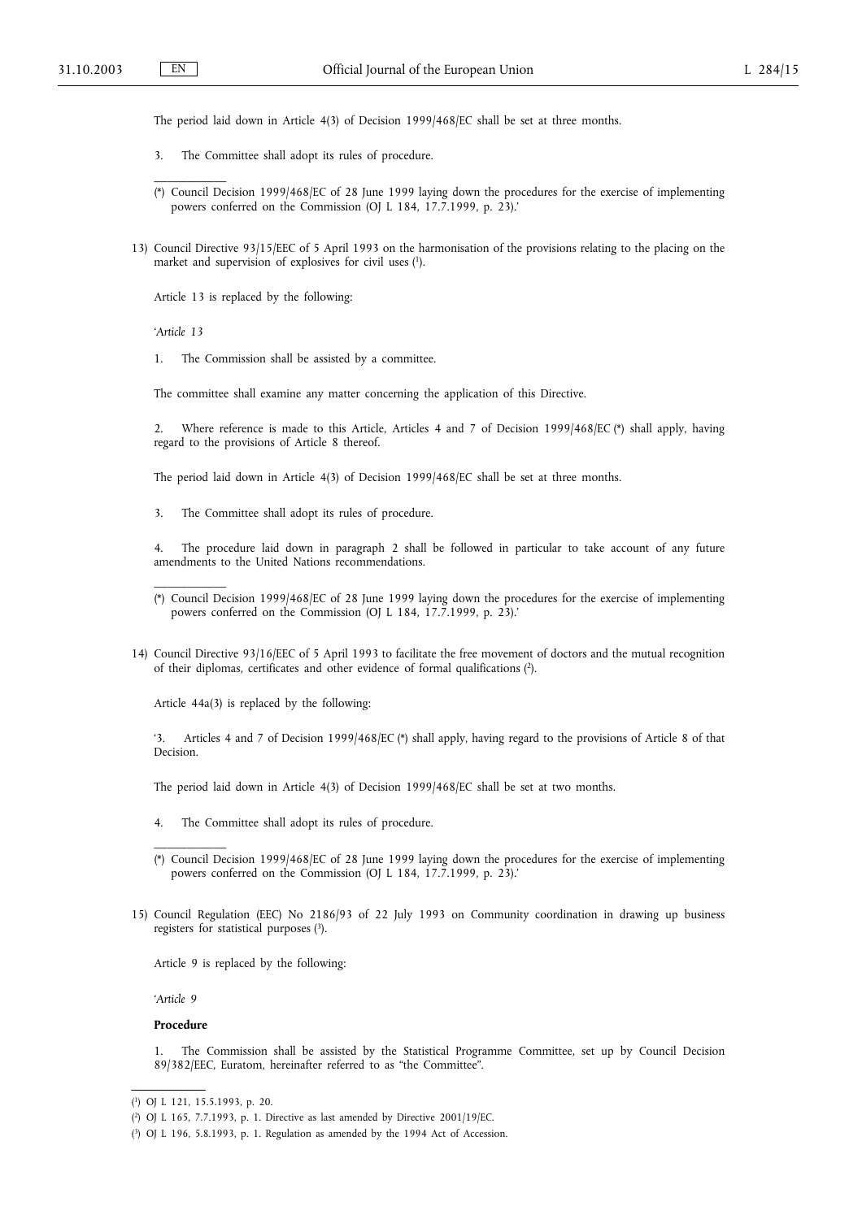The period laid down in Article 4(3) of Decision 1999/468/EC shall be set at three months.

3. The Committee shall adopt its rules of procedure.

---

(*) Council Decision 1999/468/EC of 28 June 1999 laying down the procedures for the exercise of implementing powers conferred on the Commission (OJ L 184, 17.7.1999, p. 23).'

13) Council Directive 93/15/EEC of 5 April 1993 on the harmonisation of the provisions relating to the placing on the market and supervision of explosives for civil uses ([1]).

Article 13 is replaced by the following:

'*Article 13*

1. The Commission shall be assisted by a committee.

The committee shall examine any matter concerning the application of this Directive.

2. Where reference is made to this Article, Articles 4 and 7 of Decision 1999/468/EC (*) shall apply, having regard to the provisions of Article 8 thereof.

The period laid down in Article 4(3) of Decision 1999/468/EC shall be set at three months.

3. The Committee shall adopt its rules of procedure.

4. The procedure laid down in paragraph 2 shall be followed in particular to take account of any future amendments to the United Nations recommendations.

---

(*) Council Decision 1999/468/EC of 28 June 1999 laying down the procedures for the exercise of implementing powers conferred on the Commission (OJ L 184, 17.7.1999, p. 23).'

14) Council Directive 93/16/EEC of 5 April 1993 to facilitate the free movement of doctors and the mutual recognition of their diplomas, certificates and other evidence of formal qualifications ([2]).

Article 44a(3) is replaced by the following:

'3. Articles 4 and 7 of Decision 1999/468/EC (*) shall apply, having regard to the provisions of Article 8 of that Decision.

The period laid down in Article 4(3) of Decision 1999/468/EC shall be set at two months.

4. The Committee shall adopt its rules of procedure.

---

(*) Council Decision 1999/468/EC of 28 June 1999 laying down the procedures for the exercise of implementing powers conferred on the Commission (OJ L 184, 17.7.1999, p. 23).'

15) Council Regulation (EEC) No 2186/93 of 22 July 1993 on Community coordination in drawing up business registers for statistical purposes ([3]).

Article 9 is replaced by the following:

'*Article 9*

**Procedure**

1. The Commission shall be assisted by the Statistical Programme Committee, set up by Council Decision 89/382/EEC, Euratom, hereinafter referred to as "the Committee".

---

([1]) OJ L 121, 15.5.1993, p. 20.

([2]) OJ L 165, 7.7.1993, p. 1. Directive as last amended by Directive 2001/19/EC.

([3]) OJ L 196, 5.8.1993, p. 1. Regulation as amended by the 1994 Act of Accession.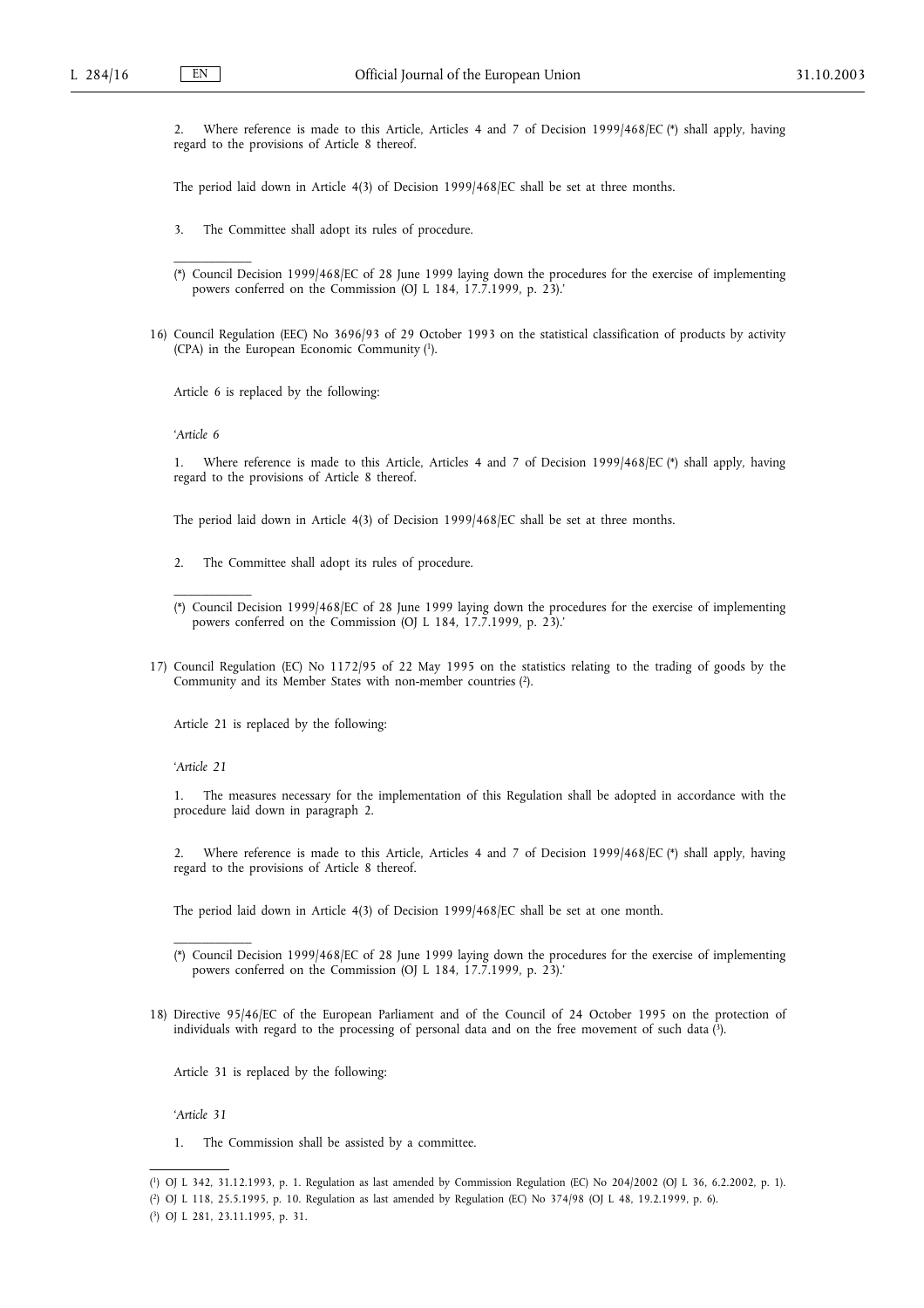2. Where reference is made to this Article, Articles 4 and 7 of Decision 1999/468/EC (*) shall apply, having regard to the provisions of Article 8 thereof.

The period laid down in Article 4(3) of Decision 1999/468/EC shall be set at three months.

3. The Committee shall adopt its rules of procedure.

(*) Council Decision 1999/468/EC of 28 June 1999 laying down the procedures for the exercise of implementing powers conferred on the Commission (OJ L 184, 17.7.1999, p. 23).'

16) Council Regulation (EEC) No 3696/93 of 29 October 1993 on the statistical classification of products by activity (CPA) in the European Economic Community [1].

Article 6 is replaced by the following:

'*Article 6*

1. Where reference is made to this Article, Articles 4 and 7 of Decision 1999/468/EC (*) shall apply, having regard to the provisions of Article 8 thereof.

The period laid down in Article 4(3) of Decision 1999/468/EC shall be set at three months.

2. The Committee shall adopt its rules of procedure.

(*) Council Decision 1999/468/EC of 28 June 1999 laying down the procedures for the exercise of implementing powers conferred on the Commission (OJ L 184, 17.7.1999, p. 23).'

17) Council Regulation (EC) No 1172/95 of 22 May 1995 on the statistics relating to the trading of goods by the Community and its Member States with non-member countries [2].

Article 21 is replaced by the following:

'*Article 21*

1. The measures necessary for the implementation of this Regulation shall be adopted in accordance with the procedure laid down in paragraph 2.

2. Where reference is made to this Article, Articles 4 and 7 of Decision 1999/468/EC (*) shall apply, having regard to the provisions of Article 8 thereof.

The period laid down in Article 4(3) of Decision 1999/468/EC shall be set at one month.

(*) Council Decision 1999/468/EC of 28 June 1999 laying down the procedures for the exercise of implementing powers conferred on the Commission (OJ L 184, 17.7.1999, p. 23).'

18) Directive 95/46/EC of the European Parliament and of the Council of 24 October 1995 on the protection of individuals with regard to the processing of personal data and on the free movement of such data [3].

Article 31 is replaced by the following:

'*Article 31*

1. The Commission shall be assisted by a committee.

---

[1] OJ L 342, 31.12.1993, p. 1. Regulation as last amended by Commission Regulation (EC) No 204/2002 (OJ L 36, 6.2.2002, p. 1).

[2] OJ L 118, 25.5.1995, p. 10. Regulation as last amended by Regulation (EC) No 374/98 (OJ L 48, 19.2.1999, p. 6).

[3] OJ L 281, 23.11.1995, p. 31.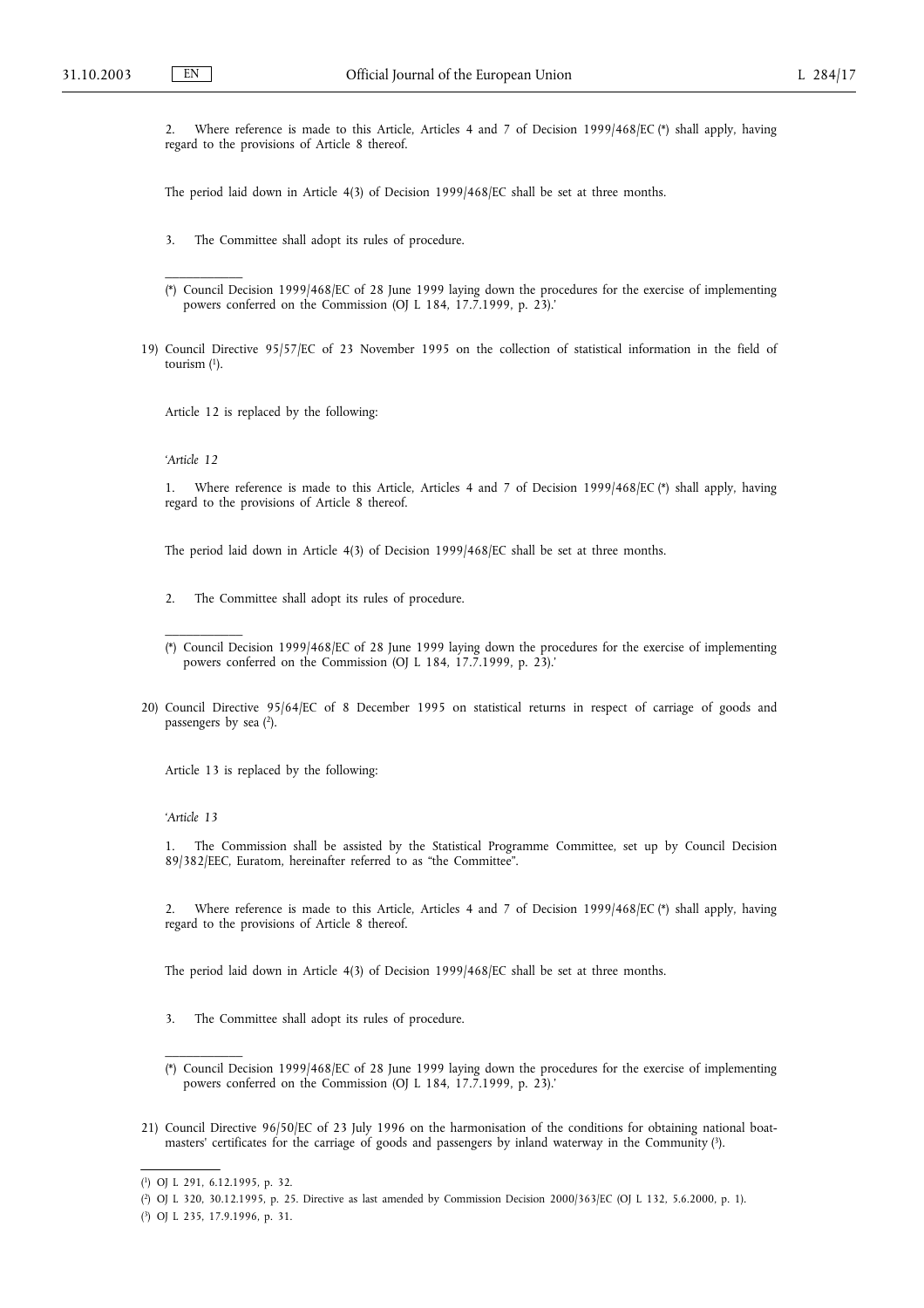2. Where reference is made to this Article, Articles 4 and 7 of Decision 1999/468/EC (*) shall apply, having regard to the provisions of Article 8 thereof.

The period laid down in Article 4(3) of Decision 1999/468/EC shall be set at three months.

3. The Committee shall adopt its rules of procedure.

(*) Council Decision 1999/468/EC of 28 June 1999 laying down the procedures for the exercise of implementing powers conferred on the Commission (OJ L 184, 17.7.1999, p. 23).'

19) Council Directive 95/57/EC of 23 November 1995 on the collection of statistical information in the field of tourism [1].

Article 12 is replaced by the following:

'*Article 12*

1. Where reference is made to this Article, Articles 4 and 7 of Decision 1999/468/EC (*) shall apply, having regard to the provisions of Article 8 thereof.

The period laid down in Article 4(3) of Decision 1999/468/EC shall be set at three months.

2. The Committee shall adopt its rules of procedure.

(*) Council Decision 1999/468/EC of 28 June 1999 laying down the procedures for the exercise of implementing powers conferred on the Commission (OJ L 184, 17.7.1999, p. 23).'

20) Council Directive 95/64/EC of 8 December 1995 on statistical returns in respect of carriage of goods and passengers by sea [2].

Article 13 is replaced by the following:

'*Article 13*

1. The Commission shall be assisted by the Statistical Programme Committee, set up by Council Decision 89/382/EEC, Euratom, hereinafter referred to as "the Committee".

2. Where reference is made to this Article, Articles 4 and 7 of Decision 1999/468/EC (*) shall apply, having regard to the provisions of Article 8 thereof.

The period laid down in Article 4(3) of Decision 1999/468/EC shall be set at three months.

3. The Committee shall adopt its rules of procedure.

(*) Council Decision 1999/468/EC of 28 June 1999 laying down the procedures for the exercise of implementing powers conferred on the Commission (OJ L 184, 17.7.1999, p. 23).'

21) Council Directive 96/50/EC of 23 July 1996 on the harmonisation of the conditions for obtaining national boatmasters' certificates for the carriage of goods and passengers by inland waterway in the Community [3].

[1] OJ L 291, 6.12.1995, p. 32.

[2] OJ L 320, 30.12.1995, p. 25. Directive as last amended by Commission Decision 2000/363/EC (OJ L 132, 5.6.2000, p. 1).

[3] OJ L 235, 17.9.1996, p. 31.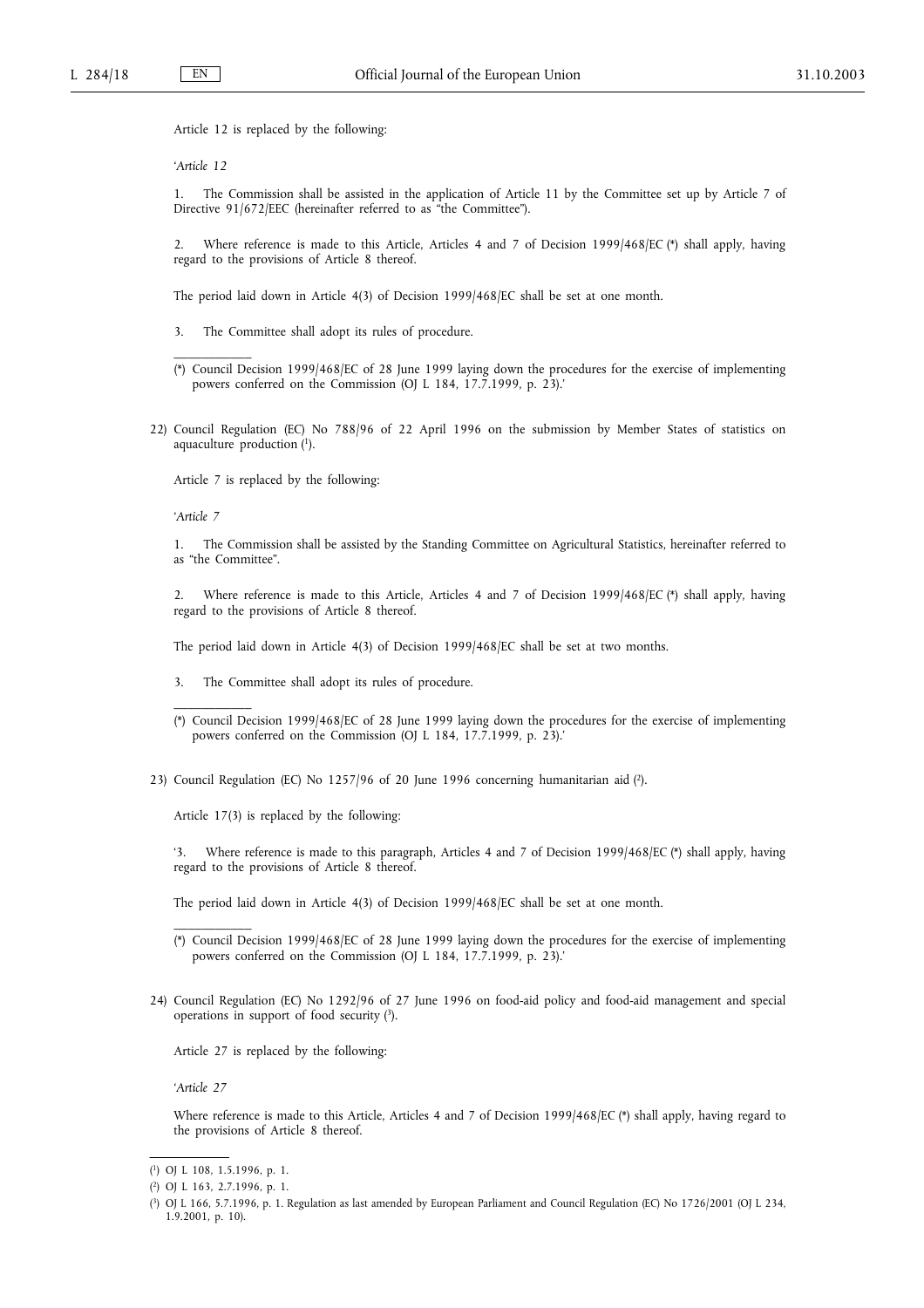Article 12 is replaced by the following:

'*Article 12*

1. The Commission shall be assisted in the application of Article 11 by the Committee set up by Article 7 of Directive 91/672/EEC (hereinafter referred to as "the Committee").

2. Where reference is made to this Article, Articles 4 and 7 of Decision 1999/468/EC (*) shall apply, having regard to the provisions of Article 8 thereof.

The period laid down in Article 4(3) of Decision 1999/468/EC shall be set at one month.

3. The Committee shall adopt its rules of procedure.

(*) Council Decision 1999/468/EC of 28 June 1999 laying down the procedures for the exercise of implementing powers conferred on the Commission (OJ L 184, 17.7.1999, p. 23).'

22) Council Regulation (EC) No 788/96 of 22 April 1996 on the submission by Member States of statistics on aquaculture production [1].

Article 7 is replaced by the following:

'*Article 7*

1. The Commission shall be assisted by the Standing Committee on Agricultural Statistics, hereinafter referred to as "the Committee".

2. Where reference is made to this Article, Articles 4 and 7 of Decision 1999/468/EC (*) shall apply, having regard to the provisions of Article 8 thereof.

The period laid down in Article 4(3) of Decision 1999/468/EC shall be set at two months.

3. The Committee shall adopt its rules of procedure.

(*) Council Decision 1999/468/EC of 28 June 1999 laying down the procedures for the exercise of implementing powers conferred on the Commission (OJ L 184, 17.7.1999, p. 23).'

23) Council Regulation (EC) No 1257/96 of 20 June 1996 concerning humanitarian aid [2].

Article 17(3) is replaced by the following:

'3. Where reference is made to this paragraph, Articles 4 and 7 of Decision 1999/468/EC (*) shall apply, having regard to the provisions of Article 8 thereof.

The period laid down in Article 4(3) of Decision 1999/468/EC shall be set at one month.

(*) Council Decision 1999/468/EC of 28 June 1999 laying down the procedures for the exercise of implementing powers conferred on the Commission (OJ L 184, 17.7.1999, p. 23).'

24) Council Regulation (EC) No 1292/96 of 27 June 1996 on food-aid policy and food-aid management and special operations in support of food security [3].

Article 27 is replaced by the following:

'*Article 27*

Where reference is made to this Article, Articles 4 and 7 of Decision 1999/468/EC (*) shall apply, having regard to the provisions of Article 8 thereof.

[1] OJ L 108, 1.5.1996, p. 1.

[2] OJ L 163, 2.7.1996, p. 1.

[3] OJ L 166, 5.7.1996, p. 1. Regulation as last amended by European Parliament and Council Regulation (EC) No 1726/2001 (OJ L 234, 1.9.2001, p. 10).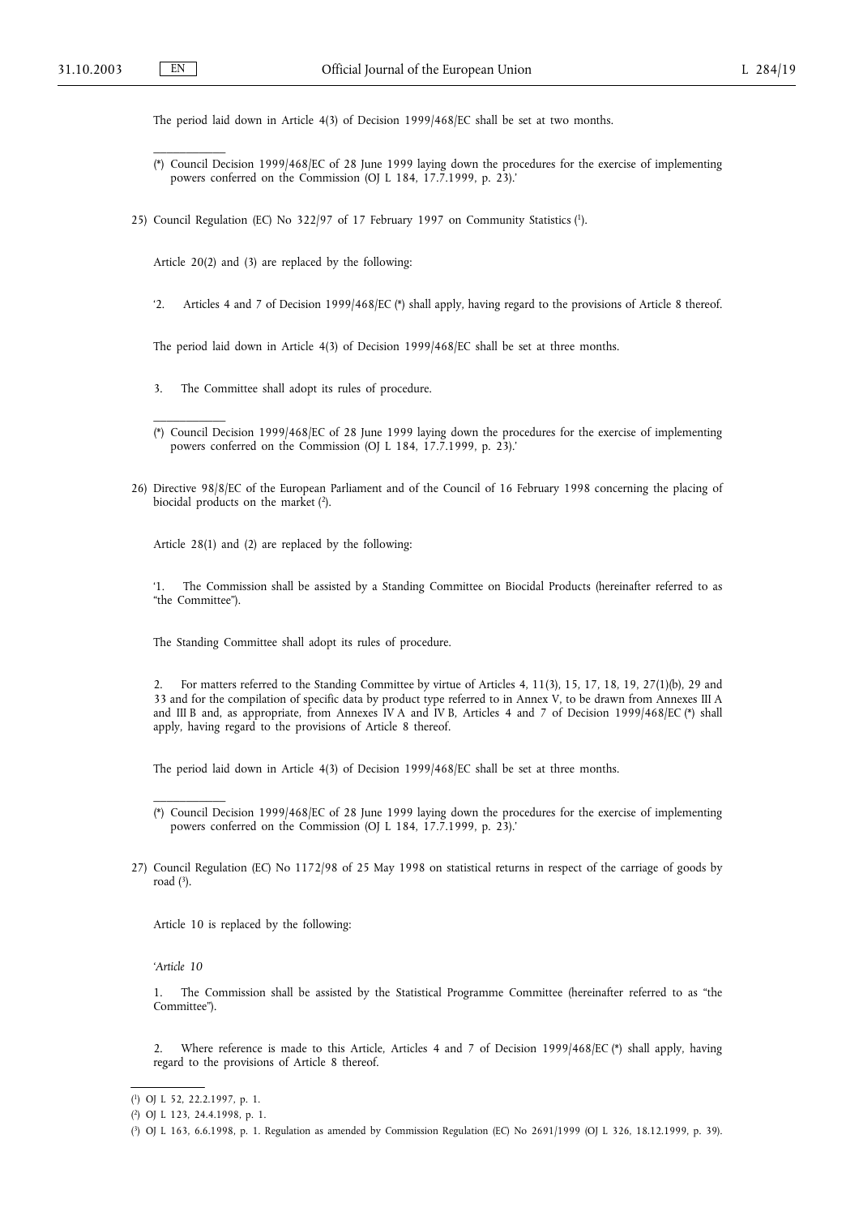The period laid down in Article 4(3) of Decision 1999/468/EC shall be set at two months.

---

(*) Council Decision 1999/468/EC of 28 June 1999 laying down the procedures for the exercise of implementing powers conferred on the Commission (OJ L 184, 17.7.1999, p. 23).'

25) Council Regulation (EC) No 322/97 of 17 February 1997 on Community Statistics [1].

Article 20(2) and (3) are replaced by the following:

'2. Articles 4 and 7 of Decision 1999/468/EC (*) shall apply, having regard to the provisions of Article 8 thereof.

The period laid down in Article 4(3) of Decision 1999/468/EC shall be set at three months.

3. The Committee shall adopt its rules of procedure.

---

(*) Council Decision 1999/468/EC of 28 June 1999 laying down the procedures for the exercise of implementing powers conferred on the Commission (OJ L 184, 17.7.1999, p. 23).'

26) Directive 98/8/EC of the European Parliament and of the Council of 16 February 1998 concerning the placing of biocidal products on the market [2].

Article 28(1) and (2) are replaced by the following:

'1. The Commission shall be assisted by a Standing Committee on Biocidal Products (hereinafter referred to as "the Committee").

The Standing Committee shall adopt its rules of procedure.

2. For matters referred to the Standing Committee by virtue of Articles 4, 11(3), 15, 17, 18, 19, 27(1)(b), 29 and 33 and for the compilation of specific data by product type referred to in Annex V, to be drawn from Annexes III A and III B and, as appropriate, from Annexes IV A and IV B, Articles 4 and 7 of Decision 1999/468/EC (*) shall apply, having regard to the provisions of Article 8 thereof.

The period laid down in Article 4(3) of Decision 1999/468/EC shall be set at three months.

---

(*) Council Decision 1999/468/EC of 28 June 1999 laying down the procedures for the exercise of implementing powers conferred on the Commission (OJ L 184, 17.7.1999, p. 23).'

27) Council Regulation (EC) No 1172/98 of 25 May 1998 on statistical returns in respect of the carriage of goods by road [3].

Article 10 is replaced by the following:

'*Article 10*

1. The Commission shall be assisted by the Statistical Programme Committee (hereinafter referred to as "the Committee").

2. Where reference is made to this Article, Articles 4 and 7 of Decision 1999/468/EC (*) shall apply, having regard to the provisions of Article 8 thereof.

---

[1] OJ L 52, 22.2.1997, p. 1.

[2] OJ L 123, 24.4.1998, p. 1.

[3] OJ L 163, 6.6.1998, p. 1. Regulation as amended by Commission Regulation (EC) No 2691/1999 (OJ L 326, 18.12.1999, p. 39).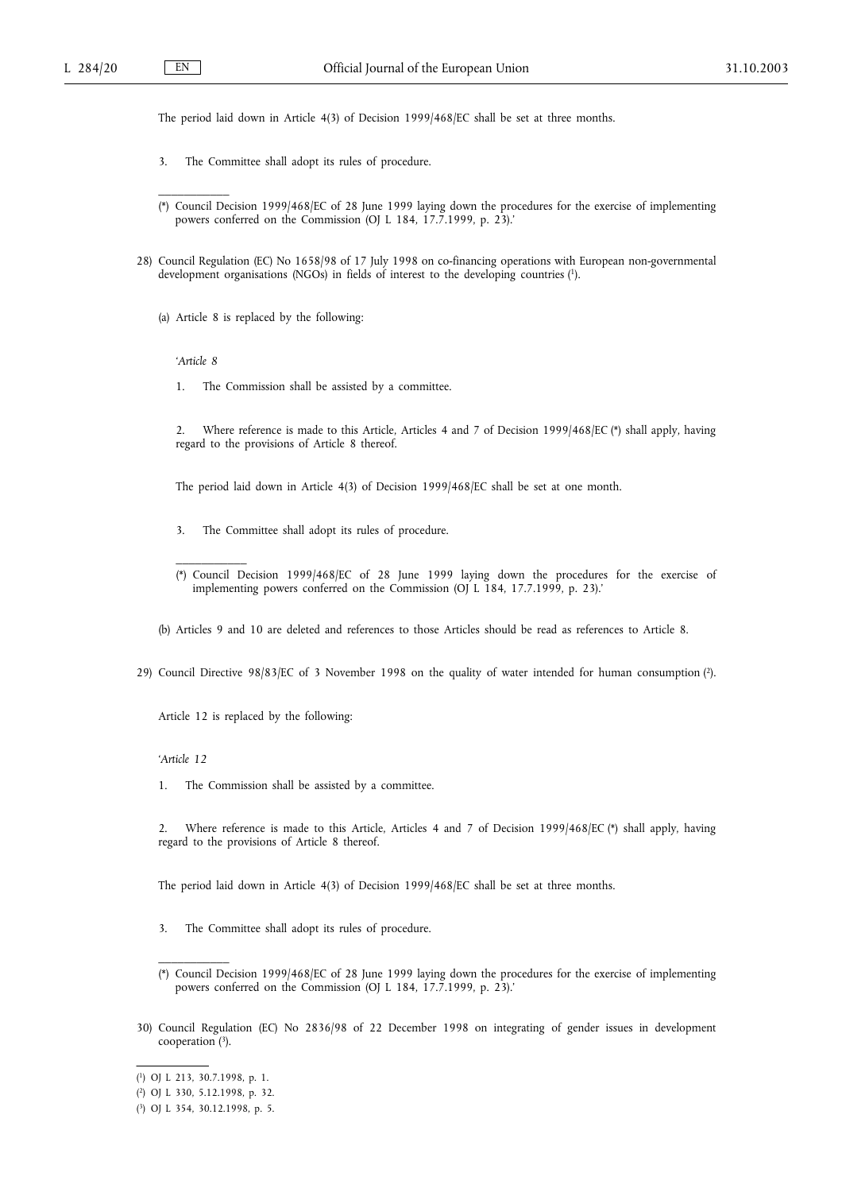The period laid down in Article 4(3) of Decision 1999/468/EC shall be set at three months.

3. The Committee shall adopt its rules of procedure.

(*) Council Decision 1999/468/EC of 28 June 1999 laying down the procedures for the exercise of implementing powers conferred on the Commission (OJ L 184, 17.7.1999, p. 23).'

28) Council Regulation (EC) No 1658/98 of 17 July 1998 on co-financing operations with European non-governmental development organisations (NGOs) in fields of interest to the developing countries [1].

(a) Article 8 is replaced by the following:

'*Article 8*

1. The Commission shall be assisted by a committee.

2. Where reference is made to this Article, Articles 4 and 7 of Decision 1999/468/EC (*) shall apply, having regard to the provisions of Article 8 thereof.

The period laid down in Article 4(3) of Decision 1999/468/EC shall be set at one month.

3. The Committee shall adopt its rules of procedure.

(*) Council Decision 1999/468/EC of 28 June 1999 laying down the procedures for the exercise of implementing powers conferred on the Commission (OJ L 184, 17.7.1999, p. 23).'

(b) Articles 9 and 10 are deleted and references to those Articles should be read as references to Article 8.

29) Council Directive 98/83/EC of 3 November 1998 on the quality of water intended for human consumption [2].

Article 12 is replaced by the following:

'*Article 12*

1. The Commission shall be assisted by a committee.

2. Where reference is made to this Article, Articles 4 and 7 of Decision 1999/468/EC (*) shall apply, having regard to the provisions of Article 8 thereof.

The period laid down in Article 4(3) of Decision 1999/468/EC shall be set at three months.

3. The Committee shall adopt its rules of procedure.

(*) Council Decision 1999/468/EC of 28 June 1999 laying down the procedures for the exercise of implementing powers conferred on the Commission (OJ L 184, 17.7.1999, p. 23).'

30) Council Regulation (EC) No 2836/98 of 22 December 1998 on integrating of gender issues in development cooperation [3].

[1] OJ L 213, 30.7.1998, p. 1.

[2] OJ L 330, 5.12.1998, p. 32.

[3] OJ L 354, 30.12.1998, p. 5.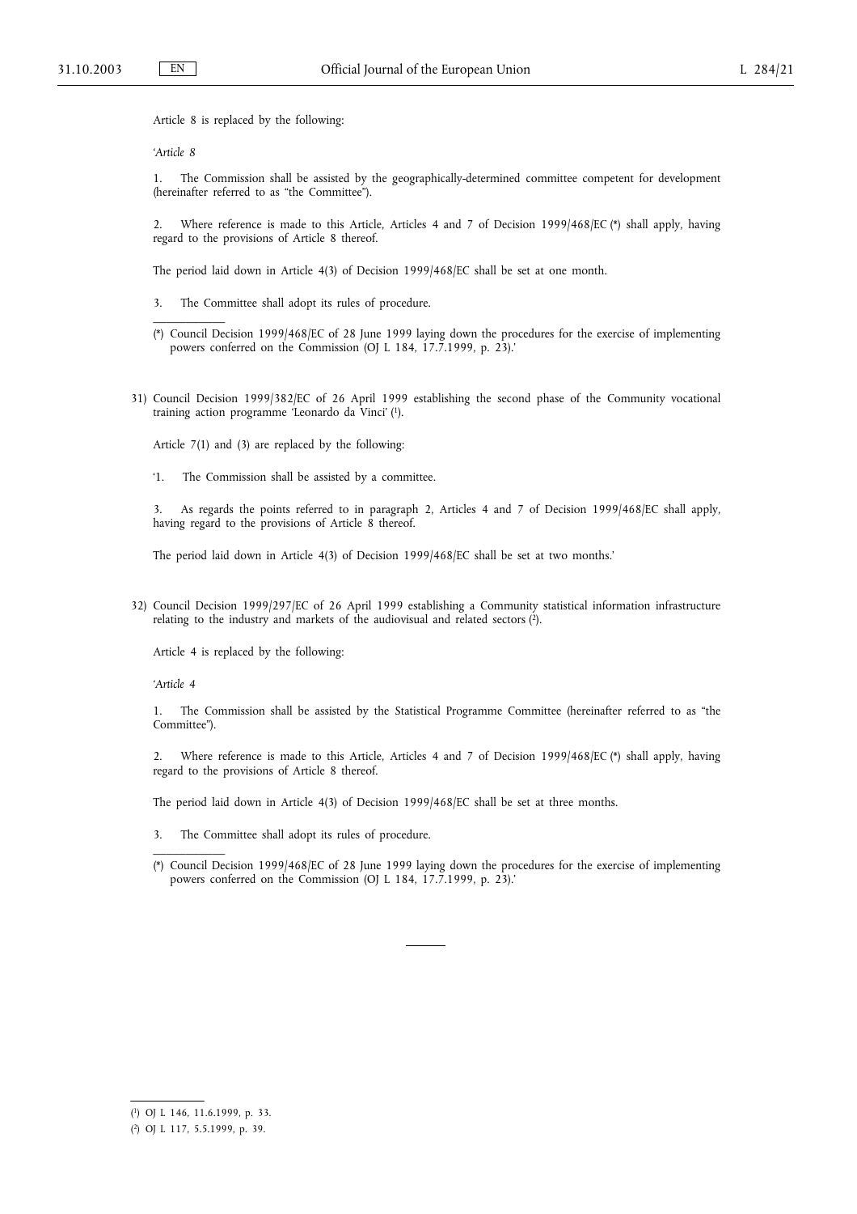Article 8 is replaced by the following:

'*Article 8*

1. The Commission shall be assisted by the geographically-determined committee competent for development (hereinafter referred to as "the Committee").

2. Where reference is made to this Article, Articles 4 and 7 of Decision 1999/468/EC (*) shall apply, having regard to the provisions of Article 8 thereof.

The period laid down in Article 4(3) of Decision 1999/468/EC shall be set at one month.

3. The Committee shall adopt its rules of procedure.

(*) Council Decision 1999/468/EC of 28 June 1999 laying down the procedures for the exercise of implementing powers conferred on the Commission (OJ L 184, 17.7.1999, p. 23).'

31) Council Decision 1999/382/EC of 26 April 1999 establishing the second phase of the Community vocational training action programme 'Leonardo da Vinci' [1].

Article 7(1) and (3) are replaced by the following:

'1. The Commission shall be assisted by a committee.

3. As regards the points referred to in paragraph 2, Articles 4 and 7 of Decision 1999/468/EC shall apply, having regard to the provisions of Article 8 thereof.

The period laid down in Article 4(3) of Decision 1999/468/EC shall be set at two months.'

32) Council Decision 1999/297/EC of 26 April 1999 establishing a Community statistical information infrastructure relating to the industry and markets of the audiovisual and related sectors [2].

Article 4 is replaced by the following:

'*Article 4*

1. The Commission shall be assisted by the Statistical Programme Committee (hereinafter referred to as "the Committee").

2. Where reference is made to this Article, Articles 4 and 7 of Decision 1999/468/EC (*) shall apply, having regard to the provisions of Article 8 thereof.

The period laid down in Article 4(3) of Decision 1999/468/EC shall be set at three months.

3. The Committee shall adopt its rules of procedure.

(*) Council Decision 1999/468/EC of 28 June 1999 laying down the procedures for the exercise of implementing powers conferred on the Commission (OJ L 184, 17.7.1999, p. 23).'

---

[1] OJ L 146, 11.6.1999, p. 33.

[2] OJ L 117, 5.5.1999, p. 39.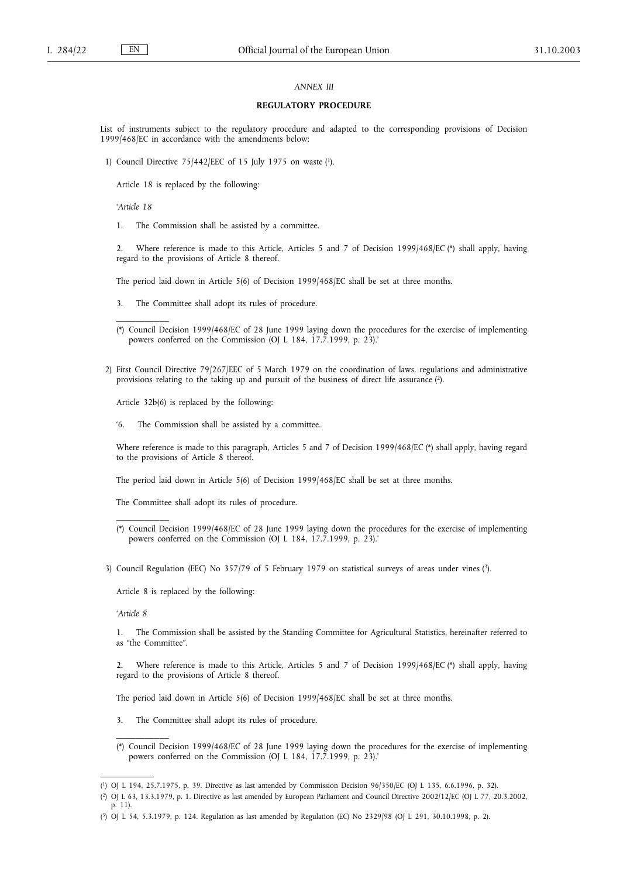*ANNEX III*

**REGULATORY PROCEDURE**

List of instruments subject to the regulatory procedure and adapted to the corresponding provisions of Decision 1999/468/EC in accordance with the amendments below:

1) Council Directive 75/442/EEC of 15 July 1975 on waste [1].

   Article 18 is replaced by the following:

   '*Article 18*

   1. The Commission shall be assisted by a committee.

   2. Where reference is made to this Article, Articles 5 and 7 of Decision 1999/468/EC (*) shall apply, having regard to the provisions of Article 8 thereof.

   The period laid down in Article 5(6) of Decision 1999/468/EC shall be set at three months.

   3. The Committee shall adopt its rules of procedure.

   (*) Council Decision 1999/468/EC of 28 June 1999 laying down the procedures for the exercise of implementing powers conferred on the Commission (OJ L 184, 17.7.1999, p. 23).'

2) First Council Directive 79/267/EEC of 5 March 1979 on the coordination of laws, regulations and administrative provisions relating to the taking up and pursuit of the business of direct life assurance [2].

   Article 32b(6) is replaced by the following:

   '6. The Commission shall be assisted by a committee.

   Where reference is made to this paragraph, Articles 5 and 7 of Decision 1999/468/EC (*) shall apply, having regard to the provisions of Article 8 thereof.

   The period laid down in Article 5(6) of Decision 1999/468/EC shall be set at three months.

   The Committee shall adopt its rules of procedure.

   (*) Council Decision 1999/468/EC of 28 June 1999 laying down the procedures for the exercise of implementing powers conferred on the Commission (OJ L 184, 17.7.1999, p. 23).'

3) Council Regulation (EEC) No 357/79 of 5 February 1979 on statistical surveys of areas under vines [3].

   Article 8 is replaced by the following:

   '*Article 8*

   1. The Commission shall be assisted by the Standing Committee for Agricultural Statistics, hereinafter referred to as "the Committee".

   2. Where reference is made to this Article, Articles 5 and 7 of Decision 1999/468/EC (*) shall apply, having regard to the provisions of Article 8 thereof.

   The period laid down in Article 5(6) of Decision 1999/468/EC shall be set at three months.

   3. The Committee shall adopt its rules of procedure.

   (*) Council Decision 1999/468/EC of 28 June 1999 laying down the procedures for the exercise of implementing powers conferred on the Commission (OJ L 184, 17.7.1999, p. 23).'

---

[1] OJ L 194, 25.7.1975, p. 39. Directive as last amended by Commission Decision 96/350/EC (OJ L 135, 6.6.1996, p. 32).

[2] OJ L 63, 13.3.1979, p. 1. Directive as last amended by European Parliament and Council Directive 2002/12/EC (OJ L 77, 20.3.2002, p. 11).

[3] OJ L 54, 5.3.1979, p. 124. Regulation as last amended by Regulation (EC) No 2329/98 (OJ L 291, 30.10.1998, p. 2).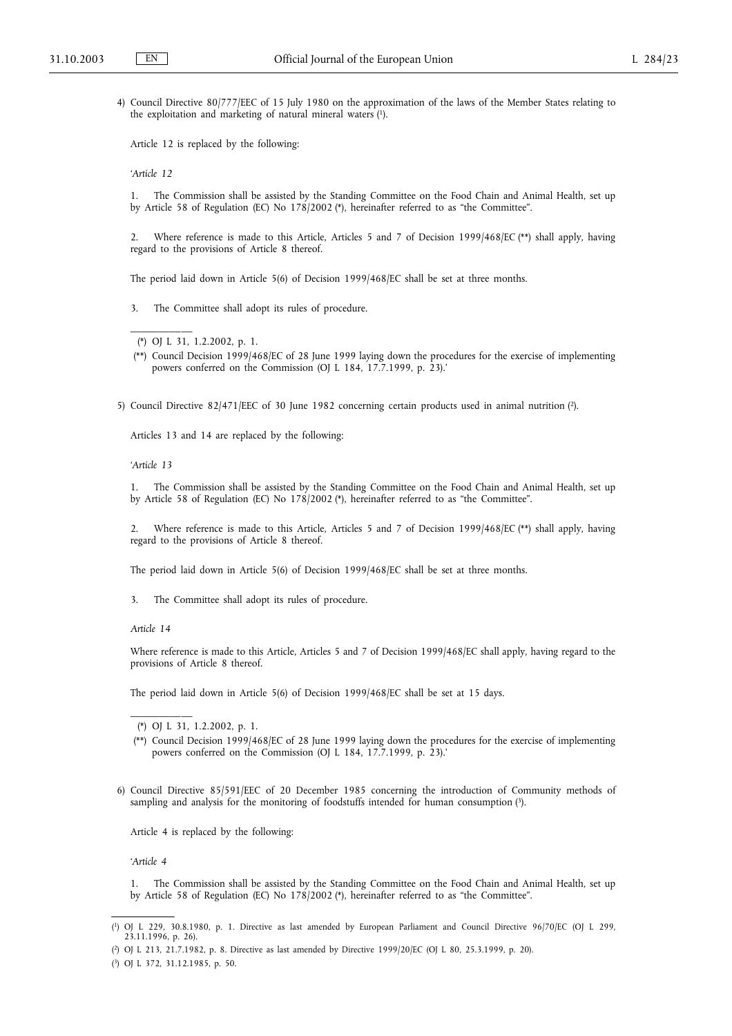4) Council Directive 80/777/EEC of 15 July 1980 on the approximation of the laws of the Member States relating to the exploitation and marketing of natural mineral waters [1].

Article 12 is replaced by the following:

'*Article 12*

1. The Commission shall be assisted by the Standing Committee on the Food Chain and Animal Health, set up by Article 58 of Regulation (EC) No 178/2002 (*), hereinafter referred to as "the Committee".

2. Where reference is made to this Article, Articles 5 and 7 of Decision 1999/468/EC (**) shall apply, having regard to the provisions of Article 8 thereof.

The period laid down in Article 5(6) of Decision 1999/468/EC shall be set at three months.

3. The Committee shall adopt its rules of procedure.

(*) OJ L 31, 1.2.2002, p. 1.

(**) Council Decision 1999/468/EC of 28 June 1999 laying down the procedures for the exercise of implementing powers conferred on the Commission (OJ L 184, 17.7.1999, p. 23).'

5) Council Directive 82/471/EEC of 30 June 1982 concerning certain products used in animal nutrition [2].

Articles 13 and 14 are replaced by the following:

'*Article 13*

1. The Commission shall be assisted by the Standing Committee on the Food Chain and Animal Health, set up by Article 58 of Regulation (EC) No 178/2002 (*), hereinafter referred to as "the Committee".

2. Where reference is made to this Article, Articles 5 and 7 of Decision 1999/468/EC (**) shall apply, having regard to the provisions of Article 8 thereof.

The period laid down in Article 5(6) of Decision 1999/468/EC shall be set at three months.

3. The Committee shall adopt its rules of procedure.

*Article 14*

Where reference is made to this Article, Articles 5 and 7 of Decision 1999/468/EC shall apply, having regard to the provisions of Article 8 thereof.

The period laid down in Article 5(6) of Decision 1999/468/EC shall be set at 15 days.

(*) OJ L 31, 1.2.2002, p. 1.

(**) Council Decision 1999/468/EC of 28 June 1999 laying down the procedures for the exercise of implementing powers conferred on the Commission (OJ L 184, 17.7.1999, p. 23).'

6) Council Directive 85/591/EEC of 20 December 1985 concerning the introduction of Community methods of sampling and analysis for the monitoring of foodstuffs intended for human consumption [3].

Article 4 is replaced by the following:

'*Article 4*

1. The Commission shall be assisted by the Standing Committee on the Food Chain and Animal Health, set up by Article 58 of Regulation (EC) No 178/2002 (*), hereinafter referred to as "the Committee".

---

[1] OJ L 229, 30.8.1980, p. 1. Directive as last amended by European Parliament and Council Directive 96/70/EC (OJ L 299, 23.11.1996, p. 26).

[2] OJ L 213, 21.7.1982, p. 8. Directive as last amended by Directive 1999/20/EC (OJ L 80, 25.3.1999, p. 20).

[3] OJ L 372, 31.12.1985, p. 50.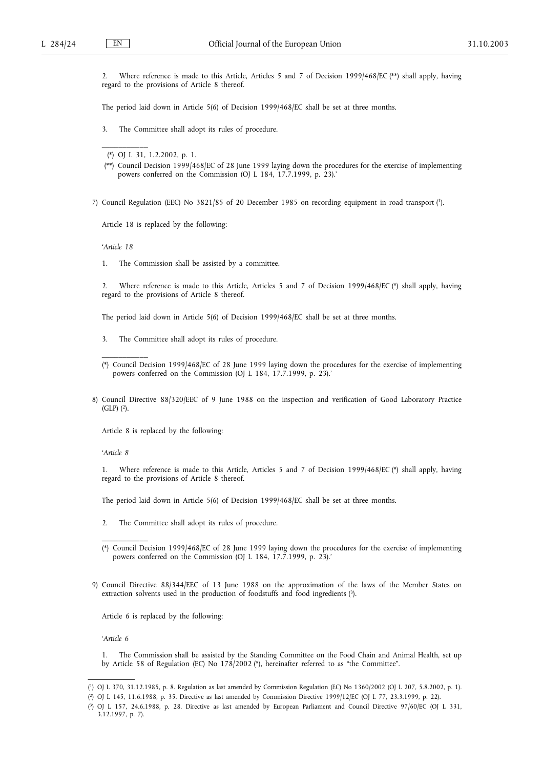2. Where reference is made to this Article, Articles 5 and 7 of Decision 1999/468/EC (**) shall apply, having regard to the provisions of Article 8 thereof.

The period laid down in Article 5(6) of Decision 1999/468/EC shall be set at three months.

3. The Committee shall adopt its rules of procedure.

---

(*) OJ L 31, 1.2.2002, p. 1.

(**) Council Decision 1999/468/EC of 28 June 1999 laying down the procedures for the exercise of implementing powers conferred on the Commission (OJ L 184, 17.7.1999, p. 23).'

7) Council Regulation (EEC) No 3821/85 of 20 December 1985 on recording equipment in road transport [1].

Article 18 is replaced by the following:

'*Article 18*

1. The Commission shall be assisted by a committee.

2. Where reference is made to this Article, Articles 5 and 7 of Decision 1999/468/EC (*) shall apply, having regard to the provisions of Article 8 thereof.

The period laid down in Article 5(6) of Decision 1999/468/EC shall be set at three months.

3. The Committee shall adopt its rules of procedure.

---

(*) Council Decision 1999/468/EC of 28 June 1999 laying down the procedures for the exercise of implementing powers conferred on the Commission (OJ L 184, 17.7.1999, p. 23).'

8) Council Directive 88/320/EEC of 9 June 1988 on the inspection and verification of Good Laboratory Practice (GLP) [2].

Article 8 is replaced by the following:

'*Article 8*

1. Where reference is made to this Article, Articles 5 and 7 of Decision 1999/468/EC (*) shall apply, having regard to the provisions of Article 8 thereof.

The period laid down in Article 5(6) of Decision 1999/468/EC shall be set at three months.

2. The Committee shall adopt its rules of procedure.

---

(*) Council Decision 1999/468/EC of 28 June 1999 laying down the procedures for the exercise of implementing powers conferred on the Commission (OJ L 184, 17.7.1999, p. 23).'

9) Council Directive 88/344/EEC of 13 June 1988 on the approximation of the laws of the Member States on extraction solvents used in the production of foodstuffs and food ingredients [3].

Article 6 is replaced by the following:

'*Article 6*

1. The Commission shall be assisted by the Standing Committee on the Food Chain and Animal Health, set up by Article 58 of Regulation (EC) No 178/2002 (*), hereinafter referred to as "the Committee".

---

[1] OJ L 370, 31.12.1985, p. 8. Regulation as last amended by Commission Regulation (EC) No 1360/2002 (OJ L 207, 5.8.2002, p. 1).

[2] OJ L 145, 11.6.1988, p. 35. Directive as last amended by Commission Directive 1999/12/EC (OJ L 77, 23.3.1999, p. 22).

[3] OJ L 157, 24.6.1988, p. 28. Directive as last amended by European Parliament and Council Directive 97/60/EC (OJ L 331, 3.12.1997, p. 7).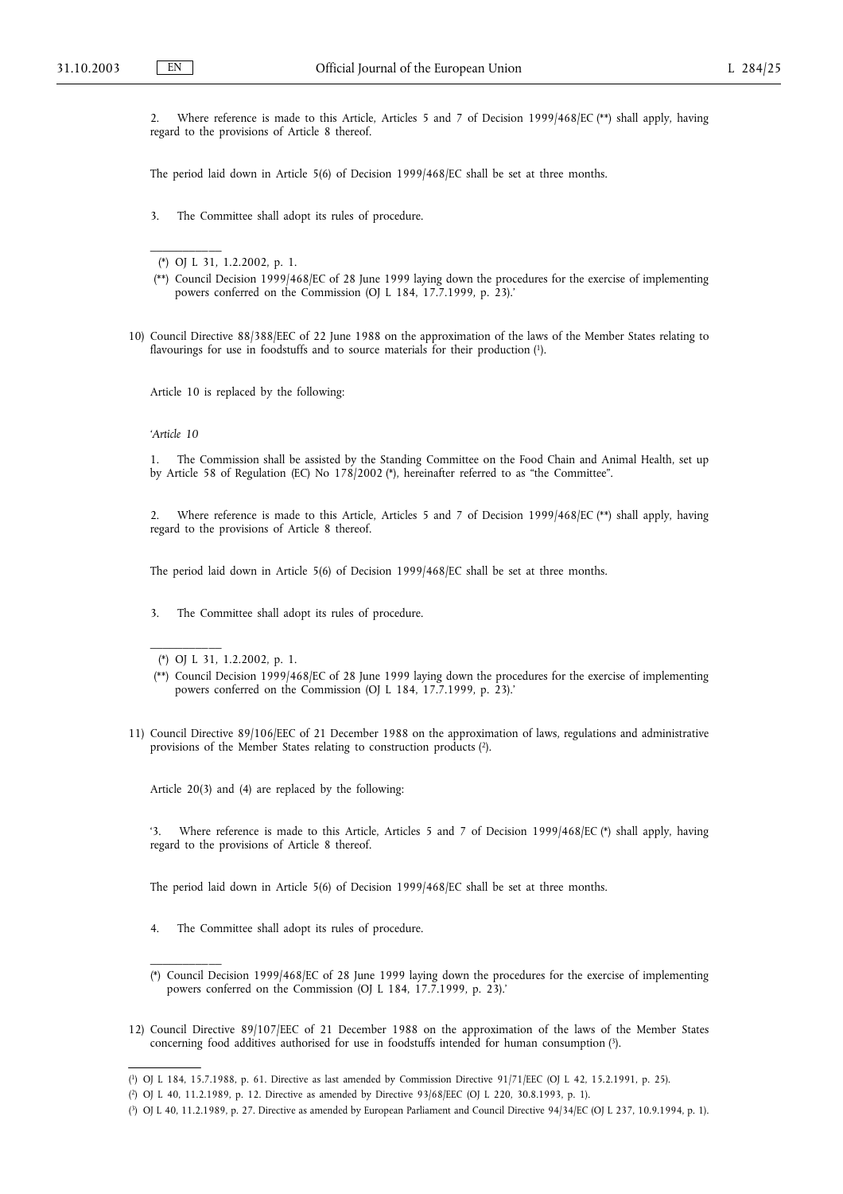2. Where reference is made to this Article, Articles 5 and 7 of Decision 1999/468/EC (**) shall apply, having regard to the provisions of Article 8 thereof.

The period laid down in Article 5(6) of Decision 1999/468/EC shall be set at three months.

3. The Committee shall adopt its rules of procedure.

(*) OJ L 31, 1.2.2002, p. 1.

(**) Council Decision 1999/468/EC of 28 June 1999 laying down the procedures for the exercise of implementing powers conferred on the Commission (OJ L 184, 17.7.1999, p. 23).'

10) Council Directive 88/388/EEC of 22 June 1988 on the approximation of the laws of the Member States relating to flavourings for use in foodstuffs and to source materials for their production [1].

Article 10 is replaced by the following:

'*Article 10*

1. The Commission shall be assisted by the Standing Committee on the Food Chain and Animal Health, set up by Article 58 of Regulation (EC) No 178/2002 (*), hereinafter referred to as "the Committee".

2. Where reference is made to this Article, Articles 5 and 7 of Decision 1999/468/EC (**) shall apply, having regard to the provisions of Article 8 thereof.

The period laid down in Article 5(6) of Decision 1999/468/EC shall be set at three months.

3. The Committee shall adopt its rules of procedure.

(*) OJ L 31, 1.2.2002, p. 1.

(**) Council Decision 1999/468/EC of 28 June 1999 laying down the procedures for the exercise of implementing powers conferred on the Commission (OJ L 184, 17.7.1999, p. 23).'

11) Council Directive 89/106/EEC of 21 December 1988 on the approximation of laws, regulations and administrative provisions of the Member States relating to construction products [2].

Article 20(3) and (4) are replaced by the following:

'3. Where reference is made to this Article, Articles 5 and 7 of Decision 1999/468/EC (*) shall apply, having regard to the provisions of Article 8 thereof.

The period laid down in Article 5(6) of Decision 1999/468/EC shall be set at three months.

4. The Committee shall adopt its rules of procedure.

(*) Council Decision 1999/468/EC of 28 June 1999 laying down the procedures for the exercise of implementing powers conferred on the Commission (OJ L 184, 17.7.1999, p. 23).'

12) Council Directive 89/107/EEC of 21 December 1988 on the approximation of the laws of the Member States concerning food additives authorised for use in foodstuffs intended for human consumption [3].

---

[1] OJ L 184, 15.7.1988, p. 61. Directive as last amended by Commission Directive 91/71/EEC (OJ L 42, 15.2.1991, p. 25).

[2] OJ L 40, 11.2.1989, p. 12. Directive as amended by Directive 93/68/EEC (OJ L 220, 30.8.1993, p. 1).

[3] OJ L 40, 11.2.1989, p. 27. Directive as amended by European Parliament and Council Directive 94/34/EC (OJ L 237, 10.9.1994, p. 1).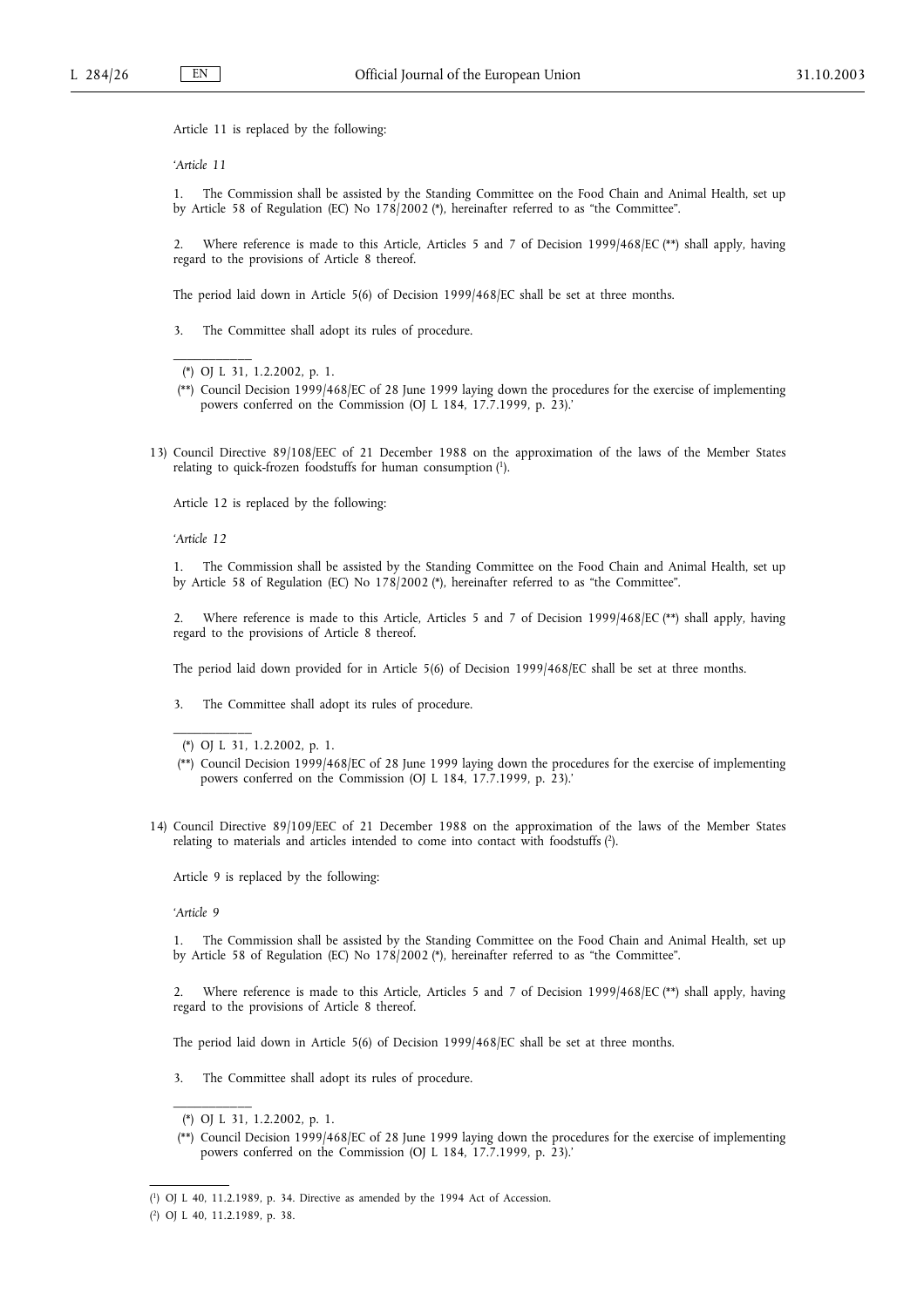Article 11 is replaced by the following:

'*Article 11*

1. The Commission shall be assisted by the Standing Committee on the Food Chain and Animal Health, set up by Article 58 of Regulation (EC) No 178/2002 (*), hereinafter referred to as "the Committee".

2. Where reference is made to this Article, Articles 5 and 7 of Decision 1999/468/EC (**) shall apply, having regard to the provisions of Article 8 thereof.

The period laid down in Article 5(6) of Decision 1999/468/EC shall be set at three months.

3. The Committee shall adopt its rules of procedure.

(*) OJ L 31, 1.2.2002, p. 1.

(**) Council Decision 1999/468/EC of 28 June 1999 laying down the procedures for the exercise of implementing powers conferred on the Commission (OJ L 184, 17.7.1999, p. 23).'

13) Council Directive 89/108/EEC of 21 December 1988 on the approximation of the laws of the Member States relating to quick-frozen foodstuffs for human consumption [1].

Article 12 is replaced by the following:

'*Article 12*

1. The Commission shall be assisted by the Standing Committee on the Food Chain and Animal Health, set up by Article 58 of Regulation (EC) No 178/2002 (*), hereinafter referred to as "the Committee".

2. Where reference is made to this Article, Articles 5 and 7 of Decision 1999/468/EC (**) shall apply, having regard to the provisions of Article 8 thereof.

The period laid down provided for in Article 5(6) of Decision 1999/468/EC shall be set at three months.

3. The Committee shall adopt its rules of procedure.

(*) OJ L 31, 1.2.2002, p. 1.

(**) Council Decision 1999/468/EC of 28 June 1999 laying down the procedures for the exercise of implementing powers conferred on the Commission (OJ L 184, 17.7.1999, p. 23).'

14) Council Directive 89/109/EEC of 21 December 1988 on the approximation of the laws of the Member States relating to materials and articles intended to come into contact with foodstuffs [2].

Article 9 is replaced by the following:

'*Article 9*

1. The Commission shall be assisted by the Standing Committee on the Food Chain and Animal Health, set up by Article 58 of Regulation (EC) No 178/2002 (*), hereinafter referred to as "the Committee".

2. Where reference is made to this Article, Articles 5 and 7 of Decision 1999/468/EC (**) shall apply, having regard to the provisions of Article 8 thereof.

The period laid down in Article 5(6) of Decision 1999/468/EC shall be set at three months.

3. The Committee shall adopt its rules of procedure.

(*) OJ L 31, 1.2.2002, p. 1.

(**) Council Decision 1999/468/EC of 28 June 1999 laying down the procedures for the exercise of implementing powers conferred on the Commission (OJ L 184, 17.7.1999, p. 23).'

---

[1] OJ L 40, 11.2.1989, p. 34. Directive as amended by the 1994 Act of Accession.

[2] OJ L 40, 11.2.1989, p. 38.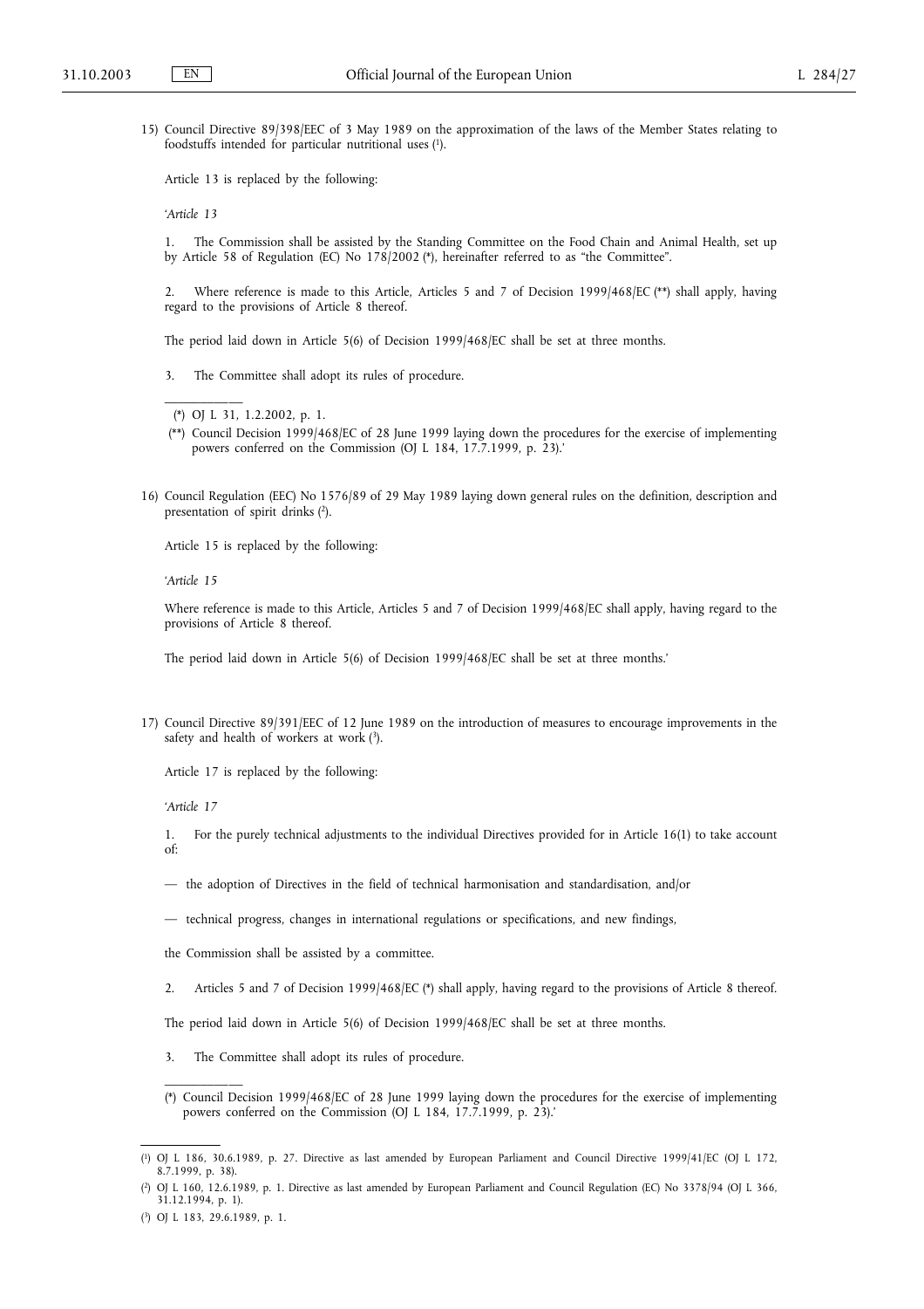15) Council Directive 89/398/EEC of 3 May 1989 on the approximation of the laws of the Member States relating to foodstuffs intended for particular nutritional uses [1].

Article 13 is replaced by the following:

'*Article 13*

1. The Commission shall be assisted by the Standing Committee on the Food Chain and Animal Health, set up by Article 58 of Regulation (EC) No 178/2002 (*), hereinafter referred to as "the Committee".

2. Where reference is made to this Article, Articles 5 and 7 of Decision 1999/468/EC (**) shall apply, having regard to the provisions of Article 8 thereof.

The period laid down in Article 5(6) of Decision 1999/468/EC shall be set at three months.

3. The Committee shall adopt its rules of procedure.

(*) OJ L 31, 1.2.2002, p. 1.

(**) Council Decision 1999/468/EC of 28 June 1999 laying down the procedures for the exercise of implementing powers conferred on the Commission (OJ L 184, 17.7.1999, p. 23).'

16) Council Regulation (EEC) No 1576/89 of 29 May 1989 laying down general rules on the definition, description and presentation of spirit drinks [2].

Article 15 is replaced by the following:

'*Article 15*

Where reference is made to this Article, Articles 5 and 7 of Decision 1999/468/EC shall apply, having regard to the provisions of Article 8 thereof.

The period laid down in Article 5(6) of Decision 1999/468/EC shall be set at three months.'

17) Council Directive 89/391/EEC of 12 June 1989 on the introduction of measures to encourage improvements in the safety and health of workers at work [3].

Article 17 is replaced by the following:

'*Article 17*

1. For the purely technical adjustments to the individual Directives provided for in Article 16(1) to take account of:

— the adoption of Directives in the field of technical harmonisation and standardisation, and/or

— technical progress, changes in international regulations or specifications, and new findings,

the Commission shall be assisted by a committee.

2. Articles 5 and 7 of Decision 1999/468/EC (*) shall apply, having regard to the provisions of Article 8 thereof.

The period laid down in Article 5(6) of Decision 1999/468/EC shall be set at three months.

3. The Committee shall adopt its rules of procedure.

(*) Council Decision 1999/468/EC of 28 June 1999 laying down the procedures for the exercise of implementing powers conferred on the Commission (OJ L 184, 17.7.1999, p. 23).'

---

[1] OJ L 186, 30.6.1989, p. 27. Directive as last amended by European Parliament and Council Directive 1999/41/EC (OJ L 172, 8.7.1999, p. 38).

[2] OJ L 160, 12.6.1989, p. 1. Directive as last amended by European Parliament and Council Regulation (EC) No 3378/94 (OJ L 366, 31.12.1994, p. 1).

[3] OJ L 183, 29.6.1989, p. 1.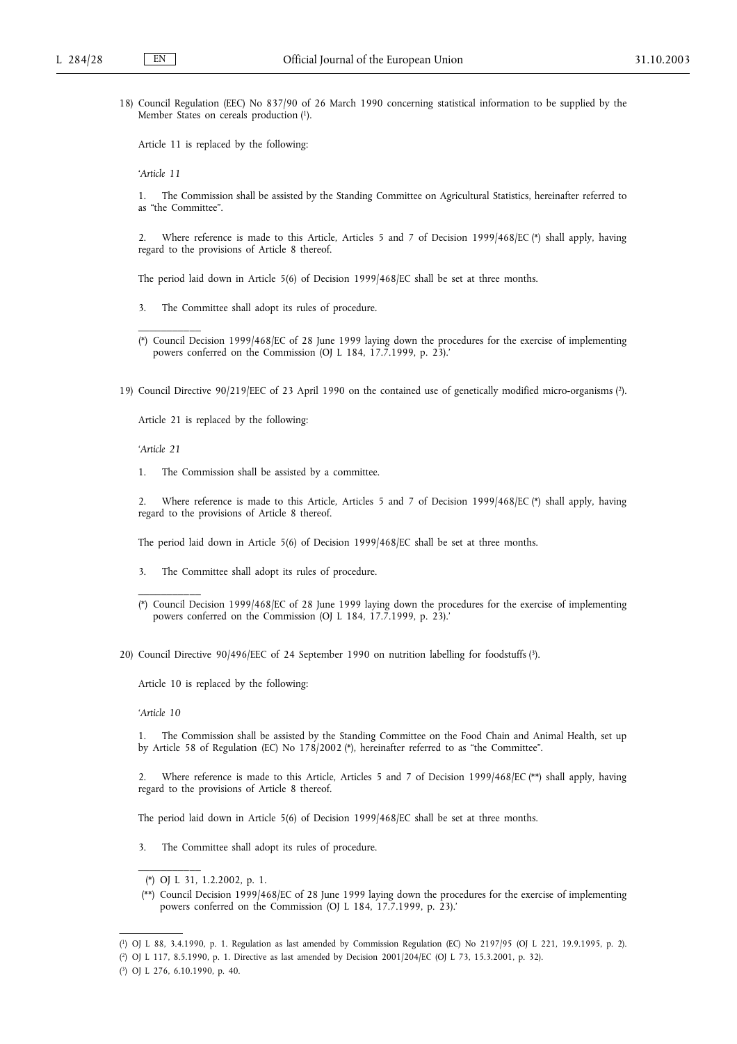18) Council Regulation (EEC) No 837/90 of 26 March 1990 concerning statistical information to be supplied by the Member States on cereals production [1].

Article 11 is replaced by the following:

'*Article 11*

1. The Commission shall be assisted by the Standing Committee on Agricultural Statistics, hereinafter referred to as "the Committee".

2. Where reference is made to this Article, Articles 5 and 7 of Decision 1999/468/EC (*) shall apply, having regard to the provisions of Article 8 thereof.

The period laid down in Article 5(6) of Decision 1999/468/EC shall be set at three months.

3. The Committee shall adopt its rules of procedure.

(*) Council Decision 1999/468/EC of 28 June 1999 laying down the procedures for the exercise of implementing powers conferred on the Commission (OJ L 184, 17.7.1999, p. 23).'

19) Council Directive 90/219/EEC of 23 April 1990 on the contained use of genetically modified micro-organisms [2].

Article 21 is replaced by the following:

'*Article 21*

1. The Commission shall be assisted by a committee.

2. Where reference is made to this Article, Articles 5 and 7 of Decision 1999/468/EC (*) shall apply, having regard to the provisions of Article 8 thereof.

The period laid down in Article 5(6) of Decision 1999/468/EC shall be set at three months.

3. The Committee shall adopt its rules of procedure.

(*) Council Decision 1999/468/EC of 28 June 1999 laying down the procedures for the exercise of implementing powers conferred on the Commission (OJ L 184, 17.7.1999, p. 23).'

20) Council Directive 90/496/EEC of 24 September 1990 on nutrition labelling for foodstuffs [3].

Article 10 is replaced by the following:

'*Article 10*

1. The Commission shall be assisted by the Standing Committee on the Food Chain and Animal Health, set up by Article 58 of Regulation (EC) No 178/2002 (*), hereinafter referred to as "the Committee".

2. Where reference is made to this Article, Articles 5 and 7 of Decision 1999/468/EC (**) shall apply, having regard to the provisions of Article 8 thereof.

The period laid down in Article 5(6) of Decision 1999/468/EC shall be set at three months.

3. The Committee shall adopt its rules of procedure.

(*) OJ L 31, 1.2.2002, p. 1.

(**) Council Decision 1999/468/EC of 28 June 1999 laying down the procedures for the exercise of implementing powers conferred on the Commission (OJ L 184, 17.7.1999, p. 23).'

---

[1] OJ L 88, 3.4.1990, p. 1. Regulation as last amended by Commission Regulation (EC) No 2197/95 (OJ L 221, 19.9.1995, p. 2).

[2] OJ L 117, 8.5.1990, p. 1. Directive as last amended by Decision 2001/204/EC (OJ L 73, 15.3.2001, p. 32).

[3] OJ L 276, 6.10.1990, p. 40.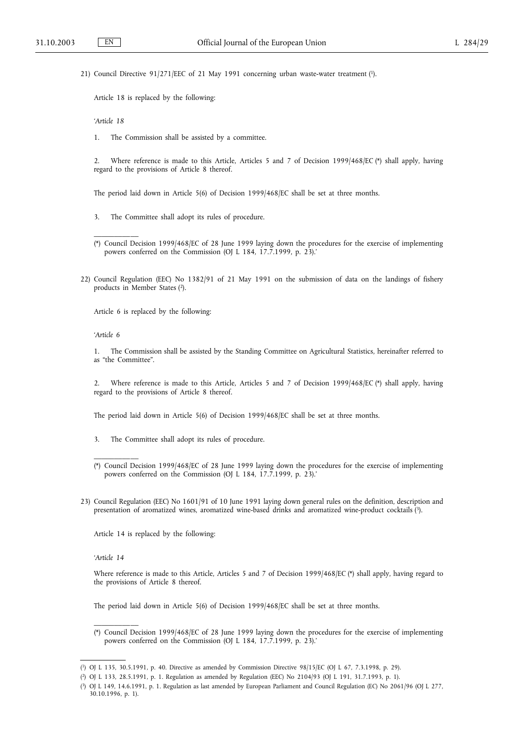21) Council Directive 91/271/EEC of 21 May 1991 concerning urban waste-water treatment [1].

Article 18 is replaced by the following:

'*Article 18*

1. The Commission shall be assisted by a committee.

2. Where reference is made to this Article, Articles 5 and 7 of Decision 1999/468/EC (*) shall apply, having regard to the provisions of Article 8 thereof.

The period laid down in Article 5(6) of Decision 1999/468/EC shall be set at three months.

3. The Committee shall adopt its rules of procedure.

---

(*) Council Decision 1999/468/EC of 28 June 1999 laying down the procedures for the exercise of implementing powers conferred on the Commission (OJ L 184, 17.7.1999, p. 23).'

22) Council Regulation (EEC) No 1382/91 of 21 May 1991 on the submission of data on the landings of fishery products in Member States [2].

Article 6 is replaced by the following:

'*Article 6*

1. The Commission shall be assisted by the Standing Committee on Agricultural Statistics, hereinafter referred to as "the Committee".

2. Where reference is made to this Article, Articles 5 and 7 of Decision 1999/468/EC (*) shall apply, having regard to the provisions of Article 8 thereof.

The period laid down in Article 5(6) of Decision 1999/468/EC shall be set at three months.

3. The Committee shall adopt its rules of procedure.

---

(*) Council Decision 1999/468/EC of 28 June 1999 laying down the procedures for the exercise of implementing powers conferred on the Commission (OJ L 184, 17.7.1999, p. 23).'

23) Council Regulation (EEC) No 1601/91 of 10 June 1991 laying down general rules on the definition, description and presentation of aromatized wines, aromatized wine-based drinks and aromatized wine-product cocktails [3].

Article 14 is replaced by the following:

'*Article 14*

Where reference is made to this Article, Articles 5 and 7 of Decision 1999/468/EC (*) shall apply, having regard to the provisions of Article 8 thereof.

The period laid down in Article 5(6) of Decision 1999/468/EC shall be set at three months.

---

(*) Council Decision 1999/468/EC of 28 June 1999 laying down the procedures for the exercise of implementing powers conferred on the Commission (OJ L 184, 17.7.1999, p. 23).'

---

[1] OJ L 135, 30.5.1991, p. 40. Directive as amended by Commission Directive 98/15/EC (OJ L 67, 7.3.1998, p. 29).

[2] OJ L 133, 28.5.1991, p. 1. Regulation as amended by Regulation (EEC) No 2104/93 (OJ L 191, 31.7.1993, p. 1).

[3] OJ L 149, 14.6.1991, p. 1. Regulation as last amended by European Parliament and Council Regulation (EC) No 2061/96 (OJ L 277, 30.10.1996, p. 1).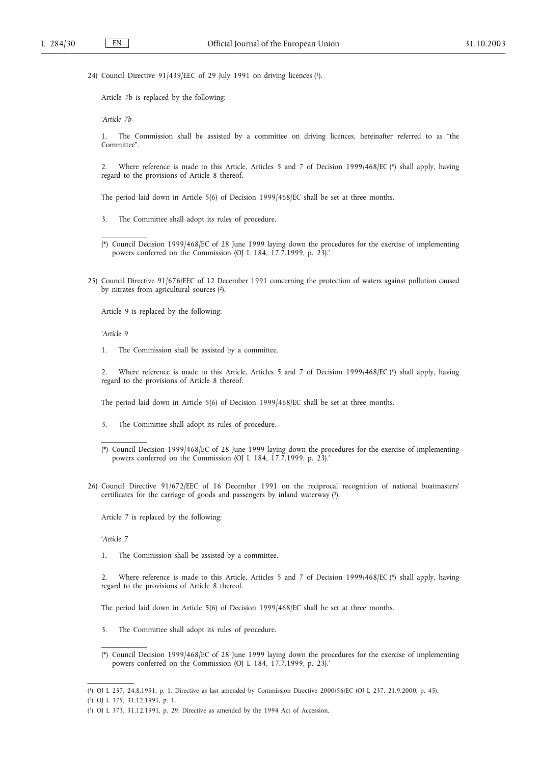24) Council Directive 91/439/EEC of 29 July 1991 on driving licences [1].

Article 7b is replaced by the following:

'*Article 7b*

1. The Commission shall be assisted by a committee on driving licences, hereinafter referred to as "the Committee".

2. Where reference is made to this Article, Articles 5 and 7 of Decision 1999/468/EC (*) shall apply, having regard to the provisions of Article 8 thereof.

The period laid down in Article 5(6) of Decision 1999/468/EC shall be set at three months.

3. The Committee shall adopt its rules of procedure.

(*) Council Decision 1999/468/EC of 28 June 1999 laying down the procedures for the exercise of implementing powers conferred on the Commission (OJ L 184, 17.7.1999, p. 23).'

25) Council Directive 91/676/EEC of 12 December 1991 concerning the protection of waters against pollution caused by nitrates from agricultural sources [2].

Article 9 is replaced by the following:

'*Article 9*

1. The Commission shall be assisted by a committee.

2. Where reference is made to this Article, Articles 5 and 7 of Decision 1999/468/EC (*) shall apply, having regard to the provisions of Article 8 thereof.

The period laid down in Article 5(6) of Decision 1999/468/EC shall be set at three months.

3. The Committee shall adopt its rules of procedure.

(*) Council Decision 1999/468/EC of 28 June 1999 laying down the procedures for the exercise of implementing powers conferred on the Commission (OJ L 184, 17.7.1999, p. 23).'

26) Council Directive 91/672/EEC of 16 December 1991 on the reciprocal recognition of national boatmasters' certificates for the carriage of goods and passengers by inland waterway [3].

Article 7 is replaced by the following:

'*Article 7*

1. The Commission shall be assisted by a committee.

2. Where reference is made to this Article, Articles 5 and 7 of Decision 1999/468/EC (*) shall apply, having regard to the provisions of Article 8 thereof.

The period laid down in Article 5(6) of Decision 1999/468/EC shall be set at three months.

3. The Committee shall adopt its rules of procedure.

(*) Council Decision 1999/468/EC of 28 June 1999 laying down the procedures for the exercise of implementing powers conferred on the Commission (OJ L 184, 17.7.1999, p. 23).'

[1] OJ L 237, 24.8.1991, p. 1. Directive as last amended by Commission Directive 2000/56/EC (OJ L 237, 21.9.2000, p. 45).

[2] OJ L 375, 31.12.1991, p. 1.

[3] OJ L 373, 31.12.1991, p. 29. Directive as amended by the 1994 Act of Accession.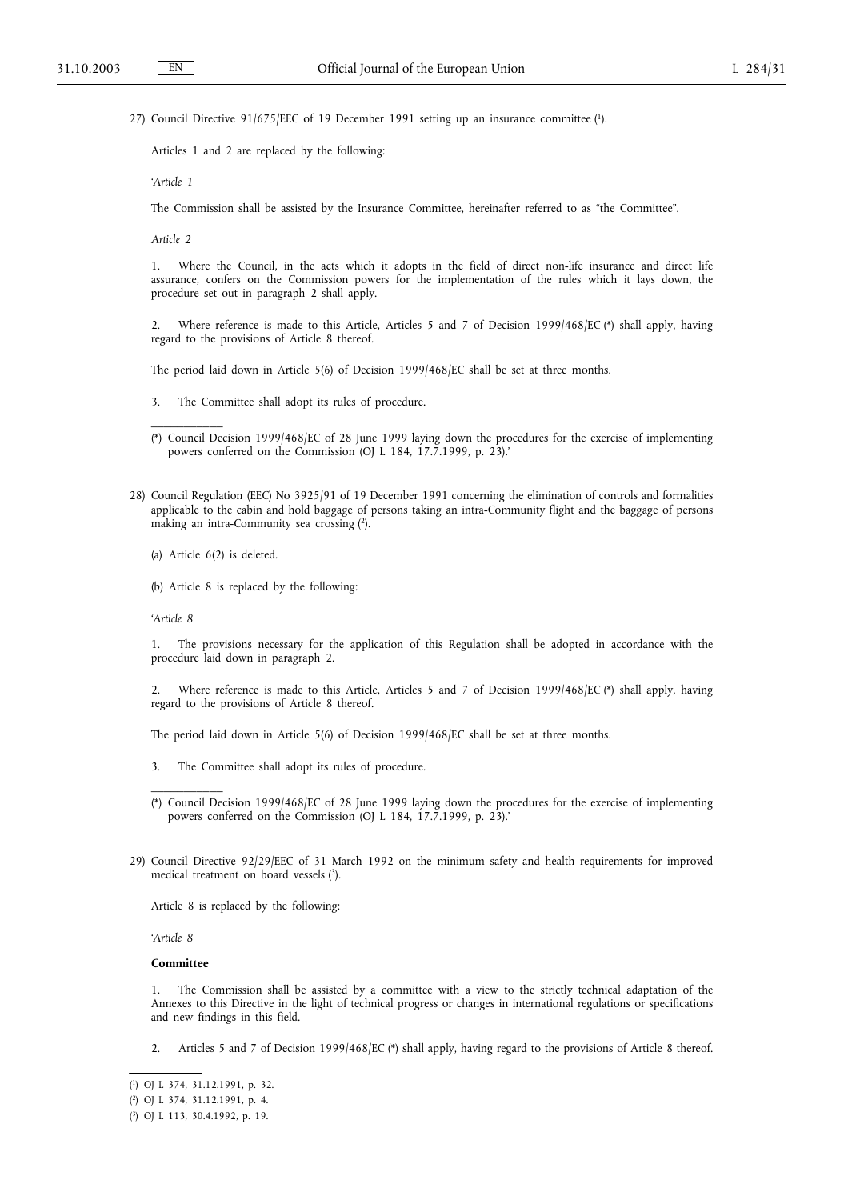27) Council Directive 91/675/EEC of 19 December 1991 setting up an insurance committee [1].

Articles 1 and 2 are replaced by the following:

'*Article 1*

The Commission shall be assisted by the Insurance Committee, hereinafter referred to as "the Committee".

*Article 2*

1. Where the Council, in the acts which it adopts in the field of direct non-life insurance and direct life assurance, confers on the Commission powers for the implementation of the rules which it lays down, the procedure set out in paragraph 2 shall apply.

2. Where reference is made to this Article, Articles 5 and 7 of Decision 1999/468/EC (*) shall apply, having regard to the provisions of Article 8 thereof.

The period laid down in Article 5(6) of Decision 1999/468/EC shall be set at three months.

3. The Committee shall adopt its rules of procedure.

(*) Council Decision 1999/468/EC of 28 June 1999 laying down the procedures for the exercise of implementing powers conferred on the Commission (OJ L 184, 17.7.1999, p. 23).'

28) Council Regulation (EEC) No 3925/91 of 19 December 1991 concerning the elimination of controls and formalities applicable to the cabin and hold baggage of persons taking an intra-Community flight and the baggage of persons making an intra-Community sea crossing [2].

(a) Article 6(2) is deleted.

(b) Article 8 is replaced by the following:

'*Article 8*

1. The provisions necessary for the application of this Regulation shall be adopted in accordance with the procedure laid down in paragraph 2.

2. Where reference is made to this Article, Articles 5 and 7 of Decision 1999/468/EC (*) shall apply, having regard to the provisions of Article 8 thereof.

The period laid down in Article 5(6) of Decision 1999/468/EC shall be set at three months.

3. The Committee shall adopt its rules of procedure.

(*) Council Decision 1999/468/EC of 28 June 1999 laying down the procedures for the exercise of implementing powers conferred on the Commission (OJ L 184, 17.7.1999, p. 23).'

29) Council Directive 92/29/EEC of 31 March 1992 on the minimum safety and health requirements for improved medical treatment on board vessels [3].

Article 8 is replaced by the following:

'*Article 8*

**Committee**

1. The Commission shall be assisted by a committee with a view to the strictly technical adaptation of the Annexes to this Directive in the light of technical progress or changes in international regulations or specifications and new findings in this field.

2. Articles 5 and 7 of Decision 1999/468/EC (*) shall apply, having regard to the provisions of Article 8 thereof.

[1] OJ L 374, 31.12.1991, p. 32.

[2] OJ L 374, 31.12.1991, p. 4.

[3] OJ L 113, 30.4.1992, p. 19.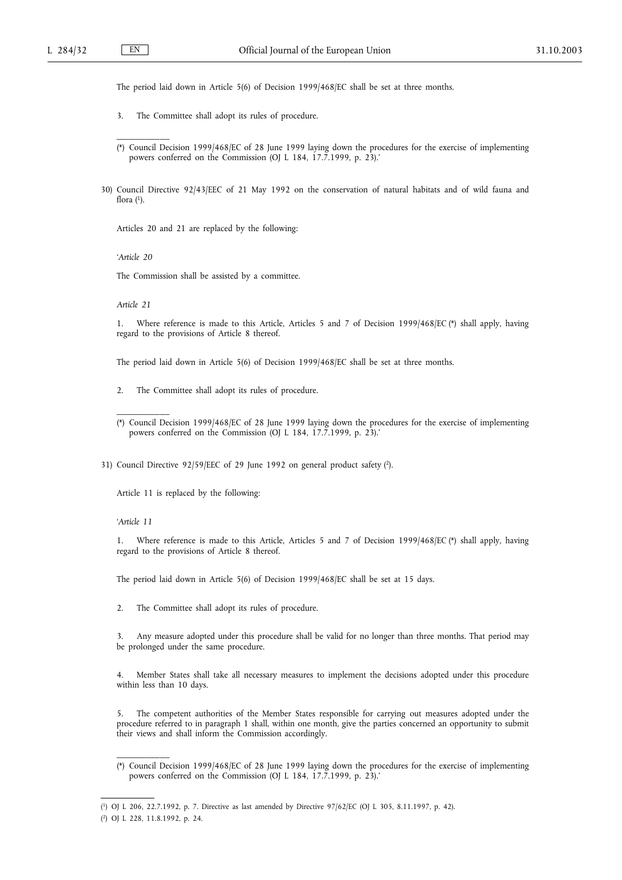The period laid down in Article 5(6) of Decision 1999/468/EC shall be set at three months.

3. The Committee shall adopt its rules of procedure.

---

(*) Council Decision 1999/468/EC of 28 June 1999 laying down the procedures for the exercise of implementing powers conferred on the Commission (OJ L 184, 17.7.1999, p. 23).'

30) Council Directive 92/43/EEC of 21 May 1992 on the conservation of natural habitats and of wild fauna and flora [1].

Articles 20 and 21 are replaced by the following:

'*Article 20*

The Commission shall be assisted by a committee.

*Article 21*

1. Where reference is made to this Article, Articles 5 and 7 of Decision 1999/468/EC (*) shall apply, having regard to the provisions of Article 8 thereof.

The period laid down in Article 5(6) of Decision 1999/468/EC shall be set at three months.

2. The Committee shall adopt its rules of procedure.

---

(*) Council Decision 1999/468/EC of 28 June 1999 laying down the procedures for the exercise of implementing powers conferred on the Commission (OJ L 184, 17.7.1999, p. 23).'

31) Council Directive 92/59/EEC of 29 June 1992 on general product safety [2].

Article 11 is replaced by the following:

'*Article 11*

1. Where reference is made to this Article, Articles 5 and 7 of Decision 1999/468/EC (*) shall apply, having regard to the provisions of Article 8 thereof.

The period laid down in Article 5(6) of Decision 1999/468/EC shall be set at 15 days.

2. The Committee shall adopt its rules of procedure.

3. Any measure adopted under this procedure shall be valid for no longer than three months. That period may be prolonged under the same procedure.

4. Member States shall take all necessary measures to implement the decisions adopted under this procedure within less than 10 days.

5. The competent authorities of the Member States responsible for carrying out measures adopted under the procedure referred to in paragraph 1 shall, within one month, give the parties concerned an opportunity to submit their views and shall inform the Commission accordingly.

---

(*) Council Decision 1999/468/EC of 28 June 1999 laying down the procedures for the exercise of implementing powers conferred on the Commission (OJ L 184, 17.7.1999, p. 23).'

---

[1] OJ L 206, 22.7.1992, p. 7. Directive as last amended by Directive 97/62/EC (OJ L 305, 8.11.1997, p. 42).

[2] OJ L 228, 11.8.1992, p. 24.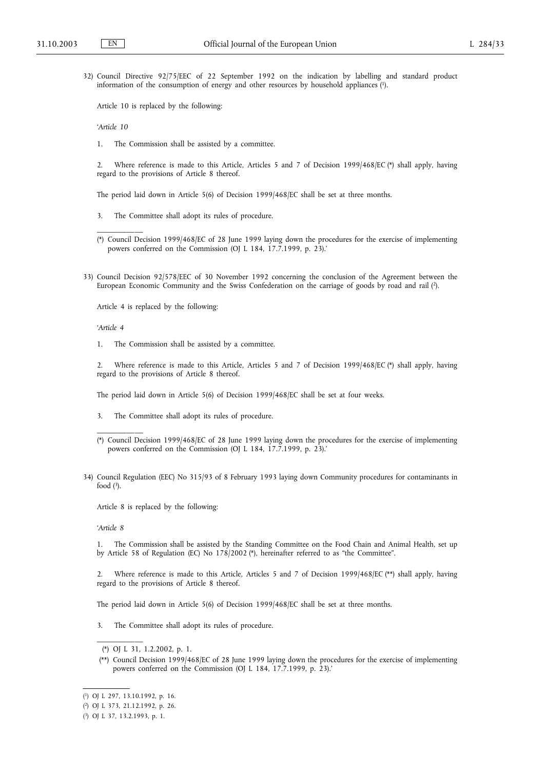32) Council Directive 92/75/EEC of 22 September 1992 on the indication by labelling and standard product information of the consumption of energy and other resources by household appliances ([1]).

Article 10 is replaced by the following:

'*Article 10*

1. The Commission shall be assisted by a committee.

2. Where reference is made to this Article, Articles 5 and 7 of Decision 1999/468/EC (*) shall apply, having regard to the provisions of Article 8 thereof.

The period laid down in Article 5(6) of Decision 1999/468/EC shall be set at three months.

3. The Committee shall adopt its rules of procedure.

---

(*) Council Decision 1999/468/EC of 28 June 1999 laying down the procedures for the exercise of implementing powers conferred on the Commission (OJ L 184, 17.7.1999, p. 23).'

33) Council Decision 92/578/EEC of 30 November 1992 concerning the conclusion of the Agreement between the European Economic Community and the Swiss Confederation on the carriage of goods by road and rail ([2]).

Article 4 is replaced by the following:

'*Article 4*

1. The Commission shall be assisted by a committee.

2. Where reference is made to this Article, Articles 5 and 7 of Decision 1999/468/EC (*) shall apply, having regard to the provisions of Article 8 thereof.

The period laid down in Article 5(6) of Decision 1999/468/EC shall be set at four weeks.

3. The Committee shall adopt its rules of procedure.

---

(*) Council Decision 1999/468/EC of 28 June 1999 laying down the procedures for the exercise of implementing powers conferred on the Commission (OJ L 184, 17.7.1999, p. 23).'

34) Council Regulation (EEC) No 315/93 of 8 February 1993 laying down Community procedures for contaminants in food ([3]).

Article 8 is replaced by the following:

'*Article 8*

1. The Commission shall be assisted by the Standing Committee on the Food Chain and Animal Health, set up by Article 58 of Regulation (EC) No 178/2002 (*), hereinafter referred to as "the Committee".

2. Where reference is made to this Article, Articles 5 and 7 of Decision 1999/468/EC (**) shall apply, having regard to the provisions of Article 8 thereof.

The period laid down in Article 5(6) of Decision 1999/468/EC shall be set at three months.

3. The Committee shall adopt its rules of procedure.

---

(*) OJ L 31, 1.2.2002, p. 1.

(**) Council Decision 1999/468/EC of 28 June 1999 laying down the procedures for the exercise of implementing powers conferred on the Commission (OJ L 184, 17.7.1999, p. 23).'

---

[1] OJ L 297, 13.10.1992, p. 16.

[2] OJ L 373, 21.12.1992, p. 26.

[3] OJ L 37, 13.2.1993, p. 1.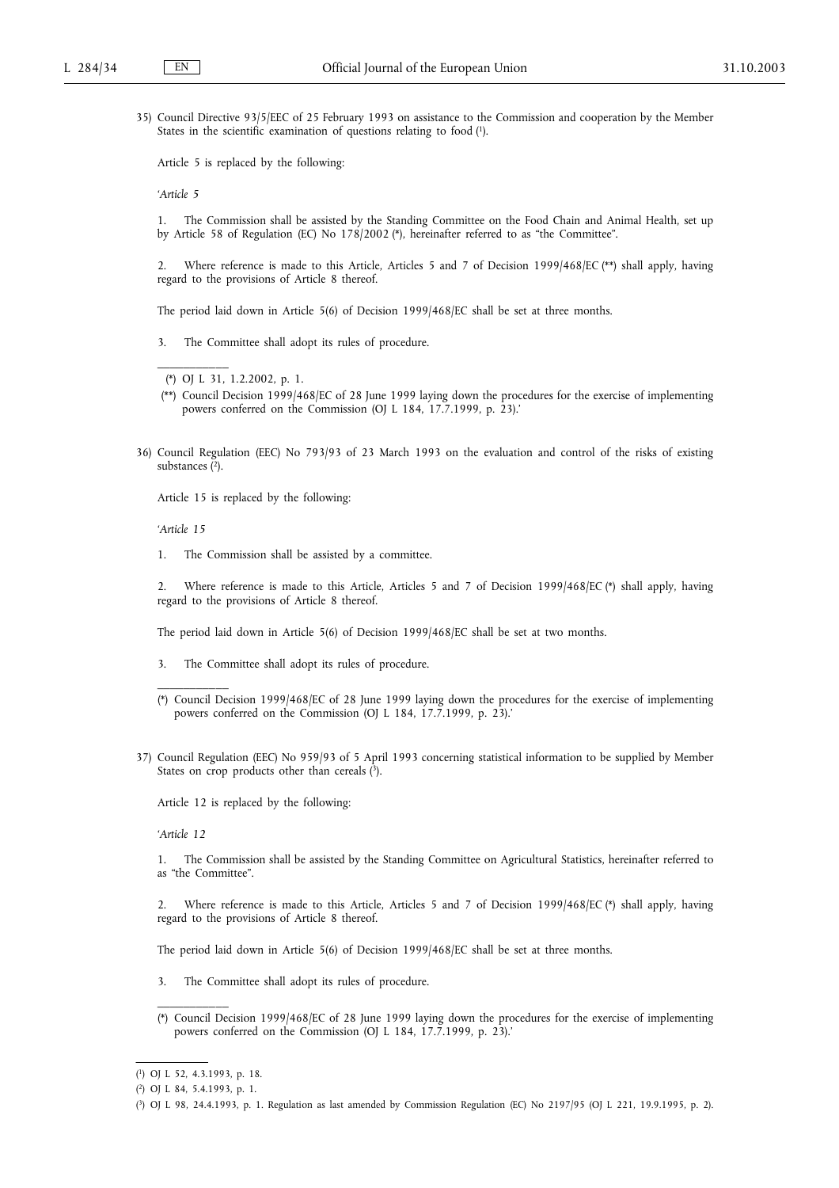35) Council Directive 93/5/EEC of 25 February 1993 on assistance to the Commission and cooperation by the Member States in the scientific examination of questions relating to food [1].

Article 5 is replaced by the following:

'*Article 5*

1. The Commission shall be assisted by the Standing Committee on the Food Chain and Animal Health, set up by Article 58 of Regulation (EC) No 178/2002 (*), hereinafter referred to as "the Committee".

2. Where reference is made to this Article, Articles 5 and 7 of Decision 1999/468/EC (**) shall apply, having regard to the provisions of Article 8 thereof.

The period laid down in Article 5(6) of Decision 1999/468/EC shall be set at three months.

3. The Committee shall adopt its rules of procedure.

(*) OJ L 31, 1.2.2002, p. 1.

(**) Council Decision 1999/468/EC of 28 June 1999 laying down the procedures for the exercise of implementing powers conferred on the Commission (OJ L 184, 17.7.1999, p. 23).'

36) Council Regulation (EEC) No 793/93 of 23 March 1993 on the evaluation and control of the risks of existing substances [2].

Article 15 is replaced by the following:

'*Article 15*

1. The Commission shall be assisted by a committee.

2. Where reference is made to this Article, Articles 5 and 7 of Decision 1999/468/EC (*) shall apply, having regard to the provisions of Article 8 thereof.

The period laid down in Article 5(6) of Decision 1999/468/EC shall be set at two months.

3. The Committee shall adopt its rules of procedure.

(*) Council Decision 1999/468/EC of 28 June 1999 laying down the procedures for the exercise of implementing powers conferred on the Commission (OJ L 184, 17.7.1999, p. 23).'

37) Council Regulation (EEC) No 959/93 of 5 April 1993 concerning statistical information to be supplied by Member States on crop products other than cereals [3].

Article 12 is replaced by the following:

'*Article 12*

1. The Commission shall be assisted by the Standing Committee on Agricultural Statistics, hereinafter referred to as "the Committee".

2. Where reference is made to this Article, Articles 5 and 7 of Decision 1999/468/EC (*) shall apply, having regard to the provisions of Article 8 thereof.

The period laid down in Article 5(6) of Decision 1999/468/EC shall be set at three months.

3. The Committee shall adopt its rules of procedure.

(*) Council Decision 1999/468/EC of 28 June 1999 laying down the procedures for the exercise of implementing powers conferred on the Commission (OJ L 184, 17.7.1999, p. 23).'

---

[1] OJ L 52, 4.3.1993, p. 18.

[2] OJ L 84, 5.4.1993, p. 1.

[3] OJ L 98, 24.4.1993, p. 1. Regulation as last amended by Commission Regulation (EC) No 2197/95 (OJ L 221, 19.9.1995, p. 2).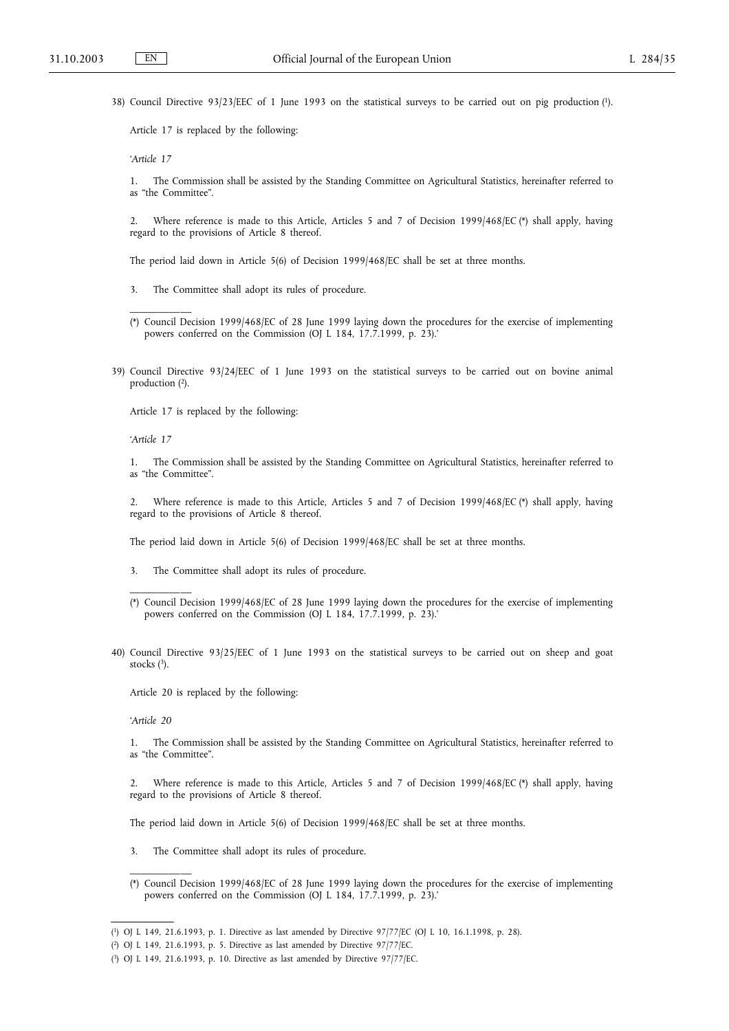38) Council Directive 93/23/EEC of 1 June 1993 on the statistical surveys to be carried out on pig production [1].

Article 17 is replaced by the following:

'*Article 17*

1. The Commission shall be assisted by the Standing Committee on Agricultural Statistics, hereinafter referred to as "the Committee".

2. Where reference is made to this Article, Articles 5 and 7 of Decision 1999/468/EC (*) shall apply, having regard to the provisions of Article 8 thereof.

The period laid down in Article 5(6) of Decision 1999/468/EC shall be set at three months.

3. The Committee shall adopt its rules of procedure.

---

(*) Council Decision 1999/468/EC of 28 June 1999 laying down the procedures for the exercise of implementing powers conferred on the Commission (OJ L 184, 17.7.1999, p. 23).'

39) Council Directive 93/24/EEC of 1 June 1993 on the statistical surveys to be carried out on bovine animal production [2].

Article 17 is replaced by the following:

'*Article 17*

1. The Commission shall be assisted by the Standing Committee on Agricultural Statistics, hereinafter referred to as "the Committee".

2. Where reference is made to this Article, Articles 5 and 7 of Decision 1999/468/EC (*) shall apply, having regard to the provisions of Article 8 thereof.

The period laid down in Article 5(6) of Decision 1999/468/EC shall be set at three months.

3. The Committee shall adopt its rules of procedure.

---

(*) Council Decision 1999/468/EC of 28 June 1999 laying down the procedures for the exercise of implementing powers conferred on the Commission (OJ L 184, 17.7.1999, p. 23).'

40) Council Directive 93/25/EEC of 1 June 1993 on the statistical surveys to be carried out on sheep and goat stocks [3].

Article 20 is replaced by the following:

'*Article 20*

1. The Commission shall be assisted by the Standing Committee on Agricultural Statistics, hereinafter referred to as "the Committee".

2. Where reference is made to this Article, Articles 5 and 7 of Decision 1999/468/EC (*) shall apply, having regard to the provisions of Article 8 thereof.

The period laid down in Article 5(6) of Decision 1999/468/EC shall be set at three months.

3. The Committee shall adopt its rules of procedure.

---

(*) Council Decision 1999/468/EC of 28 June 1999 laying down the procedures for the exercise of implementing powers conferred on the Commission (OJ L 184, 17.7.1999, p. 23).'

---

[1] OJ L 149, 21.6.1993, p. 1. Directive as last amended by Directive 97/77/EC (OJ L 10, 16.1.1998, p. 28).

[2] OJ L 149, 21.6.1993, p. 5. Directive as last amended by Directive 97/77/EC.

[3] OJ L 149, 21.6.1993, p. 10. Directive as last amended by Directive 97/77/EC.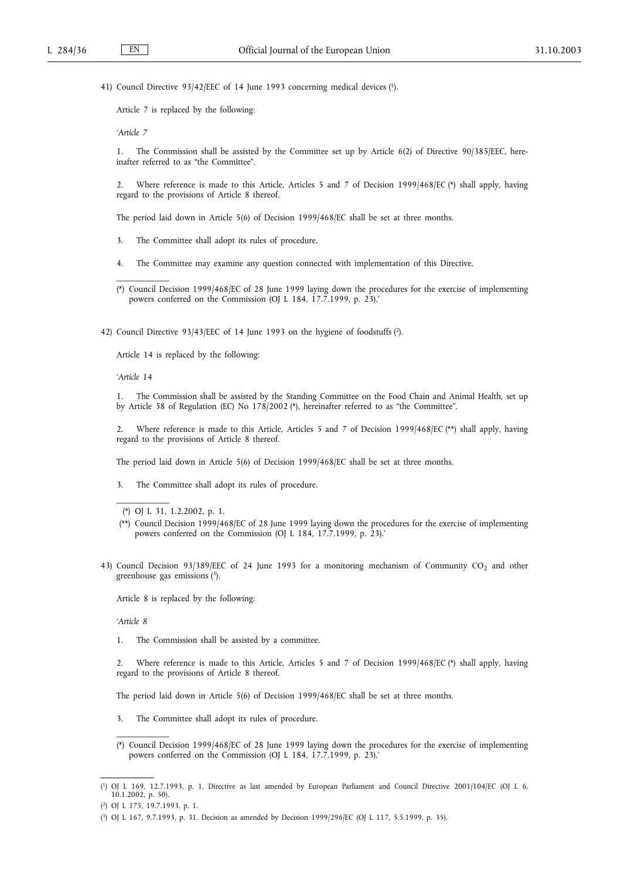41) Council Directive 93/42/EEC of 14 June 1993 concerning medical devices ([1]).

Article 7 is replaced by the following:

'*Article 7*

1. The Commission shall be assisted by the Committee set up by Article 6(2) of Directive 90/385/EEC, hereinafter referred to as "the Committee".

2. Where reference is made to this Article, Articles 5 and 7 of Decision 1999/468/EC (*) shall apply, having regard to the provisions of Article 8 thereof.

The period laid down in Article 5(6) of Decision 1999/468/EC shall be set at three months.

3. The Committee shall adopt its rules of procedure.

4. The Committee may examine any question connected with implementation of this Directive.

(*) Council Decision 1999/468/EC of 28 June 1999 laying down the procedures for the exercise of implementing powers conferred on the Commission (OJ L 184, 17.7.1999, p. 23).'

42) Council Directive 93/43/EEC of 14 June 1993 on the hygiene of foodstuffs ([2]).

Article 14 is replaced by the following:

'*Article 14*

1. The Commission shall be assisted by the Standing Committee on the Food Chain and Animal Health, set up by Article 58 of Regulation (EC) No 178/2002 (*), hereinafter referred to as "the Committee".

2. Where reference is made to this Article, Articles 5 and 7 of Decision 1999/468/EC (**) shall apply, having regard to the provisions of Article 8 thereof.

The period laid down in Article 5(6) of Decision 1999/468/EC shall be set at three months.

3. The Committee shall adopt its rules of procedure.

(*) OJ L 31, 1.2.2002, p. 1.

(**) Council Decision 1999/468/EC of 28 June 1999 laying down the procedures for the exercise of implementing powers conferred on the Commission (OJ L 184, 17.7.1999, p. 23).'

43) Council Decision 93/389/EEC of 24 June 1993 for a monitoring mechanism of Community $CO_2$ and other greenhouse gas emissions ([3]).

Article 8 is replaced by the following:

'*Article 8*

1. The Commission shall be assisted by a committee.

2. Where reference is made to this Article, Articles 5 and 7 of Decision 1999/468/EC (*) shall apply, having regard to the provisions of Article 8 thereof.

The period laid down in Article 5(6) of Decision 1999/468/EC shall be set at three months.

3. The Committee shall adopt its rules of procedure.

(*) Council Decision 1999/468/EC of 28 June 1999 laying down the procedures for the exercise of implementing powers conferred on the Commission (OJ L 184, 17.7.1999, p. 23).'

([1]) OJ L 169, 12.7.1993, p. 1. Directive as last amended by European Parliament and Council Directive 2001/104/EC (OJ L 6, 10.1.2002, p. 50).

([2]) OJ L 175, 19.7.1993, p. 1.

([3]) OJ L 167, 9.7.1993, p. 31. Decision as amended by Decision 1999/296/EC (OJ L 117, 5.5.1999, p. 35).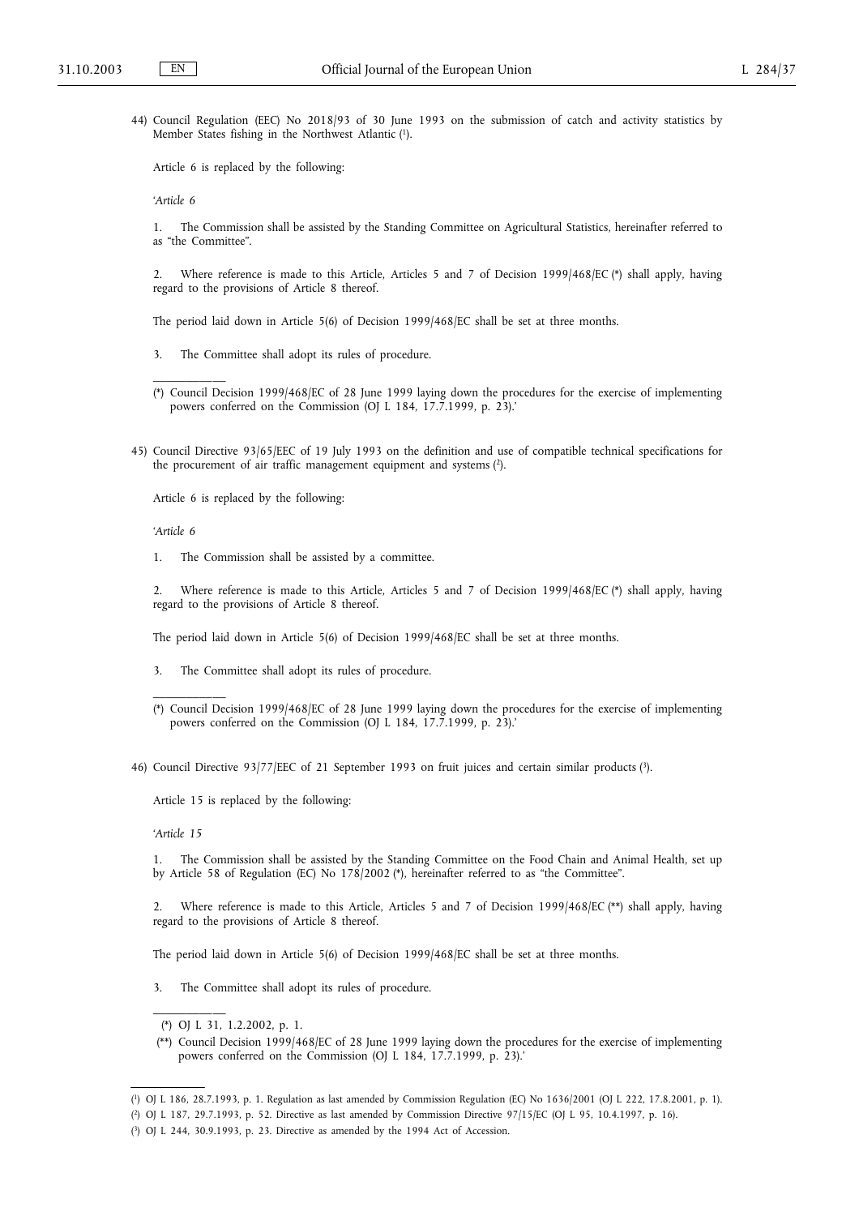44) Council Regulation (EEC) No 2018/93 of 30 June 1993 on the submission of catch and activity statistics by Member States fishing in the Northwest Atlantic [1].

Article 6 is replaced by the following:

'*Article 6*

1. The Commission shall be assisted by the Standing Committee on Agricultural Statistics, hereinafter referred to as "the Committee".

2. Where reference is made to this Article, Articles 5 and 7 of Decision 1999/468/EC (*) shall apply, having regard to the provisions of Article 8 thereof.

The period laid down in Article 5(6) of Decision 1999/468/EC shall be set at three months.

3. The Committee shall adopt its rules of procedure.

---

(*) Council Decision 1999/468/EC of 28 June 1999 laying down the procedures for the exercise of implementing powers conferred on the Commission (OJ L 184, 17.7.1999, p. 23).'

45) Council Directive 93/65/EEC of 19 July 1993 on the definition and use of compatible technical specifications for the procurement of air traffic management equipment and systems [2].

Article 6 is replaced by the following:

'*Article 6*

1. The Commission shall be assisted by a committee.

2. Where reference is made to this Article, Articles 5 and 7 of Decision 1999/468/EC (*) shall apply, having regard to the provisions of Article 8 thereof.

The period laid down in Article 5(6) of Decision 1999/468/EC shall be set at three months.

3. The Committee shall adopt its rules of procedure.

---

(*) Council Decision 1999/468/EC of 28 June 1999 laying down the procedures for the exercise of implementing powers conferred on the Commission (OJ L 184, 17.7.1999, p. 23).'

46) Council Directive 93/77/EEC of 21 September 1993 on fruit juices and certain similar products [3].

Article 15 is replaced by the following:

'*Article 15*

1. The Commission shall be assisted by the Standing Committee on the Food Chain and Animal Health, set up by Article 58 of Regulation (EC) No 178/2002 (*), hereinafter referred to as "the Committee".

2. Where reference is made to this Article, Articles 5 and 7 of Decision 1999/468/EC (**) shall apply, having regard to the provisions of Article 8 thereof.

The period laid down in Article 5(6) of Decision 1999/468/EC shall be set at three months.

3. The Committee shall adopt its rules of procedure.

---

(*) OJ L 31, 1.2.2002, p. 1.

(**) Council Decision 1999/468/EC of 28 June 1999 laying down the procedures for the exercise of implementing powers conferred on the Commission (OJ L 184, 17.7.1999, p. 23).'

---

[1] OJ L 186, 28.7.1993, p. 1. Regulation as last amended by Commission Regulation (EC) No 1636/2001 (OJ L 222, 17.8.2001, p. 1).

[2] OJ L 187, 29.7.1993, p. 52. Directive as last amended by Commission Directive 97/15/EC (OJ L 95, 10.4.1997, p. 16).

[3] OJ L 244, 30.9.1993, p. 23. Directive as amended by the 1994 Act of Accession.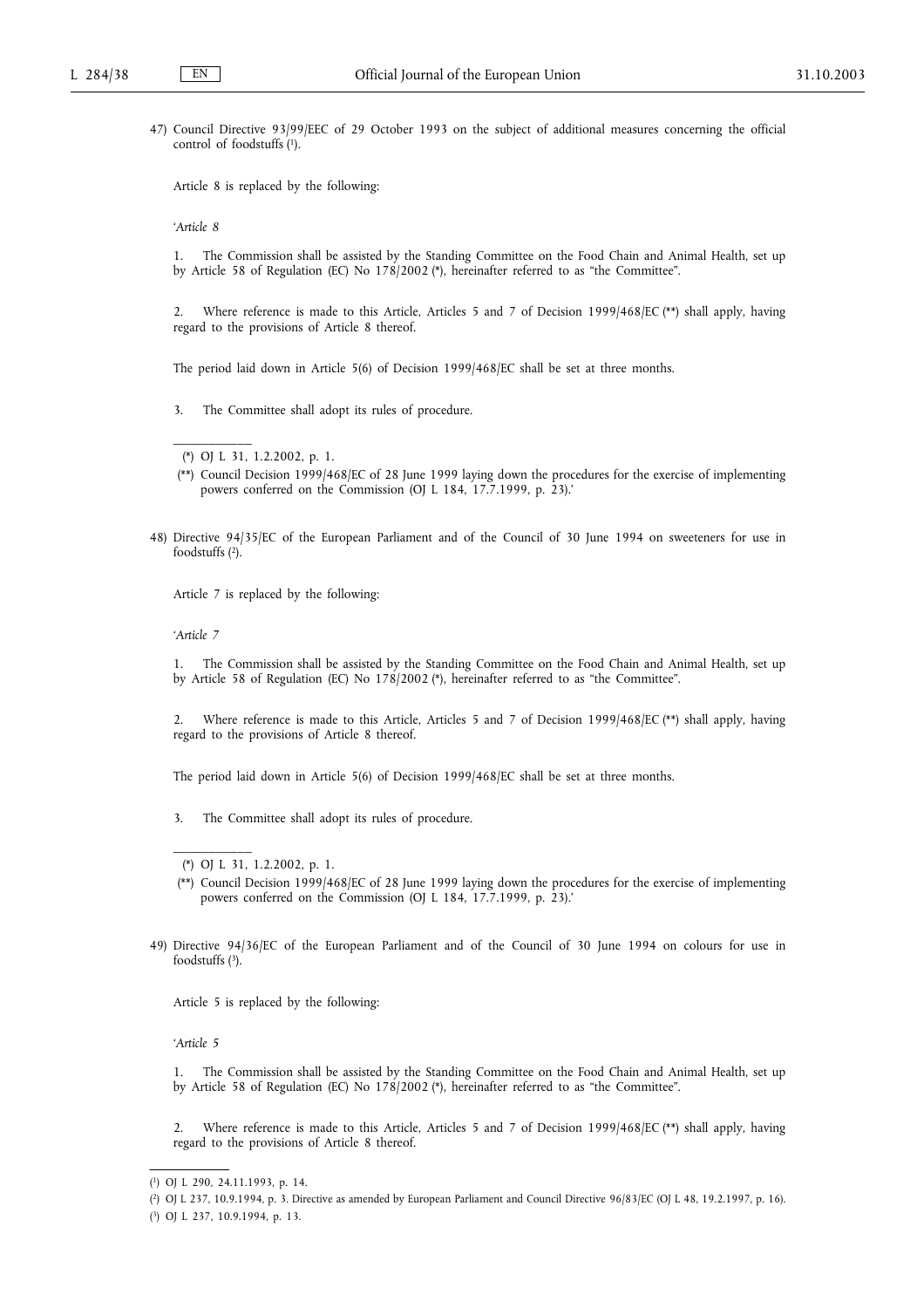47) Council Directive 93/99/EEC of 29 October 1993 on the subject of additional measures concerning the official control of foodstuffs ([1]).

Article 8 is replaced by the following:

'*Article 8*

1. The Commission shall be assisted by the Standing Committee on the Food Chain and Animal Health, set up by Article 58 of Regulation (EC) No 178/2002 (*), hereinafter referred to as "the Committee".

2. Where reference is made to this Article, Articles 5 and 7 of Decision 1999/468/EC (**) shall apply, having regard to the provisions of Article 8 thereof.

The period laid down in Article 5(6) of Decision 1999/468/EC shall be set at three months.

3. The Committee shall adopt its rules of procedure.

(*) OJ L 31, 1.2.2002, p. 1.

(**) Council Decision 1999/468/EC of 28 June 1999 laying down the procedures for the exercise of implementing powers conferred on the Commission (OJ L 184, 17.7.1999, p. 23).'

48) Directive 94/35/EC of the European Parliament and of the Council of 30 June 1994 on sweeteners for use in foodstuffs ([2]).

Article 7 is replaced by the following:

'*Article 7*

1. The Commission shall be assisted by the Standing Committee on the Food Chain and Animal Health, set up by Article 58 of Regulation (EC) No 178/2002 (*), hereinafter referred to as "the Committee".

2. Where reference is made to this Article, Articles 5 and 7 of Decision 1999/468/EC (**) shall apply, having regard to the provisions of Article 8 thereof.

The period laid down in Article 5(6) of Decision 1999/468/EC shall be set at three months.

3. The Committee shall adopt its rules of procedure.

(*) OJ L 31, 1.2.2002, p. 1.

(**) Council Decision 1999/468/EC of 28 June 1999 laying down the procedures for the exercise of implementing powers conferred on the Commission (OJ L 184, 17.7.1999, p. 23).'

49) Directive 94/36/EC of the European Parliament and of the Council of 30 June 1994 on colours for use in foodstuffs ([3]).

Article 5 is replaced by the following:

'*Article 5*

1. The Commission shall be assisted by the Standing Committee on the Food Chain and Animal Health, set up by Article 58 of Regulation (EC) No 178/2002 (*), hereinafter referred to as "the Committee".

2. Where reference is made to this Article, Articles 5 and 7 of Decision 1999/468/EC (**) shall apply, having regard to the provisions of Article 8 thereof.

---

([1]) OJ L 290, 24.11.1993, p. 14.

([2]) OJ L 237, 10.9.1994, p. 3. Directive as amended by European Parliament and Council Directive 96/83/EC (OJ L 48, 19.2.1997, p. 16).

([3]) OJ L 237, 10.9.1994, p. 13.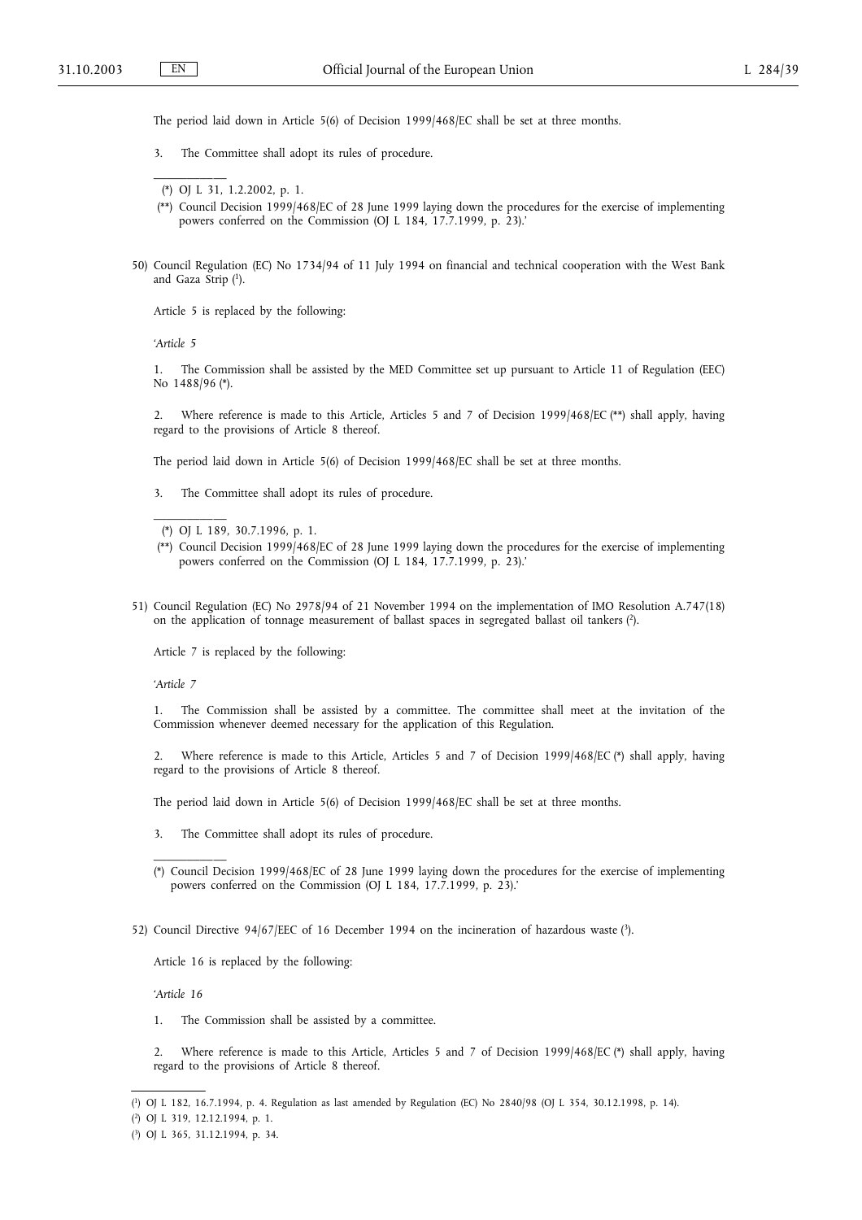The period laid down in Article 5(6) of Decision 1999/468/EC shall be set at three months.

3. The Committee shall adopt its rules of procedure.

---

(*) OJ L 31, 1.2.2002, p. 1.

(**) Council Decision 1999/468/EC of 28 June 1999 laying down the procedures for the exercise of implementing powers conferred on the Commission (OJ L 184, 17.7.1999, p. 23).'

50) Council Regulation (EC) No 1734/94 of 11 July 1994 on financial and technical cooperation with the West Bank and Gaza Strip [1].

Article 5 is replaced by the following:

'*Article 5*

1. The Commission shall be assisted by the MED Committee set up pursuant to Article 11 of Regulation (EEC) No 1488/96 (*).

2. Where reference is made to this Article, Articles 5 and 7 of Decision 1999/468/EC (**) shall apply, having regard to the provisions of Article 8 thereof.

The period laid down in Article 5(6) of Decision 1999/468/EC shall be set at three months.

3. The Committee shall adopt its rules of procedure.

---

(*) OJ L 189, 30.7.1996, p. 1.

(**) Council Decision 1999/468/EC of 28 June 1999 laying down the procedures for the exercise of implementing powers conferred on the Commission (OJ L 184, 17.7.1999, p. 23).'

51) Council Regulation (EC) No 2978/94 of 21 November 1994 on the implementation of IMO Resolution A.747(18) on the application of tonnage measurement of ballast spaces in segregated ballast oil tankers [2].

Article 7 is replaced by the following:

'*Article 7*

1. The Commission shall be assisted by a committee. The committee shall meet at the invitation of the Commission whenever deemed necessary for the application of this Regulation.

2. Where reference is made to this Article, Articles 5 and 7 of Decision 1999/468/EC (*) shall apply, having regard to the provisions of Article 8 thereof.

The period laid down in Article 5(6) of Decision 1999/468/EC shall be set at three months.

3. The Committee shall adopt its rules of procedure.

---

(*) Council Decision 1999/468/EC of 28 June 1999 laying down the procedures for the exercise of implementing powers conferred on the Commission (OJ L 184, 17.7.1999, p. 23).'

52) Council Directive 94/67/EEC of 16 December 1994 on the incineration of hazardous waste [3].

Article 16 is replaced by the following:

'*Article 16*

1. The Commission shall be assisted by a committee.

2. Where reference is made to this Article, Articles 5 and 7 of Decision 1999/468/EC (*) shall apply, having regard to the provisions of Article 8 thereof.

---

[1] OJ L 182, 16.7.1994, p. 4. Regulation as last amended by Regulation (EC) No 2840/98 (OJ L 354, 30.12.1998, p. 14).

[2] OJ L 319, 12.12.1994, p. 1.

[3] OJ L 365, 31.12.1994, p. 34.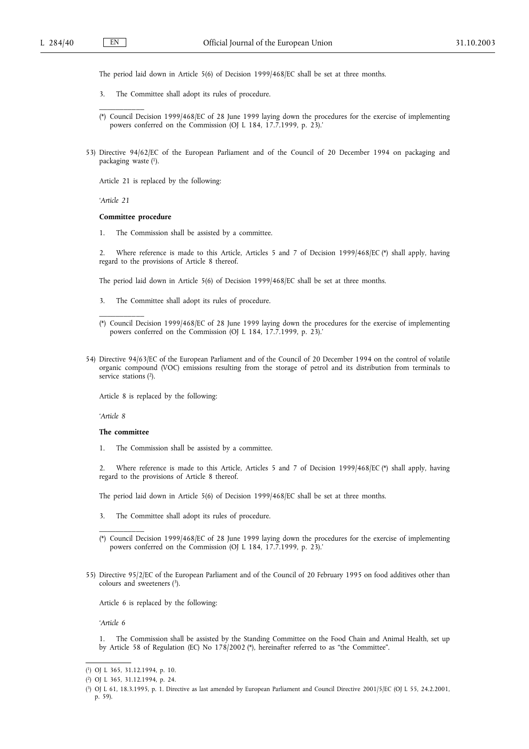The period laid down in Article 5(6) of Decision 1999/468/EC shall be set at three months.

3. The Committee shall adopt its rules of procedure.

(*) Council Decision 1999/468/EC of 28 June 1999 laying down the procedures for the exercise of implementing powers conferred on the Commission (OJ L 184, 17.7.1999, p. 23).'

53) Directive 94/62/EC of the European Parliament and of the Council of 20 December 1994 on packaging and packaging waste [1].

Article 21 is replaced by the following:

'*Article 21*

**Committee procedure**

1. The Commission shall be assisted by a committee.

2. Where reference is made to this Article, Articles 5 and 7 of Decision 1999/468/EC (*) shall apply, having regard to the provisions of Article 8 thereof.

The period laid down in Article 5(6) of Decision 1999/468/EC shall be set at three months.

3. The Committee shall adopt its rules of procedure.

(*) Council Decision 1999/468/EC of 28 June 1999 laying down the procedures for the exercise of implementing powers conferred on the Commission (OJ L 184, 17.7.1999, p. 23).'

54) Directive 94/63/EC of the European Parliament and of the Council of 20 December 1994 on the control of volatile organic compound (VOC) emissions resulting from the storage of petrol and its distribution from terminals to service stations [2].

Article 8 is replaced by the following:

'*Article 8*

**The committee**

1. The Commission shall be assisted by a committee.

2. Where reference is made to this Article, Articles 5 and 7 of Decision 1999/468/EC (*) shall apply, having regard to the provisions of Article 8 thereof.

The period laid down in Article 5(6) of Decision 1999/468/EC shall be set at three months.

3. The Committee shall adopt its rules of procedure.

(*) Council Decision 1999/468/EC of 28 June 1999 laying down the procedures for the exercise of implementing powers conferred on the Commission (OJ L 184, 17.7.1999, p. 23).'

55) Directive 95/2/EC of the European Parliament and of the Council of 20 February 1995 on food additives other than colours and sweeteners [3].

Article 6 is replaced by the following:

'*Article 6*

1. The Commission shall be assisted by the Standing Committee on the Food Chain and Animal Health, set up by Article 58 of Regulation (EC) No 178/2002 (*), hereinafter referred to as "the Committee".

---

[1] OJ L 365, 31.12.1994, p. 10.

[2] OJ L 365, 31.12.1994, p. 24.

[3] OJ L 61, 18.3.1995, p. 1. Directive as last amended by European Parliament and Council Directive 2001/5/EC (OJ L 55, 24.2.2001, p. 59).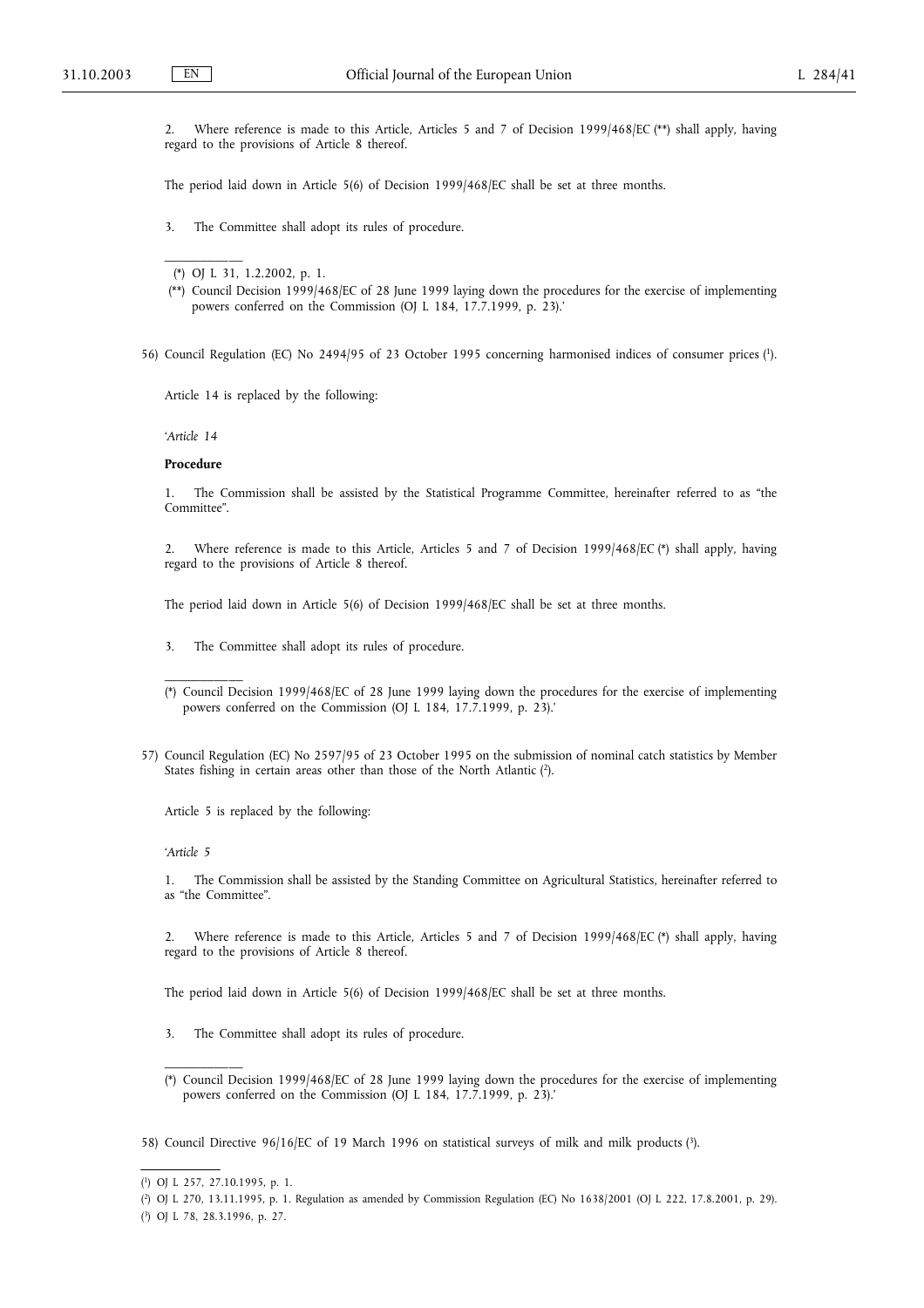2. Where reference is made to this Article, Articles 5 and 7 of Decision 1999/468/EC (**) shall apply, having regard to the provisions of Article 8 thereof.

The period laid down in Article 5(6) of Decision 1999/468/EC shall be set at three months.

3. The Committee shall adopt its rules of procedure.

(*) OJ L 31, 1.2.2002, p. 1.

(**) Council Decision 1999/468/EC of 28 June 1999 laying down the procedures for the exercise of implementing powers conferred on the Commission (OJ L 184, 17.7.1999, p. 23).'

56) Council Regulation (EC) No 2494/95 of 23 October 1995 concerning harmonised indices of consumer prices [1].

Article 14 is replaced by the following:

'*Article 14*

**Procedure**

1. The Commission shall be assisted by the Statistical Programme Committee, hereinafter referred to as "the Committee".

2. Where reference is made to this Article, Articles 5 and 7 of Decision 1999/468/EC (*) shall apply, having regard to the provisions of Article 8 thereof.

The period laid down in Article 5(6) of Decision 1999/468/EC shall be set at three months.

3. The Committee shall adopt its rules of procedure.

(*) Council Decision 1999/468/EC of 28 June 1999 laying down the procedures for the exercise of implementing powers conferred on the Commission (OJ L 184, 17.7.1999, p. 23).'

57) Council Regulation (EC) No 2597/95 of 23 October 1995 on the submission of nominal catch statistics by Member States fishing in certain areas other than those of the North Atlantic [2].

Article 5 is replaced by the following:

'*Article 5*

1. The Commission shall be assisted by the Standing Committee on Agricultural Statistics, hereinafter referred to as "the Committee".

2. Where reference is made to this Article, Articles 5 and 7 of Decision 1999/468/EC (*) shall apply, having regard to the provisions of Article 8 thereof.

The period laid down in Article 5(6) of Decision 1999/468/EC shall be set at three months.

3. The Committee shall adopt its rules of procedure.

(*) Council Decision 1999/468/EC of 28 June 1999 laying down the procedures for the exercise of implementing powers conferred on the Commission (OJ L 184, 17.7.1999, p. 23).'

58) Council Directive 96/16/EC of 19 March 1996 on statistical surveys of milk and milk products [3].

---

[1] OJ L 257, 27.10.1995, p. 1.

[2] OJ L 270, 13.11.1995, p. 1. Regulation as amended by Commission Regulation (EC) No 1638/2001 (OJ L 222, 17.8.2001, p. 29).

[3] OJ L 78, 28.3.1996, p. 27.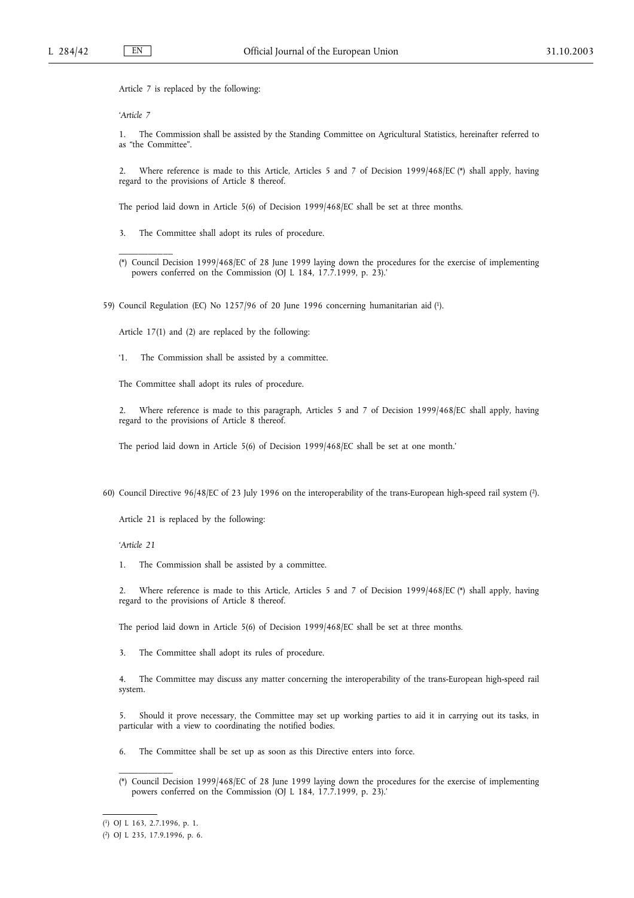Article 7 is replaced by the following:

'*Article 7*

1. The Commission shall be assisted by the Standing Committee on Agricultural Statistics, hereinafter referred to as "the Committee".

2. Where reference is made to this Article, Articles 5 and 7 of Decision 1999/468/EC (*) shall apply, having regard to the provisions of Article 8 thereof.

The period laid down in Article 5(6) of Decision 1999/468/EC shall be set at three months.

3. The Committee shall adopt its rules of procedure.

---

(*) Council Decision 1999/468/EC of 28 June 1999 laying down the procedures for the exercise of implementing powers conferred on the Commission (OJ L 184, 17.7.1999, p. 23).'

59) Council Regulation (EC) No 1257/96 of 20 June 1996 concerning humanitarian aid [1].

Article 17(1) and (2) are replaced by the following:

'1. The Commission shall be assisted by a committee.

The Committee shall adopt its rules of procedure.

2. Where reference is made to this paragraph, Articles 5 and 7 of Decision 1999/468/EC shall apply, having regard to the provisions of Article 8 thereof.

The period laid down in Article 5(6) of Decision 1999/468/EC shall be set at one month.'

60) Council Directive 96/48/EC of 23 July 1996 on the interoperability of the trans-European high-speed rail system [2].

Article 21 is replaced by the following:

'*Article 21*

1. The Commission shall be assisted by a committee.

2. Where reference is made to this Article, Articles 5 and 7 of Decision 1999/468/EC (*) shall apply, having regard to the provisions of Article 8 thereof.

The period laid down in Article 5(6) of Decision 1999/468/EC shall be set at three months.

3. The Committee shall adopt its rules of procedure.

4. The Committee may discuss any matter concerning the interoperability of the trans-European high-speed rail system.

5. Should it prove necessary, the Committee may set up working parties to aid it in carrying out its tasks, in particular with a view to coordinating the notified bodies.

6. The Committee shall be set up as soon as this Directive enters into force.

---

(*) Council Decision 1999/468/EC of 28 June 1999 laying down the procedures for the exercise of implementing powers conferred on the Commission (OJ L 184, 17.7.1999, p. 23).'

---

[1] OJ L 163, 2.7.1996, p. 1.

[2] OJ L 235, 17.9.1996, p. 6.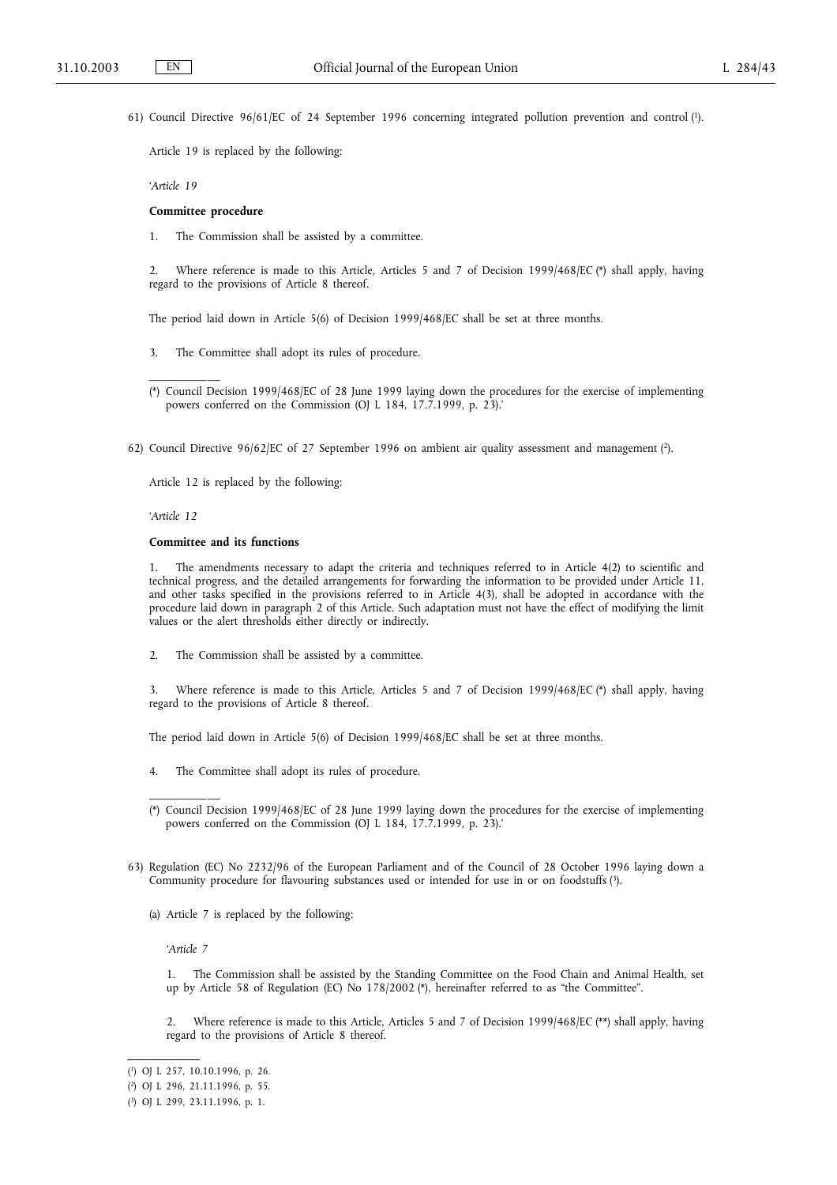61) Council Directive 96/61/EC of 24 September 1996 concerning integrated pollution prevention and control [1].

Article 19 is replaced by the following:

'*Article 19*

**Committee procedure**

1. The Commission shall be assisted by a committee.

2. Where reference is made to this Article, Articles 5 and 7 of Decision 1999/468/EC (*) shall apply, having regard to the provisions of Article 8 thereof.

The period laid down in Article 5(6) of Decision 1999/468/EC shall be set at three months.

3. The Committee shall adopt its rules of procedure.

(*) Council Decision 1999/468/EC of 28 June 1999 laying down the procedures for the exercise of implementing powers conferred on the Commission (OJ L 184, 17.7.1999, p. 23).'

62) Council Directive 96/62/EC of 27 September 1996 on ambient air quality assessment and management [2].

Article 12 is replaced by the following:

'*Article 12*

**Committee and its functions**

1. The amendments necessary to adapt the criteria and techniques referred to in Article 4(2) to scientific and technical progress, and the detailed arrangements for forwarding the information to be provided under Article 11, and other tasks specified in the provisions referred to in Article 4(3), shall be adopted in accordance with the procedure laid down in paragraph 2 of this Article. Such adaptation must not have the effect of modifying the limit values or the alert thresholds either directly or indirectly.

2. The Commission shall be assisted by a committee.

3. Where reference is made to this Article, Articles 5 and 7 of Decision 1999/468/EC (*) shall apply, having regard to the provisions of Article 8 thereof.

The period laid down in Article 5(6) of Decision 1999/468/EC shall be set at three months.

4. The Committee shall adopt its rules of procedure.

(*) Council Decision 1999/468/EC of 28 June 1999 laying down the procedures for the exercise of implementing powers conferred on the Commission (OJ L 184, 17.7.1999, p. 23).'

63) Regulation (EC) No 2232/96 of the European Parliament and of the Council of 28 October 1996 laying down a Community procedure for flavouring substances used or intended for use in or on foodstuffs [3].

(a) Article 7 is replaced by the following:

'*Article 7*

1. The Commission shall be assisted by the Standing Committee on the Food Chain and Animal Health, set up by Article 58 of Regulation (EC) No 178/2002 (*), hereinafter referred to as "the Committee".

2. Where reference is made to this Article, Articles 5 and 7 of Decision 1999/468/EC (**) shall apply, having regard to the provisions of Article 8 thereof.

---

[1] OJ L 257, 10.10.1996, p. 26.

[2] OJ L 296, 21.11.1996, p. 55.

[3] OJ L 299, 23.11.1996, p. 1.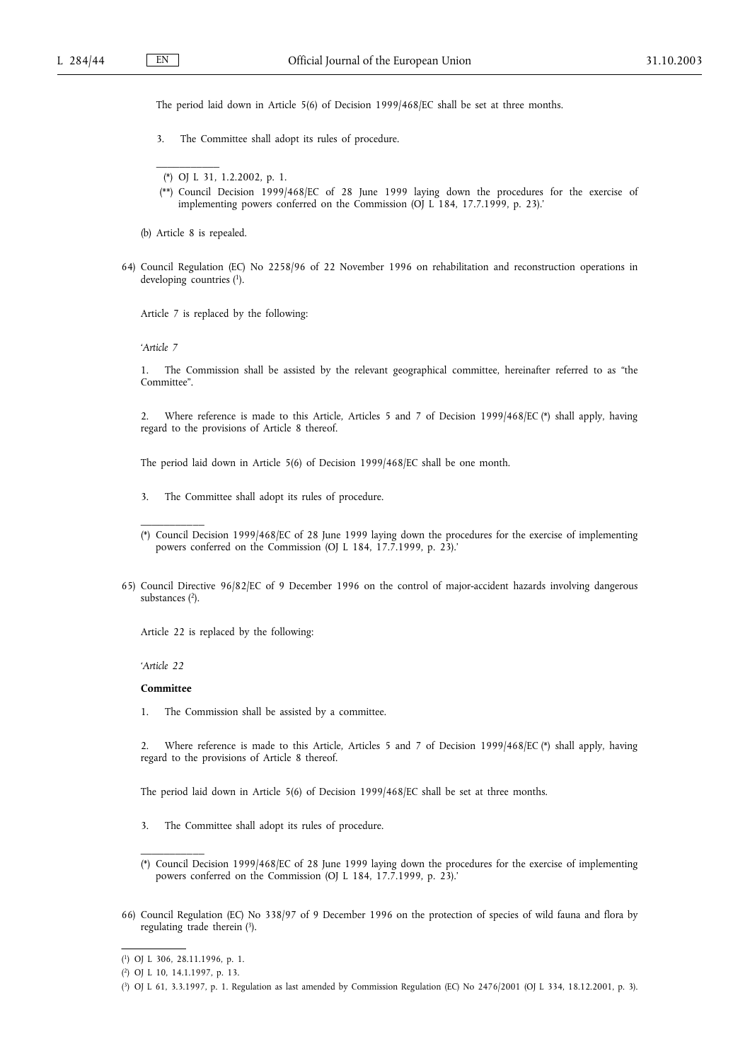The period laid down in Article 5(6) of Decision 1999/468/EC shall be set at three months.

3. The Committee shall adopt its rules of procedure.

---

(*) OJ L 31, 1.2.2002, p. 1.

(**) Council Decision 1999/468/EC of 28 June 1999 laying down the procedures for the exercise of implementing powers conferred on the Commission (OJ L 184, 17.7.1999, p. 23).'

(b) Article 8 is repealed.

64) Council Regulation (EC) No 2258/96 of 22 November 1996 on rehabilitation and reconstruction operations in developing countries [1].

Article 7 is replaced by the following:

'*Article 7*

1. The Commission shall be assisted by the relevant geographical committee, hereinafter referred to as "the Committee".

2. Where reference is made to this Article, Articles 5 and 7 of Decision 1999/468/EC (*) shall apply, having regard to the provisions of Article 8 thereof.

The period laid down in Article 5(6) of Decision 1999/468/EC shall be one month.

3. The Committee shall adopt its rules of procedure.

---

(*) Council Decision 1999/468/EC of 28 June 1999 laying down the procedures for the exercise of implementing powers conferred on the Commission (OJ L 184, 17.7.1999, p. 23).'

65) Council Directive 96/82/EC of 9 December 1996 on the control of major-accident hazards involving dangerous substances [2].

Article 22 is replaced by the following:

'*Article 22*

**Committee**

1. The Commission shall be assisted by a committee.

2. Where reference is made to this Article, Articles 5 and 7 of Decision 1999/468/EC (*) shall apply, having regard to the provisions of Article 8 thereof.

The period laid down in Article 5(6) of Decision 1999/468/EC shall be set at three months.

3. The Committee shall adopt its rules of procedure.

---

(*) Council Decision 1999/468/EC of 28 June 1999 laying down the procedures for the exercise of implementing powers conferred on the Commission (OJ L 184, 17.7.1999, p. 23).'

66) Council Regulation (EC) No 338/97 of 9 December 1996 on the protection of species of wild fauna and flora by regulating trade therein [3].

---

[1] OJ L 306, 28.11.1996, p. 1.

[2] OJ L 10, 14.1.1997, p. 13.

[3] OJ L 61, 3.3.1997, p. 1. Regulation as last amended by Commission Regulation (EC) No 2476/2001 (OJ L 334, 18.12.2001, p. 3).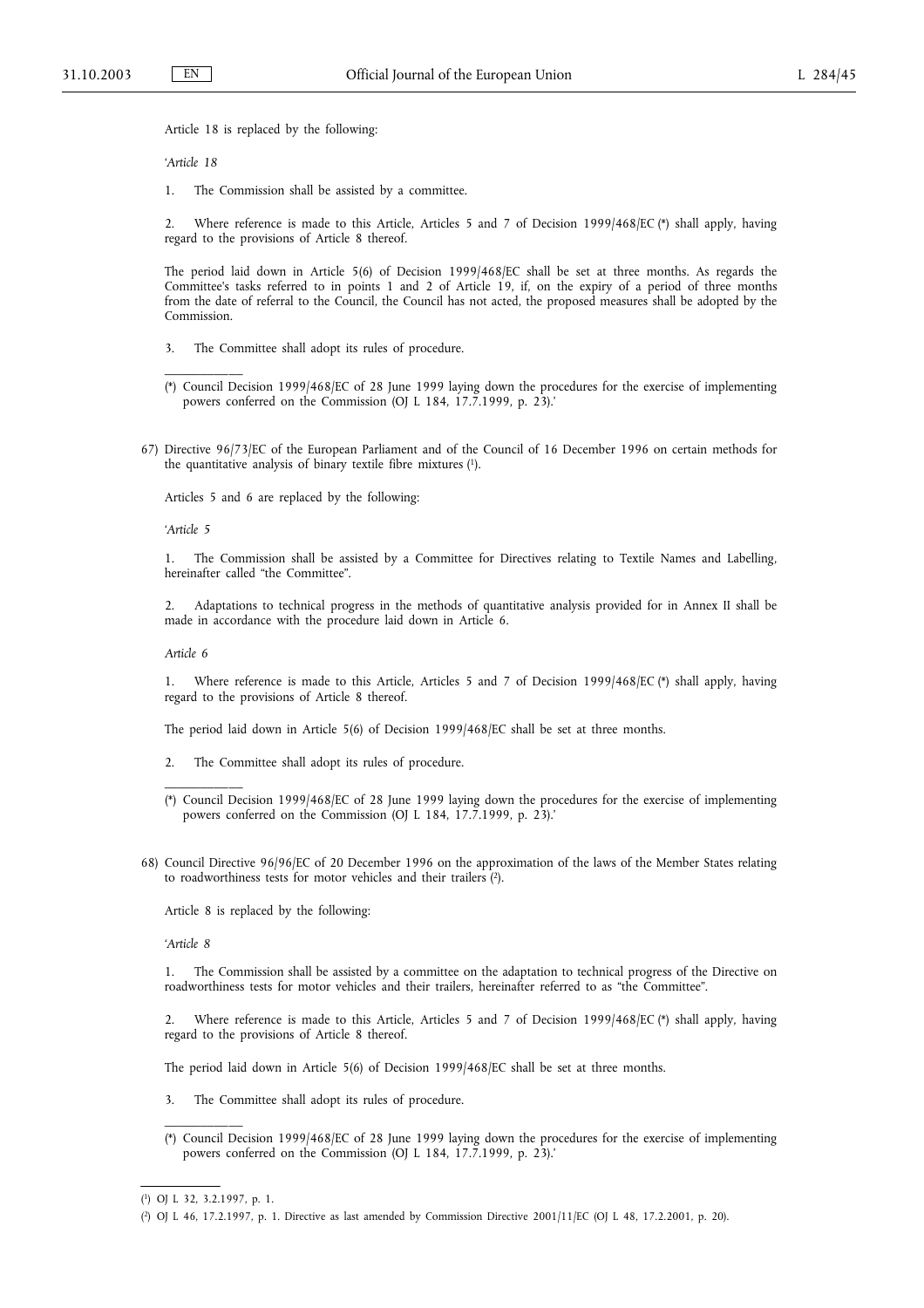Article 18 is replaced by the following:

'*Article 18*

1. The Commission shall be assisted by a committee.

2. Where reference is made to this Article, Articles 5 and 7 of Decision 1999/468/EC (*) shall apply, having regard to the provisions of Article 8 thereof.

The period laid down in Article 5(6) of Decision 1999/468/EC shall be set at three months. As regards the Committee's tasks referred to in points 1 and 2 of Article 19, if, on the expiry of a period of three months from the date of referral to the Council, the Council has not acted, the proposed measures shall be adopted by the Commission.

3. The Committee shall adopt its rules of procedure.

(*) Council Decision 1999/468/EC of 28 June 1999 laying down the procedures for the exercise of implementing powers conferred on the Commission (OJ L 184, 17.7.1999, p. 23).'

67) Directive 96/73/EC of the European Parliament and of the Council of 16 December 1996 on certain methods for the quantitative analysis of binary textile fibre mixtures [1].

Articles 5 and 6 are replaced by the following:

'*Article 5*

1. The Commission shall be assisted by a Committee for Directives relating to Textile Names and Labelling, hereinafter called "the Committee".

2. Adaptations to technical progress in the methods of quantitative analysis provided for in Annex II shall be made in accordance with the procedure laid down in Article 6.

*Article 6*

1. Where reference is made to this Article, Articles 5 and 7 of Decision 1999/468/EC (*) shall apply, having regard to the provisions of Article 8 thereof.

The period laid down in Article 5(6) of Decision 1999/468/EC shall be set at three months.

2. The Committee shall adopt its rules of procedure.

(*) Council Decision 1999/468/EC of 28 June 1999 laying down the procedures for the exercise of implementing powers conferred on the Commission (OJ L 184, 17.7.1999, p. 23).'

68) Council Directive 96/96/EC of 20 December 1996 on the approximation of the laws of the Member States relating to roadworthiness tests for motor vehicles and their trailers [2].

Article 8 is replaced by the following:

'*Article 8*

1. The Commission shall be assisted by a committee on the adaptation to technical progress of the Directive on roadworthiness tests for motor vehicles and their trailers, hereinafter referred to as "the Committee".

2. Where reference is made to this Article, Articles 5 and 7 of Decision 1999/468/EC (*) shall apply, having regard to the provisions of Article 8 thereof.

The period laid down in Article 5(6) of Decision 1999/468/EC shall be set at three months.

3. The Committee shall adopt its rules of procedure.

(*) Council Decision 1999/468/EC of 28 June 1999 laying down the procedures for the exercise of implementing powers conferred on the Commission (OJ L 184, 17.7.1999, p. 23).'

---

[1] OJ L 32, 3.2.1997, p. 1.

[2] OJ L 46, 17.2.1997, p. 1. Directive as last amended by Commission Directive 2001/11/EC (OJ L 48, 17.2.2001, p. 20).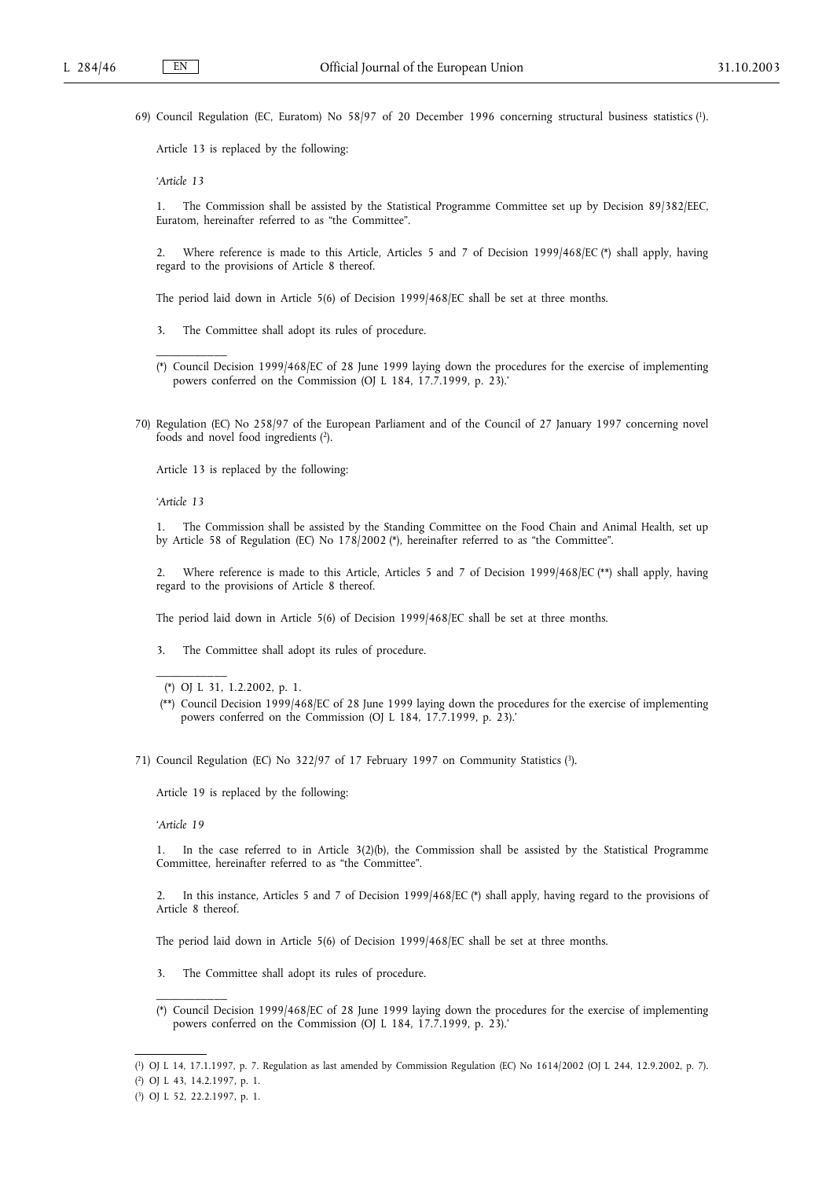69) Council Regulation (EC, Euratom) No 58/97 of 20 December 1996 concerning structural business statistics [1].

Article 13 is replaced by the following:

'*Article 13*

1. The Commission shall be assisted by the Statistical Programme Committee set up by Decision 89/382/EEC, Euratom, hereinafter referred to as "the Committee".

2. Where reference is made to this Article, Articles 5 and 7 of Decision 1999/468/EC (*) shall apply, having regard to the provisions of Article 8 thereof.

The period laid down in Article 5(6) of Decision 1999/468/EC shall be set at three months.

3. The Committee shall adopt its rules of procedure.

(*) Council Decision 1999/468/EC of 28 June 1999 laying down the procedures for the exercise of implementing powers conferred on the Commission (OJ L 184, 17.7.1999, p. 23).'

70) Regulation (EC) No 258/97 of the European Parliament and of the Council of 27 January 1997 concerning novel foods and novel food ingredients [2].

Article 13 is replaced by the following:

'*Article 13*

1. The Commission shall be assisted by the Standing Committee on the Food Chain and Animal Health, set up by Article 58 of Regulation (EC) No 178/2002 (*), hereinafter referred to as "the Committee".

2. Where reference is made to this Article, Articles 5 and 7 of Decision 1999/468/EC (**) shall apply, having regard to the provisions of Article 8 thereof.

The period laid down in Article 5(6) of Decision 1999/468/EC shall be set at three months.

3. The Committee shall adopt its rules of procedure.

(*) OJ L 31, 1.2.2002, p. 1.

(**) Council Decision 1999/468/EC of 28 June 1999 laying down the procedures for the exercise of implementing powers conferred on the Commission (OJ L 184, 17.7.1999, p. 23).'

71) Council Regulation (EC) No 322/97 of 17 February 1997 on Community Statistics [3].

Article 19 is replaced by the following:

'*Article 19*

1. In the case referred to in Article 3(2)(b), the Commission shall be assisted by the Statistical Programme Committee, hereinafter referred to as "the Committee".

2. In this instance, Articles 5 and 7 of Decision 1999/468/EC (*) shall apply, having regard to the provisions of Article 8 thereof.

The period laid down in Article 5(6) of Decision 1999/468/EC shall be set at three months.

3. The Committee shall adopt its rules of procedure.

(*) Council Decision 1999/468/EC of 28 June 1999 laying down the procedures for the exercise of implementing powers conferred on the Commission (OJ L 184, 17.7.1999, p. 23).'

---

[1] OJ L 14, 17.1.1997, p. 7. Regulation as last amended by Commission Regulation (EC) No 1614/2002 (OJ L 244, 12.9.2002, p. 7).

[2] OJ L 43, 14.2.1997, p. 1.

[3] OJ L 52, 22.2.1997, p. 1.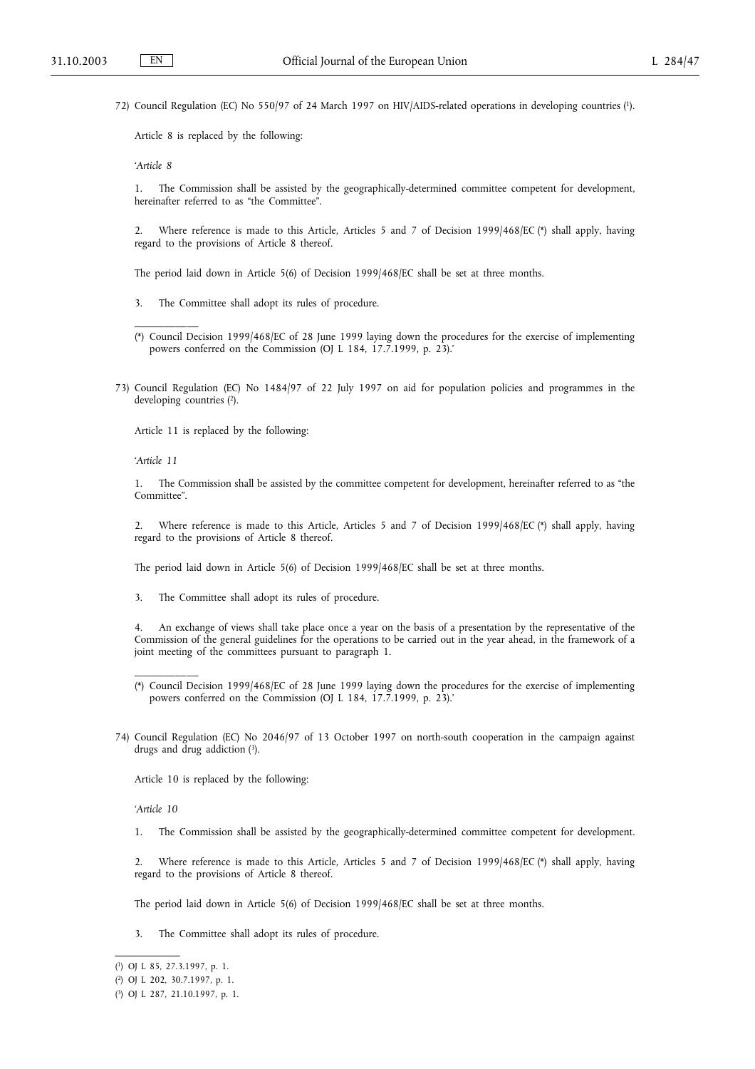72) Council Regulation (EC) No 550/97 of 24 March 1997 on HIV/AIDS-related operations in developing countries [1].

Article 8 is replaced by the following:

'*Article 8*

1. The Commission shall be assisted by the geographically-determined committee competent for development, hereinafter referred to as "the Committee".

2. Where reference is made to this Article, Articles 5 and 7 of Decision 1999/468/EC (*) shall apply, having regard to the provisions of Article 8 thereof.

The period laid down in Article 5(6) of Decision 1999/468/EC shall be set at three months.

3. The Committee shall adopt its rules of procedure.

(*) Council Decision 1999/468/EC of 28 June 1999 laying down the procedures for the exercise of implementing powers conferred on the Commission (OJ L 184, 17.7.1999, p. 23).'

73) Council Regulation (EC) No 1484/97 of 22 July 1997 on aid for population policies and programmes in the developing countries [2].

Article 11 is replaced by the following:

'*Article 11*

1. The Commission shall be assisted by the committee competent for development, hereinafter referred to as "the Committee".

2. Where reference is made to this Article, Articles 5 and 7 of Decision 1999/468/EC (*) shall apply, having regard to the provisions of Article 8 thereof.

The period laid down in Article 5(6) of Decision 1999/468/EC shall be set at three months.

3. The Committee shall adopt its rules of procedure.

4. An exchange of views shall take place once a year on the basis of a presentation by the representative of the Commission of the general guidelines for the operations to be carried out in the year ahead, in the framework of a joint meeting of the committees pursuant to paragraph 1.

(*) Council Decision 1999/468/EC of 28 June 1999 laying down the procedures for the exercise of implementing powers conferred on the Commission (OJ L 184, 17.7.1999, p. 23).'

74) Council Regulation (EC) No 2046/97 of 13 October 1997 on north-south cooperation in the campaign against drugs and drug addiction [3].

Article 10 is replaced by the following:

'*Article 10*

1. The Commission shall be assisted by the geographically-determined committee competent for development.

2. Where reference is made to this Article, Articles 5 and 7 of Decision 1999/468/EC (*) shall apply, having regard to the provisions of Article 8 thereof.

The period laid down in Article 5(6) of Decision 1999/468/EC shall be set at three months.

3. The Committee shall adopt its rules of procedure.

---

[1] OJ L 85, 27.3.1997, p. 1.

[2] OJ L 202, 30.7.1997, p. 1.

[3] OJ L 287, 21.10.1997, p. 1.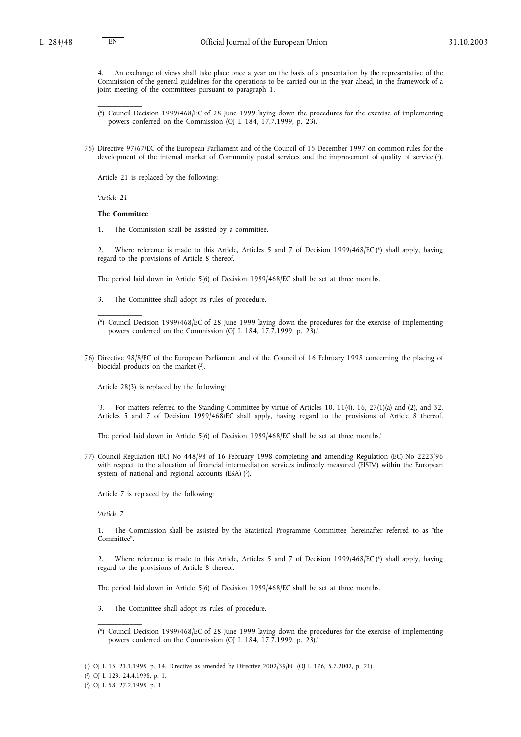4. An exchange of views shall take place once a year on the basis of a presentation by the representative of the Commission of the general guidelines for the operations to be carried out in the year ahead, in the framework of a joint meeting of the committees pursuant to paragraph 1.

---

(*) Council Decision 1999/468/EC of 28 June 1999 laying down the procedures for the exercise of implementing powers conferred on the Commission (OJ L 184, 17.7.1999, p. 23).'

75) Directive 97/67/EC of the European Parliament and of the Council of 15 December 1997 on common rules for the development of the internal market of Community postal services and the improvement of quality of service [1].

Article 21 is replaced by the following:

'*Article 21*

**The Committee**

1. The Commission shall be assisted by a committee.

2. Where reference is made to this Article, Articles 5 and 7 of Decision 1999/468/EC (*) shall apply, having regard to the provisions of Article 8 thereof.

The period laid down in Article 5(6) of Decision 1999/468/EC shall be set at three months.

3. The Committee shall adopt its rules of procedure.

---

(*) Council Decision 1999/468/EC of 28 June 1999 laying down the procedures for the exercise of implementing powers conferred on the Commission (OJ L 184, 17.7.1999, p. 23).'

76) Directive 98/8/EC of the European Parliament and of the Council of 16 February 1998 concerning the placing of biocidal products on the market [2].

Article 28(3) is replaced by the following:

'3. For matters referred to the Standing Committee by virtue of Articles 10, 11(4), 16, 27(1)(a) and (2), and 32, Articles 5 and 7 of Decision 1999/468/EC shall apply, having regard to the provisions of Article 8 thereof.

The period laid down in Article 5(6) of Decision 1999/468/EC shall be set at three months.'

77) Council Regulation (EC) No 448/98 of 16 February 1998 completing and amending Regulation (EC) No 2223/96 with respect to the allocation of financial intermediation services indirectly measured (FISIM) within the European system of national and regional accounts (ESA) [3].

Article 7 is replaced by the following:

'*Article 7*

1. The Commission shall be assisted by the Statistical Programme Committee, hereinafter referred to as "the Committee".

2. Where reference is made to this Article, Articles 5 and 7 of Decision 1999/468/EC (*) shall apply, having regard to the provisions of Article 8 thereof.

The period laid down in Article 5(6) of Decision 1999/468/EC shall be set at three months.

3. The Committee shall adopt its rules of procedure.

---

(*) Council Decision 1999/468/EC of 28 June 1999 laying down the procedures for the exercise of implementing powers conferred on the Commission (OJ L 184, 17.7.1999, p. 23).'

---

[1] OJ L 15, 21.1.1998, p. 14. Directive as amended by Directive 2002/39/EC (OJ L 176, 5.7.2002, p. 21).

[2] OJ L 123, 24.4.1998, p. 1.

[3] OJ L 58, 27.2.1998, p. 1.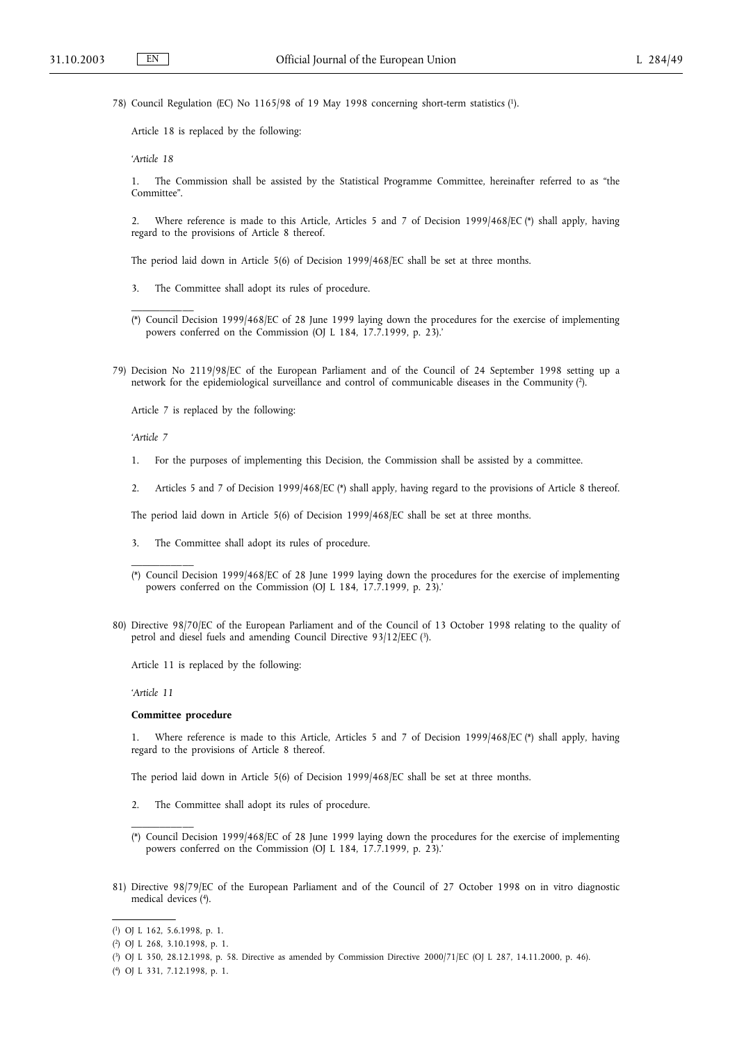78) Council Regulation (EC) No 1165/98 of 19 May 1998 concerning short-term statistics [1].

Article 18 is replaced by the following:

'*Article 18*

1. The Commission shall be assisted by the Statistical Programme Committee, hereinafter referred to as "the Committee".

2. Where reference is made to this Article, Articles 5 and 7 of Decision 1999/468/EC (*) shall apply, having regard to the provisions of Article 8 thereof.

The period laid down in Article 5(6) of Decision 1999/468/EC shall be set at three months.

3. The Committee shall adopt its rules of procedure.

(*) Council Decision 1999/468/EC of 28 June 1999 laying down the procedures for the exercise of implementing powers conferred on the Commission (OJ L 184, 17.7.1999, p. 23).'

79) Decision No 2119/98/EC of the European Parliament and of the Council of 24 September 1998 setting up a network for the epidemiological surveillance and control of communicable diseases in the Community [2].

Article 7 is replaced by the following:

'*Article 7*

1. For the purposes of implementing this Decision, the Commission shall be assisted by a committee.

2. Articles 5 and 7 of Decision 1999/468/EC (*) shall apply, having regard to the provisions of Article 8 thereof.

The period laid down in Article 5(6) of Decision 1999/468/EC shall be set at three months.

3. The Committee shall adopt its rules of procedure.

(*) Council Decision 1999/468/EC of 28 June 1999 laying down the procedures for the exercise of implementing powers conferred on the Commission (OJ L 184, 17.7.1999, p. 23).'

80) Directive 98/70/EC of the European Parliament and of the Council of 13 October 1998 relating to the quality of petrol and diesel fuels and amending Council Directive 93/12/EEC [3].

Article 11 is replaced by the following:

'*Article 11*

**Committee procedure**

1. Where reference is made to this Article, Articles 5 and 7 of Decision 1999/468/EC (*) shall apply, having regard to the provisions of Article 8 thereof.

The period laid down in Article 5(6) of Decision 1999/468/EC shall be set at three months.

2. The Committee shall adopt its rules of procedure.

(*) Council Decision 1999/468/EC of 28 June 1999 laying down the procedures for the exercise of implementing powers conferred on the Commission (OJ L 184, 17.7.1999, p. 23).'

81) Directive 98/79/EC of the European Parliament and of the Council of 27 October 1998 on in vitro diagnostic medical devices [4].

---

[1] OJ L 162, 5.6.1998, p. 1.

[2] OJ L 268, 3.10.1998, p. 1.

[3] OJ L 350, 28.12.1998, p. 58. Directive as amended by Commission Directive 2000/71/EC (OJ L 287, 14.11.2000, p. 46).

[4] OJ L 331, 7.12.1998, p. 1.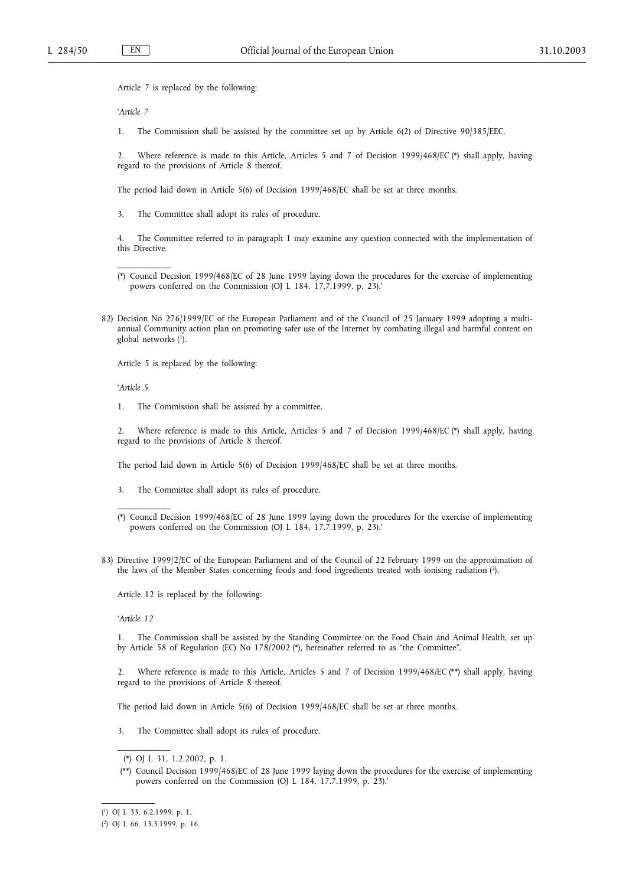Article 7 is replaced by the following:

'*Article 7*

1. The Commission shall be assisted by the committee set up by Article 6(2) of Directive 90/385/EEC.

2. Where reference is made to this Article, Articles 5 and 7 of Decision 1999/468/EC (*) shall apply, having regard to the provisions of Article 8 thereof.

The period laid down in Article 5(6) of Decision 1999/468/EC shall be set at three months.

3. The Committee shall adopt its rules of procedure.

4. The Committee referred to in paragraph 1 may examine any question connected with the implementation of this Directive.

---

(*) Council Decision 1999/468/EC of 28 June 1999 laying down the procedures for the exercise of implementing powers conferred on the Commission (OJ L 184, 17.7.1999, p. 23).'

82) Decision No 276/1999/EC of the European Parliament and of the Council of 25 January 1999 adopting a multi-annual Community action plan on promoting safer use of the Internet by combating illegal and harmful content on global networks [1].

Article 5 is replaced by the following:

'*Article 5*

1. The Commission shall be assisted by a committee.

2. Where reference is made to this Article, Articles 5 and 7 of Decision 1999/468/EC (*) shall apply, having regard to the provisions of Article 8 thereof.

The period laid down in Article 5(6) of Decision 1999/468/EC shall be set at three months.

3. The Committee shall adopt its rules of procedure.

---

(*) Council Decision 1999/468/EC of 28 June 1999 laying down the procedures for the exercise of implementing powers conferred on the Commission (OJ L 184, 17.7.1999, p. 23).'

83) Directive 1999/2/EC of the European Parliament and of the Council of 22 February 1999 on the approximation of the laws of the Member States concerning foods and food ingredients treated with ionising radiation [2].

Article 12 is replaced by the following:

'*Article 12*

1. The Commission shall be assisted by the Standing Committee on the Food Chain and Animal Health, set up by Article 58 of Regulation (EC) No 178/2002 (*), hereinafter referred to as "the Committee".

2. Where reference is made to this Article, Articles 5 and 7 of Decision 1999/468/EC (**) shall apply, having regard to the provisions of Article 8 thereof.

The period laid down in Article 5(6) of Decision 1999/468/EC shall be set at three months.

3. The Committee shall adopt its rules of procedure.

---

(*) OJ L 31, 1.2.2002, p. 1.

(**) Council Decision 1999/468/EC of 28 June 1999 laying down the procedures for the exercise of implementing powers conferred on the Commission (OJ L 184, 17.7.1999, p. 23).'

---

[1] OJ L 33, 6.2.1999, p. 1.

[2] OJ L 66, 13.3.1999, p. 16.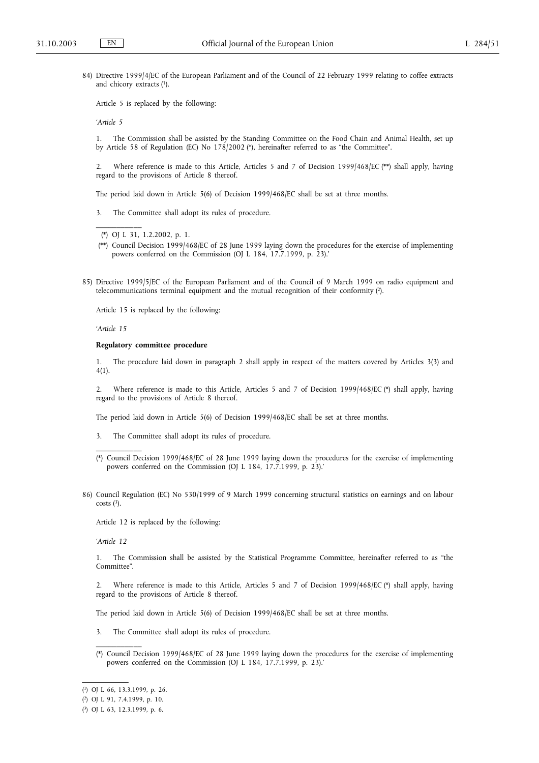84) Directive 1999/4/EC of the European Parliament and of the Council of 22 February 1999 relating to coffee extracts and chicory extracts [1].

Article 5 is replaced by the following:

'*Article 5*

1. The Commission shall be assisted by the Standing Committee on the Food Chain and Animal Health, set up by Article 58 of Regulation (EC) No 178/2002 (*), hereinafter referred to as "the Committee".

2. Where reference is made to this Article, Articles 5 and 7 of Decision 1999/468/EC (**) shall apply, having regard to the provisions of Article 8 thereof.

The period laid down in Article 5(6) of Decision 1999/468/EC shall be set at three months.

3. The Committee shall adopt its rules of procedure.

---

(*) OJ L 31, 1.2.2002, p. 1.

(**) Council Decision 1999/468/EC of 28 June 1999 laying down the procedures for the exercise of implementing powers conferred on the Commission (OJ L 184, 17.7.1999, p. 23).'

85) Directive 1999/5/EC of the European Parliament and of the Council of 9 March 1999 on radio equipment and telecommunications terminal equipment and the mutual recognition of their conformity [2].

Article 15 is replaced by the following:

'*Article 15*

**Regulatory committee procedure**

1. The procedure laid down in paragraph 2 shall apply in respect of the matters covered by Articles 3(3) and 4(1).

2. Where reference is made to this Article, Articles 5 and 7 of Decision 1999/468/EC (*) shall apply, having regard to the provisions of Article 8 thereof.

The period laid down in Article 5(6) of Decision 1999/468/EC shall be set at three months.

3. The Committee shall adopt its rules of procedure.

---

(*) Council Decision 1999/468/EC of 28 June 1999 laying down the procedures for the exercise of implementing powers conferred on the Commission (OJ L 184, 17.7.1999, p. 23).'

86) Council Regulation (EC) No 530/1999 of 9 March 1999 concerning structural statistics on earnings and on labour costs [3].

Article 12 is replaced by the following:

'*Article 12*

1. The Commission shall be assisted by the Statistical Programme Committee, hereinafter referred to as "the Committee".

2. Where reference is made to this Article, Articles 5 and 7 of Decision 1999/468/EC (*) shall apply, having regard to the provisions of Article 8 thereof.

The period laid down in Article 5(6) of Decision 1999/468/EC shall be set at three months.

3. The Committee shall adopt its rules of procedure.

---

(*) Council Decision 1999/468/EC of 28 June 1999 laying down the procedures for the exercise of implementing powers conferred on the Commission (OJ L 184, 17.7.1999, p. 23).'

---

[1] OJ L 66, 13.3.1999, p. 26.

[2] OJ L 91, 7.4.1999, p. 10.

[3] OJ L 63, 12.3.1999, p. 6.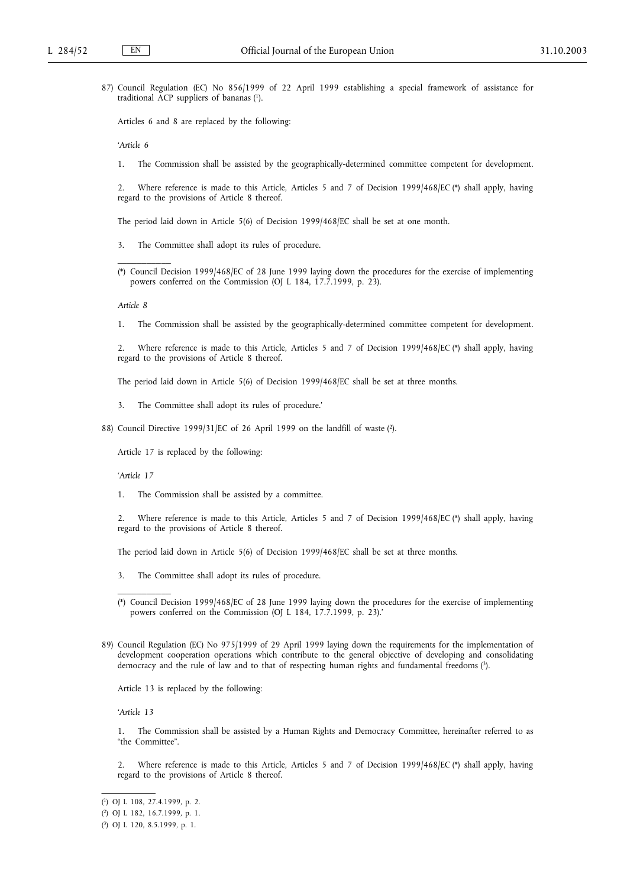87) Council Regulation (EC) No 856/1999 of 22 April 1999 establishing a special framework of assistance for traditional ACP suppliers of bananas [1].

Articles 6 and 8 are replaced by the following:

'*Article 6*

1. The Commission shall be assisted by the geographically-determined committee competent for development.

2. Where reference is made to this Article, Articles 5 and 7 of Decision 1999/468/EC (*) shall apply, having regard to the provisions of Article 8 thereof.

The period laid down in Article 5(6) of Decision 1999/468/EC shall be set at one month.

3. The Committee shall adopt its rules of procedure.

(*) Council Decision 1999/468/EC of 28 June 1999 laying down the procedures for the exercise of implementing powers conferred on the Commission (OJ L 184, 17.7.1999, p. 23).

*Article 8*

1. The Commission shall be assisted by the geographically-determined committee competent for development.

2. Where reference is made to this Article, Articles 5 and 7 of Decision 1999/468/EC (*) shall apply, having regard to the provisions of Article 8 thereof.

The period laid down in Article 5(6) of Decision 1999/468/EC shall be set at three months.

3. The Committee shall adopt its rules of procedure.'

88) Council Directive 1999/31/EC of 26 April 1999 on the landfill of waste [2].

Article 17 is replaced by the following:

'*Article 17*

1. The Commission shall be assisted by a committee.

2. Where reference is made to this Article, Articles 5 and 7 of Decision 1999/468/EC (*) shall apply, having regard to the provisions of Article 8 thereof.

The period laid down in Article 5(6) of Decision 1999/468/EC shall be set at three months.

3. The Committee shall adopt its rules of procedure.

(*) Council Decision 1999/468/EC of 28 June 1999 laying down the procedures for the exercise of implementing powers conferred on the Commission (OJ L 184, 17.7.1999, p. 23).'

89) Council Regulation (EC) No 975/1999 of 29 April 1999 laying down the requirements for the implementation of development cooperation operations which contribute to the general objective of developing and consolidating democracy and the rule of law and to that of respecting human rights and fundamental freedoms [3].

Article 13 is replaced by the following:

'*Article 13*

1. The Commission shall be assisted by a Human Rights and Democracy Committee, hereinafter referred to as "the Committee".

2. Where reference is made to this Article, Articles 5 and 7 of Decision 1999/468/EC (*) shall apply, having regard to the provisions of Article 8 thereof.

---

[1] OJ L 108, 27.4.1999, p. 2.

[2] OJ L 182, 16.7.1999, p. 1.

[3] OJ L 120, 8.5.1999, p. 1.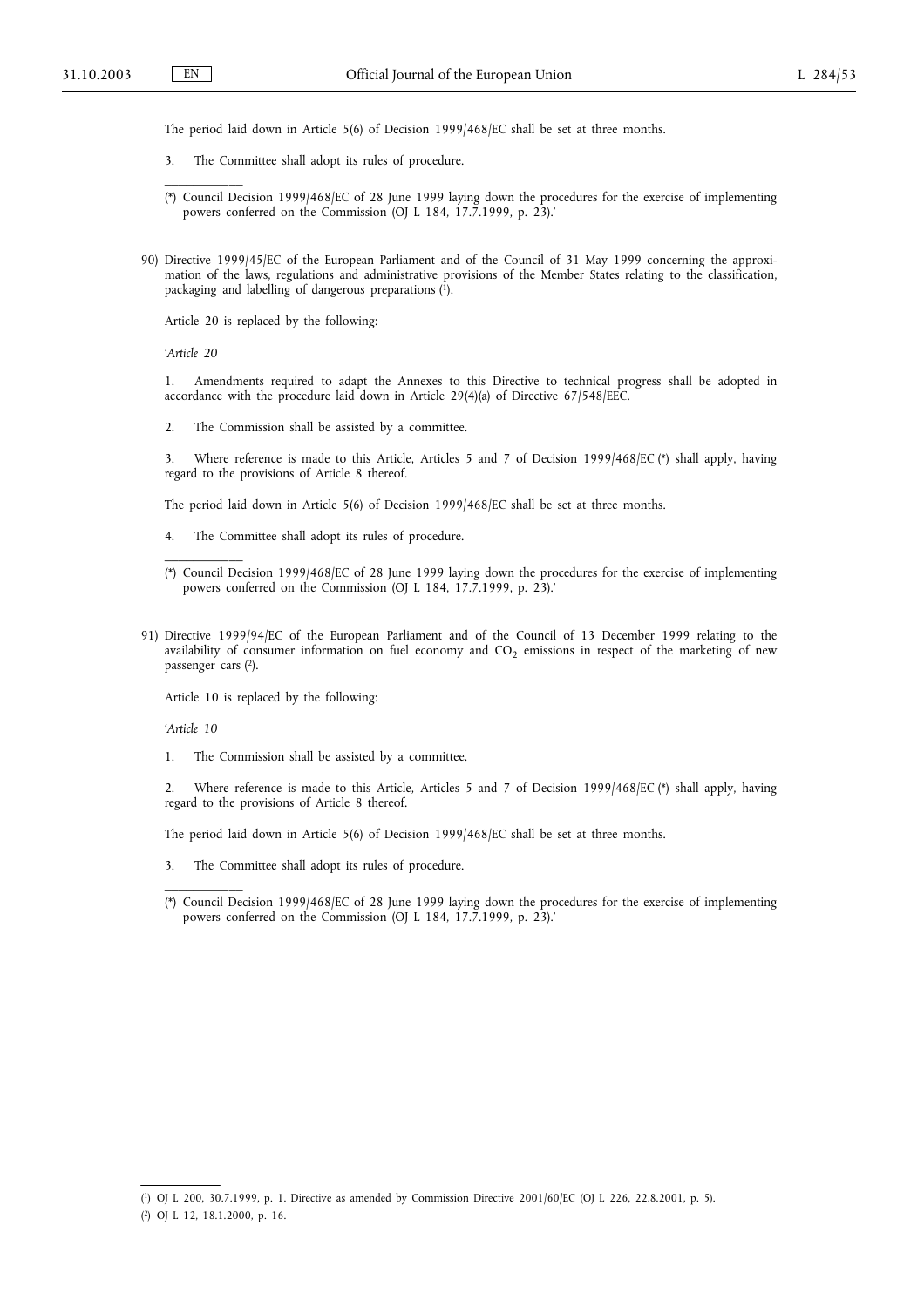The period laid down in Article 5(6) of Decision 1999/468/EC shall be set at three months.

3. The Committee shall adopt its rules of procedure.

---

(*) Council Decision 1999/468/EC of 28 June 1999 laying down the procedures for the exercise of implementing powers conferred on the Commission (OJ L 184, 17.7.1999, p. 23).'

90) Directive 1999/45/EC of the European Parliament and of the Council of 31 May 1999 concerning the approximation of the laws, regulations and administrative provisions of the Member States relating to the classification, packaging and labelling of dangerous preparations [1].

Article 20 is replaced by the following:

'*Article 20*

1. Amendments required to adapt the Annexes to this Directive to technical progress shall be adopted in accordance with the procedure laid down in Article 29(4)(a) of Directive 67/548/EEC.

2. The Commission shall be assisted by a committee.

3. Where reference is made to this Article, Articles 5 and 7 of Decision 1999/468/EC (*) shall apply, having regard to the provisions of Article 8 thereof.

The period laid down in Article 5(6) of Decision 1999/468/EC shall be set at three months.

4. The Committee shall adopt its rules of procedure.

---

(*) Council Decision 1999/468/EC of 28 June 1999 laying down the procedures for the exercise of implementing powers conferred on the Commission (OJ L 184, 17.7.1999, p. 23).'

91) Directive 1999/94/EC of the European Parliament and of the Council of 13 December 1999 relating to the availability of consumer information on fuel economy and $CO_2$ emissions in respect of the marketing of new passenger cars [2].

Article 10 is replaced by the following:

'*Article 10*

1. The Commission shall be assisted by a committee.

2. Where reference is made to this Article, Articles 5 and 7 of Decision 1999/468/EC (*) shall apply, having regard to the provisions of Article 8 thereof.

The period laid down in Article 5(6) of Decision 1999/468/EC shall be set at three months.

3. The Committee shall adopt its rules of procedure.

---

(*) Council Decision 1999/468/EC of 28 June 1999 laying down the procedures for the exercise of implementing powers conferred on the Commission (OJ L 184, 17.7.1999, p. 23).'

---

[1] OJ L 200, 30.7.1999, p. 1. Directive as amended by Commission Directive 2001/60/EC (OJ L 226, 22.8.2001, p. 5).

[2] OJ L 12, 18.1.2000, p. 16.